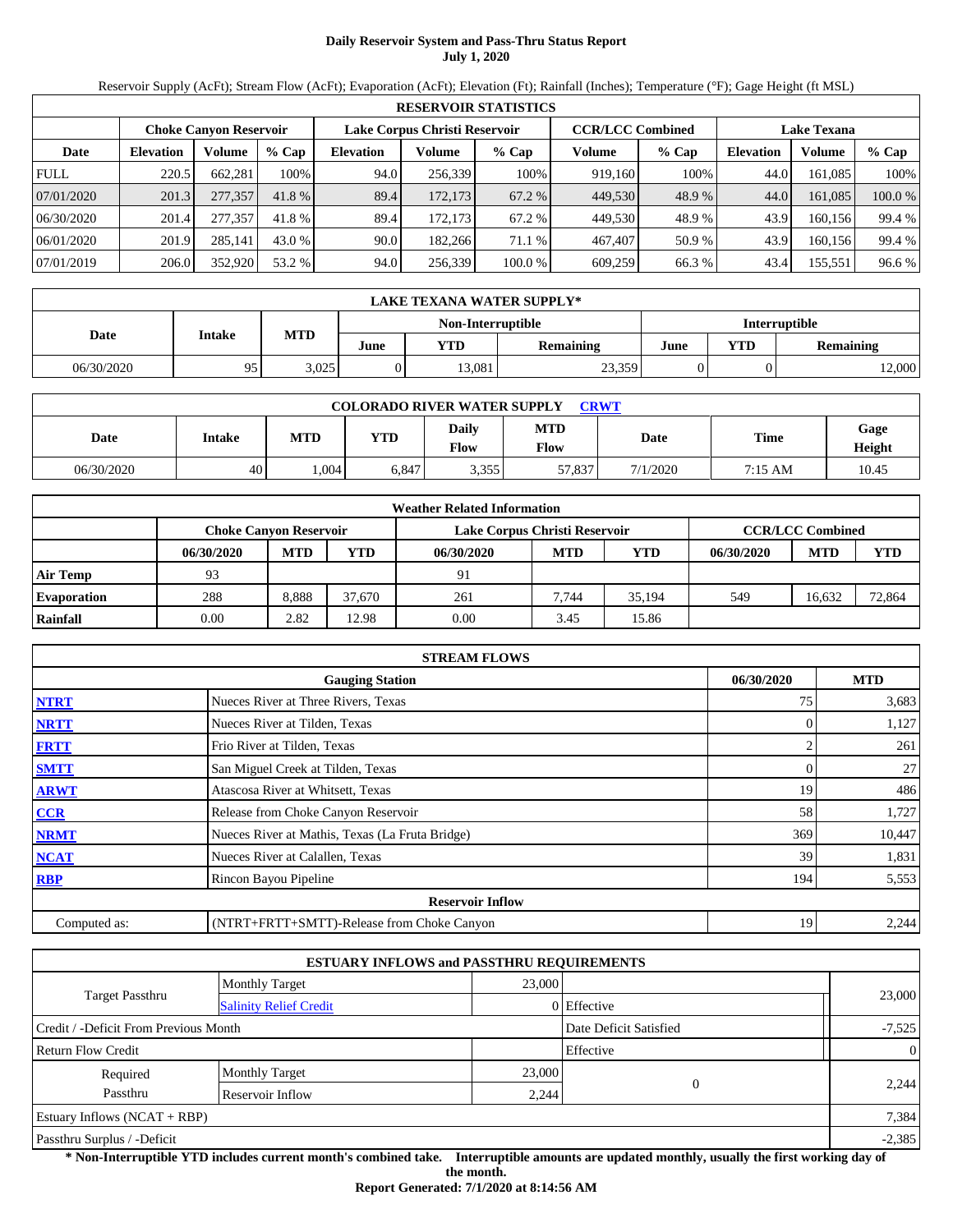# Daily Reservoir System and Pass-Thru Status Report
## July 1, 2020

Reservoir Supply (AcFt); Stream Flow (AcFt); Evaporation (AcFt); Elevation (Ft); Rainfall (Inches); Temperature (°F); Gage Height (ft MSL)

| RESERVOIR STATISTICS | | | | | | | | | | | |
|---|---|---|---|---|---|---|---|---|---|---|---|
| | Choke Canyon Reservoir | | | Lake Corpus Christi Reservoir | | | CCR/LCC Combined | | Lake Texana | | |
| Date | Elevation | Volume | % Cap | Elevation | Volume | % Cap | Volume | % Cap | Elevation | Volume | % Cap |
| FULL | 220.5 | 662,281 | 100% | 94.0 | 256,339 | 100% | 919,160 | 100% | 44.0 | 161,085 | 100% |
| 07/01/2020 | 201.3 | 277,357 | 41.8 % | 89.4 | 172,173 | 67.2 % | 449,530 | 48.9 % | 44.0 | 161,085 | 100.0 % |
| 06/30/2020 | 201.4 | 277,357 | 41.8 % | 89.4 | 172,173 | 67.2 % | 449,530 | 48.9 % | 43.9 | 160,156 | 99.4 % |
| 06/01/2020 | 201.9 | 285,141 | 43.0 % | 90.0 | 182,266 | 71.1 % | 467,407 | 50.9 % | 43.9 | 160,156 | 99.4 % |
| 07/01/2019 | 206.0 | 352,920 | 53.2 % | 94.0 | 256,339 | 100.0 % | 609,259 | 66.3 % | 43.4 | 155,551 | 96.6 % |

| LAKE TEXANA WATER SUPPLY* | | | | | | | | |
|---|---|---|---|---|---|---|---|---|
| Date | Intake | MTD | Non-Interruptible | | | Interruptible | | |
| | | | June | YTD | Remaining | June | YTD | Remaining |
| 06/30/2020 | 95 | 3,025 | 0 | 13,081 | 23,359 | 0 | 0 | 12,000 |

| COLORADO RIVER WATER SUPPLY CRWT | | | | | | | | |
|---|---|---|---|---|---|---|---|---|
| Date | Intake | MTD | YTD | Daily Flow | MTD Flow | Date | Time | Gage Height |
| 06/30/2020 | 40 | 1,004 | 6,847 | 3,355 | 57,837 | 7/1/2020 | 7:15 AM | 10.45 |

| Weather Related Information | | | | | | | | | |
|---|---|---|---|---|---|---|---|---|---|
| | Choke Canyon Reservoir | | | Lake Corpus Christi Reservoir | | | CCR/LCC Combined | | |
| | 06/30/2020 | MTD | YTD | 06/30/2020 | MTD | YTD | 06/30/2020 | MTD | YTD |
| Air Temp | 93 | | | 91 | | | | | |
| Evaporation | 288 | 8,888 | 37,670 | 261 | 7,744 | 35,194 | 549 | 16,632 | 72,864 |
| Rainfall | 0.00 | 2.82 | 12.98 | 0.00 | 3.45 | 15.86 | | | |

| STREAM FLOWS | | | |
|---|---|---|---|
| | Gauging Station | 06/30/2020 | MTD |
| NTRT | Nueces River at Three Rivers, Texas | 75 | 3,683 |
| NRTT | Nueces River at Tilden, Texas | 0 | 1,127 |
| FRTT | Frio River at Tilden, Texas | 2 | 261 |
| SMTT | San Miguel Creek at Tilden, Texas | 0 | 27 |
| ARWT | Atascosa River at Whitsett, Texas | 19 | 486 |
| CCR | Release from Choke Canyon Reservoir | 58 | 1,727 |
| NRMT | Nueces River at Mathis, Texas (La Fruta Bridge) | 369 | 10,447 |
| NCAT | Nueces River at Calallen, Texas | 39 | 1,831 |
| RBP | Rincon Bayou Pipeline | 194 | 5,553 |
| Reservoir Inflow | | | |
| Computed as: | (NTRT+FRTT+SMTT)-Release from Choke Canyon | 19 | 2,244 |

| ESTUARY INFLOWS and PASSTHRU REQUIREMENTS | | | | |
|---|---|---|---|---|
| Target Passthru | Monthly Target | 23,000 | | 23,000 |
| | Salinity Relief Credit | 0 | Effective | |
| Credit / -Deficit From Previous Month | | | Date Deficit Satisfied | -7,525 |
| Return Flow Credit | | | Effective | 0 |
| Required Passthru | Monthly Target | 23,000 | 0 | 2,244 |
| | Reservoir Inflow | 2,244 | | |
| Estuary Inflows (NCAT + RBP) | | | | 7,384 |
| Passthru Surplus / -Deficit | | | | -2,385 |

**\* Non-Interruptible YTD includes current month's combined take. Interruptible amounts are updated monthly, usually the first working day of the month.**

**Report Generated: 7/1/2020 at 8:14:56 AM**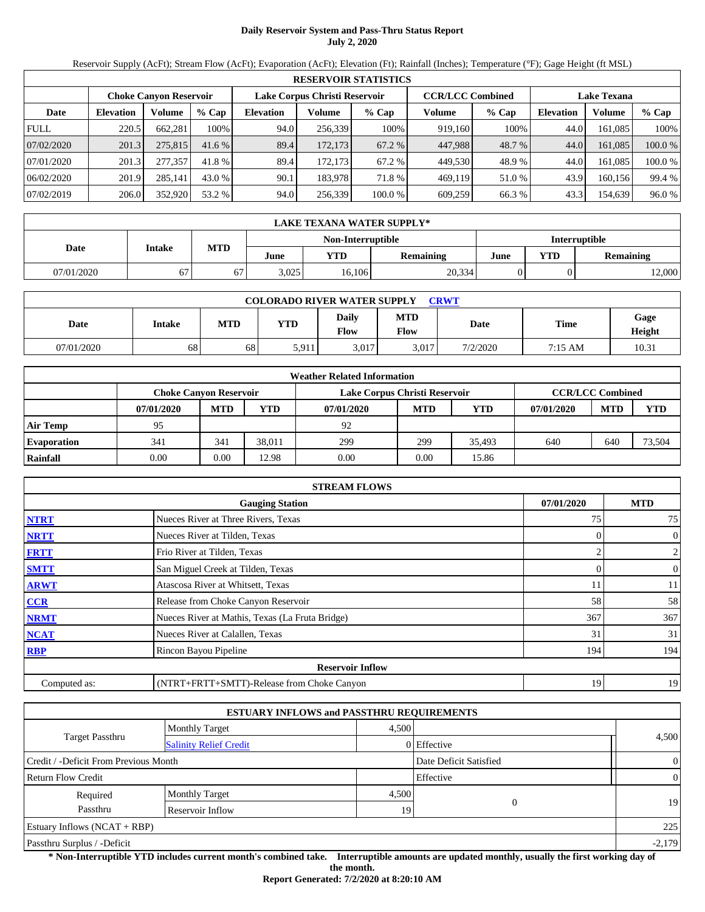# Daily Reservoir System and Pass-Thru Status Report
**July 2, 2020**

Reservoir Supply (AcFt); Stream Flow (AcFt); Evaporation (AcFt); Elevation (Ft); Rainfall (Inches); Temperature (°F); Gage Height (ft MSL)

| RESERVOIR STATISTICS | | | | | | | | | | | |
|---|---|---|---|---|---|---|---|---|---|---|---|
| | Choke Canyon Reservoir | | | Lake Corpus Christi Reservoir | | | CCR/LCC Combined | | Lake Texana | | |
| Date | Elevation | Volume | % Cap | Elevation | Volume | % Cap | Volume | % Cap | Elevation | Volume | % Cap |
| FULL | 220.5 | 662,281 | 100% | 94.0 | 256,339 | 100% | 919,160 | 100% | 44.0 | 161,085 | 100% |
| 07/02/2020 | 201.3 | 275,815 | 41.6 % | 89.4 | 172,173 | 67.2 % | 447,988 | 48.7 % | 44.0 | 161,085 | 100.0 % |
| 07/01/2020 | 201.3 | 277,357 | 41.8 % | 89.4 | 172,173 | 67.2 % | 449,530 | 48.9 % | 44.0 | 161,085 | 100.0 % |
| 06/02/2020 | 201.9 | 285,141 | 43.0 % | 90.1 | 183,978 | 71.8 % | 469,119 | 51.0 % | 43.9 | 160,156 | 99.4 % |
| 07/02/2019 | 206.0 | 352,920 | 53.2 % | 94.0 | 256,339 | 100.0 % | 609,259 | 66.3 % | 43.3 | 154,639 | 96.0 % |

| LAKE TEXANA WATER SUPPLY* | | | | | | | | |
|---|---|---|---|---|---|---|---|---|
| Date | Intake | MTD | Non-Interruptible | | | Interruptible | | |
| | | | June | YTD | Remaining | June | YTD | Remaining |
| 07/01/2020 | 67 | 67 | 3,025 | 16,106 | 20,334 | 0 | 0 | 12,000 |

| COLORADO RIVER WATER SUPPLY CRWT | | | | | | | | |
|---|---|---|---|---|---|---|---|---|
| Date | Intake | MTD | YTD | Daily Flow | MTD Flow | Date | Time | Gage Height |
| 07/01/2020 | 68 | 68 | 5,911 | 3,017 | 3,017 | 7/2/2020 | 7:15 AM | 10.31 |

| Weather Related Information | | | | | | | | | |
|---|---|---|---|---|---|---|---|---|---|
| | Choke Canyon Reservoir | | | Lake Corpus Christi Reservoir | | | CCR/LCC Combined | | |
| | 07/01/2020 | MTD | YTD | 07/01/2020 | MTD | YTD | 07/01/2020 | MTD | YTD |
| Air Temp | 95 | | | 92 | | | | | |
| Evaporation | 341 | 341 | 38,011 | 299 | 299 | 35,493 | 640 | 640 | 73,504 |
| Rainfall | 0.00 | 0.00 | 12.98 | 0.00 | 0.00 | 15.86 | | | |

| STREAM FLOWS | | | |
|---|---|---|---|
| | Gauging Station | 07/01/2020 | MTD |
| NTRT | Nueces River at Three Rivers, Texas | 75 | 75 |
| NRTT | Nueces River at Tilden, Texas | 0 | 0 |
| FRTT | Frio River at Tilden, Texas | 2 | 2 |
| SMTT | San Miguel Creek at Tilden, Texas | 0 | 0 |
| ARWT | Atascosa River at Whitsett, Texas | 11 | 11 |
| CCR | Release from Choke Canyon Reservoir | 58 | 58 |
| NRMT | Nueces River at Mathis, Texas (La Fruta Bridge) | 367 | 367 |
| NCAT | Nueces River at Calallen, Texas | 31 | 31 |
| RBP | Rincon Bayou Pipeline | 194 | 194 |
| **Reservoir Inflow** | | | |
| Computed as: | (NTRT+FRTT+SMTT)-Release from Choke Canyon | 19 | 19 |

| ESTUARY INFLOWS and PASSTHRU REQUIREMENTS | | | | |
|---|---|---|---|---|
| Target Passthru | Monthly Target | 4,500 | | 4,500 |
| | Salinity Relief Credit | 0 | Effective | |
| Credit / -Deficit From Previous Month | | | Date Deficit Satisfied | 0 |
| Return Flow Credit | | | Effective | 0 |
| Required Passthru | Monthly Target | 4,500 | 0 | 19 |
| | Reservoir Inflow | 19 | | |
| Estuary Inflows (NCAT + RBP) | | | | 225 |
| Passthru Surplus / -Deficit | | | | -2,179 |

**\* Non-Interruptible YTD includes current month's combined take. Interruptible amounts are updated monthly, usually the first working day of the month.**

**Report Generated: 7/2/2020 at 8:20:10 AM**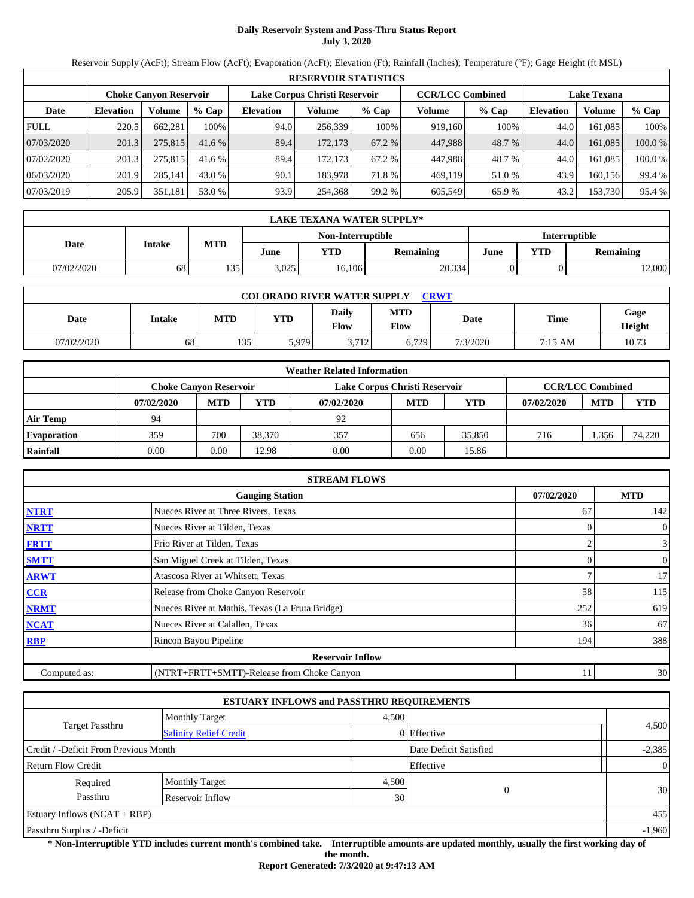# Daily Reservoir System and Pass-Thru Status Report
**July 3, 2020**

Reservoir Supply (AcFt); Stream Flow (AcFt); Evaporation (AcFt); Elevation (Ft); Rainfall (Inches); Temperature (°F); Gage Height (ft MSL)

| RESERVOIR STATISTICS | | | | | | | | | | | |
|---|---|---|---|---|---|---|---|---|---|---|---|
| | Choke Canyon Reservoir | | | Lake Corpus Christi Reservoir | | | CCR/LCC Combined | | Lake Texana | | |
| Date | Elevation | Volume | % Cap | Elevation | Volume | % Cap | Volume | % Cap | Elevation | Volume | % Cap |
| FULL | 220.5 | 662,281 | 100% | 94.0 | 256,339 | 100% | 919,160 | 100% | 44.0 | 161,085 | 100% |
| 07/03/2020 | 201.3 | 275,815 | 41.6 % | 89.4 | 172,173 | 67.2 % | 447,988 | 48.7 % | 44.0 | 161,085 | 100.0 % |
| 07/02/2020 | 201.3 | 275,815 | 41.6 % | 89.4 | 172,173 | 67.2 % | 447,988 | 48.7 % | 44.0 | 161,085 | 100.0 % |
| 06/03/2020 | 201.9 | 285,141 | 43.0 % | 90.1 | 183,978 | 71.8 % | 469,119 | 51.0 % | 43.9 | 160,156 | 99.4 % |
| 07/03/2019 | 205.9 | 351,181 | 53.0 % | 93.9 | 254,368 | 99.2 % | 605,549 | 65.9 % | 43.2 | 153,730 | 95.4 % |

| LAKE TEXANA WATER SUPPLY* | | | | | | | | |
|---|---|---|---|---|---|---|---|---|
| Date | Intake | MTD | Non-Interruptible | | | Interruptible | | |
| | | | June | YTD | Remaining | June | YTD | Remaining |
| 07/02/2020 | 68 | 135 | 3,025 | 16,106 | 20,334 | 0 | 0 | 12,000 |

| COLORADO RIVER WATER SUPPLY CRWT | | | | | | | | |
|---|---|---|---|---|---|---|---|---|
| Date | Intake | MTD | YTD | Daily Flow | MTD Flow | Date | Time | Gage Height |
| 07/02/2020 | 68 | 135 | 5,979 | 3,712 | 6,729 | 7/3/2020 | 7:15 AM | 10.73 |

| Weather Related Information | | | | | | | | | |
|---|---|---|---|---|---|---|---|---|---|
| | Choke Canyon Reservoir | | | Lake Corpus Christi Reservoir | | | CCR/LCC Combined | | |
| | 07/02/2020 | MTD | YTD | 07/02/2020 | MTD | YTD | 07/02/2020 | MTD | YTD |
| Air Temp | 94 | | | 92 | | | | | |
| Evaporation | 359 | 700 | 38,370 | 357 | 656 | 35,850 | 716 | 1,356 | 74,220 |
| Rainfall | 0.00 | 0.00 | 12.98 | 0.00 | 0.00 | 15.86 | | | |

| STREAM FLOWS | | | |
|---|---|---|---|
| | Gauging Station | 07/02/2020 | MTD |
| NTRT | Nueces River at Three Rivers, Texas | 67 | 142 |
| NRTT | Nueces River at Tilden, Texas | 0 | 0 |
| FRTT | Frio River at Tilden, Texas | 2 | 3 |
| SMTT | San Miguel Creek at Tilden, Texas | 0 | 0 |
| ARWT | Atascosa River at Whitsett, Texas | 7 | 17 |
| CCR | Release from Choke Canyon Reservoir | 58 | 115 |
| NRMT | Nueces River at Mathis, Texas (La Fruta Bridge) | 252 | 619 |
| NCAT | Nueces River at Calallen, Texas | 36 | 67 |
| RBP | Rincon Bayou Pipeline | 194 | 388 |
| Reservoir Inflow | | | |
| Computed as: | (NTRT+FRTT+SMTT)-Release from Choke Canyon | 11 | 30 |

| ESTUARY INFLOWS and PASSTHRU REQUIREMENTS | | | | |
|---|---|---|---|---|
| Target Passthru | Monthly Target | 4,500 | | 4,500 |
| | Salinity Relief Credit | 0 | Effective | |
| Credit / -Deficit From Previous Month | | | Date Deficit Satisfied | -2,385 |
| Return Flow Credit | | | Effective | 0 |
| Required Passthru | Monthly Target | 4,500 | 0 | 30 |
| | Reservoir Inflow | 30 | | |
| Estuary Inflows (NCAT + RBP) | | | | 455 |
| Passthru Surplus / -Deficit | | | | -1,960 |

**\* Non-Interruptible YTD includes current month's combined take. Interruptible amounts are updated monthly, usually the first working day of the month.**

**Report Generated: 7/3/2020 at 9:47:13 AM**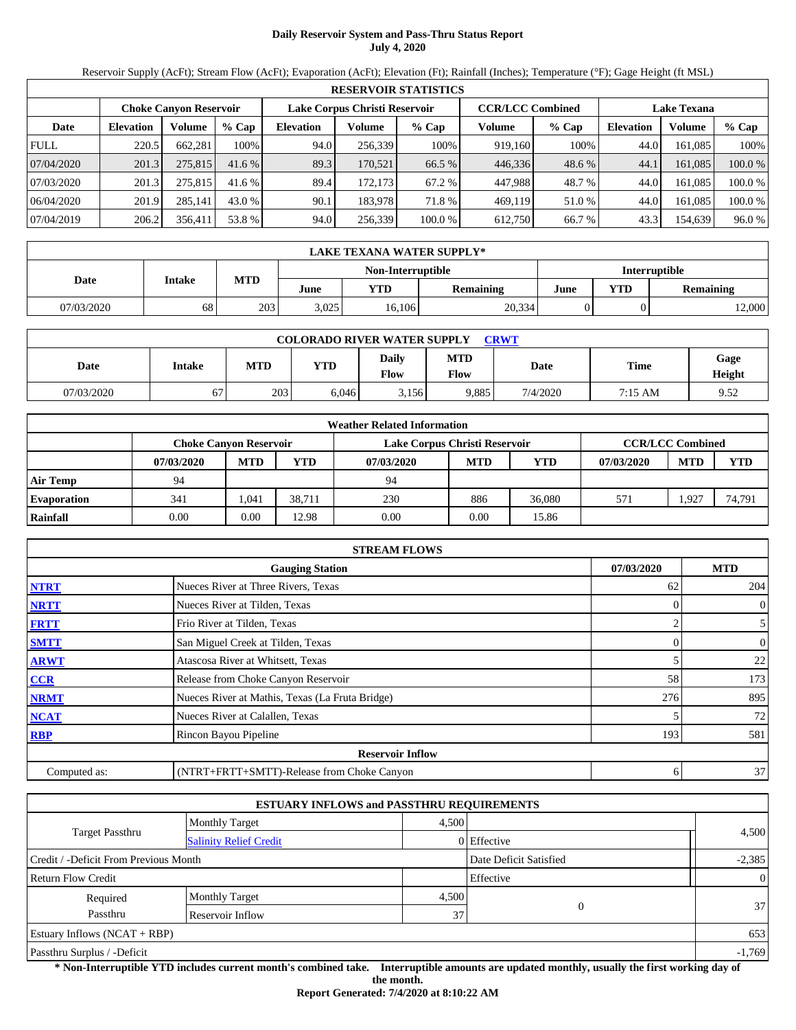# Daily Reservoir System and Pass-Thru Status Report
**July 4, 2020**

Reservoir Supply (AcFt); Stream Flow (AcFt); Evaporation (AcFt); Elevation (Ft); Rainfall (Inches); Temperature (°F); Gage Height (ft MSL)

| RESERVOIR STATISTICS | | | | | | | | | | | |
|---|---|---|---|---|---|---|---|---|---|---|---|
| | Choke Canyon Reservoir | | | Lake Corpus Christi Reservoir | | | CCR/LCC Combined | | Lake Texana | | |
| Date | Elevation | Volume | % Cap | Elevation | Volume | % Cap | Volume | % Cap | Elevation | Volume | % Cap |
| FULL | 220.5 | 662,281 | 100% | 94.0 | 256,339 | 100% | 919,160 | 100% | 44.0 | 161,085 | 100% |
| 07/04/2020 | 201.3 | 275,815 | 41.6 % | 89.3 | 170,521 | 66.5 % | 446,336 | 48.6 % | 44.1 | 161,085 | 100.0 % |
| 07/03/2020 | 201.3 | 275,815 | 41.6 % | 89.4 | 172,173 | 67.2 % | 447,988 | 48.7 % | 44.0 | 161,085 | 100.0 % |
| 06/04/2020 | 201.9 | 285,141 | 43.0 % | 90.1 | 183,978 | 71.8 % | 469,119 | 51.0 % | 44.0 | 161,085 | 100.0 % |
| 07/04/2019 | 206.2 | 356,411 | 53.8 % | 94.0 | 256,339 | 100.0 % | 612,750 | 66.7 % | 43.3 | 154,639 | 96.0 % |

| LAKE TEXANA WATER SUPPLY* | | | | | | | | |
|---|---|---|---|---|---|---|---|---|
| Date | Intake | MTD | Non-Interruptible | | | Interruptible | | |
| | | | June | YTD | Remaining | June | YTD | Remaining |
| 07/03/2020 | 68 | 203 | 3,025 | 16,106 | 20,334 | 0 | 0 | 12,000 |

| COLORADO RIVER WATER SUPPLY CRWT | | | | | | | | |
|---|---|---|---|---|---|---|---|---|
| Date | Intake | MTD | YTD | Daily Flow | MTD Flow | Date | Time | Gage Height |
| 07/03/2020 | 67 | 203 | 6,046 | 3,156 | 9,885 | 7/4/2020 | 7:15 AM | 9.52 |

| Weather Related Information | | | | | | | | | |
|---|---|---|---|---|---|---|---|---|---|
| | Choke Canyon Reservoir | | | Lake Corpus Christi Reservoir | | | CCR/LCC Combined | | |
| | 07/03/2020 | MTD | YTD | 07/03/2020 | MTD | YTD | 07/03/2020 | MTD | YTD |
| Air Temp | 94 | | | 94 | | | | | |
| Evaporation | 341 | 1,041 | 38,711 | 230 | 886 | 36,080 | 571 | 1,927 | 74,791 |
| Rainfall | 0.00 | 0.00 | 12.98 | 0.00 | 0.00 | 15.86 | | | |

| STREAM FLOWS | | | |
|---|---|---|---|
| | Gauging Station | 07/03/2020 | MTD |
| NTRT | Nueces River at Three Rivers, Texas | 62 | 204 |
| NRTT | Nueces River at Tilden, Texas | 0 | 0 |
| FRTT | Frio River at Tilden, Texas | 2 | 5 |
| SMTT | San Miguel Creek at Tilden, Texas | 0 | 0 |
| ARWT | Atascosa River at Whitsett, Texas | 5 | 22 |
| CCR | Release from Choke Canyon Reservoir | 58 | 173 |
| NRMT | Nueces River at Mathis, Texas (La Fruta Bridge) | 276 | 895 |
| NCAT | Nueces River at Calallen, Texas | 5 | 72 |
| RBP | Rincon Bayou Pipeline | 193 | 581 |
| **Reservoir Inflow** | | | |
| Computed as: | (NTRT+FRTT+SMTT)-Release from Choke Canyon | 6 | 37 |

| ESTUARY INFLOWS and PASSTHRU REQUIREMENTS | | | | |
|---|---|---|---|---|
| Target Passthru | Monthly Target | 4,500 | | 4,500 |
| | Salinity Relief Credit | 0 | Effective | |
| Credit / -Deficit From Previous Month | | | Date Deficit Satisfied | -2,385 |
| Return Flow Credit | | | Effective | 0 |
| Required Passthru | Monthly Target | 4,500 | 0 | 37 |
| | Reservoir Inflow | 37 | | |
| Estuary Inflows (NCAT + RBP) | | | | 653 |
| Passthru Surplus / -Deficit | | | | -1,769 |

**\* Non-Interruptible YTD includes current month's combined take. Interruptible amounts are updated monthly, usually the first working day of the month.**

**Report Generated: 7/4/2020 at 8:10:22 AM**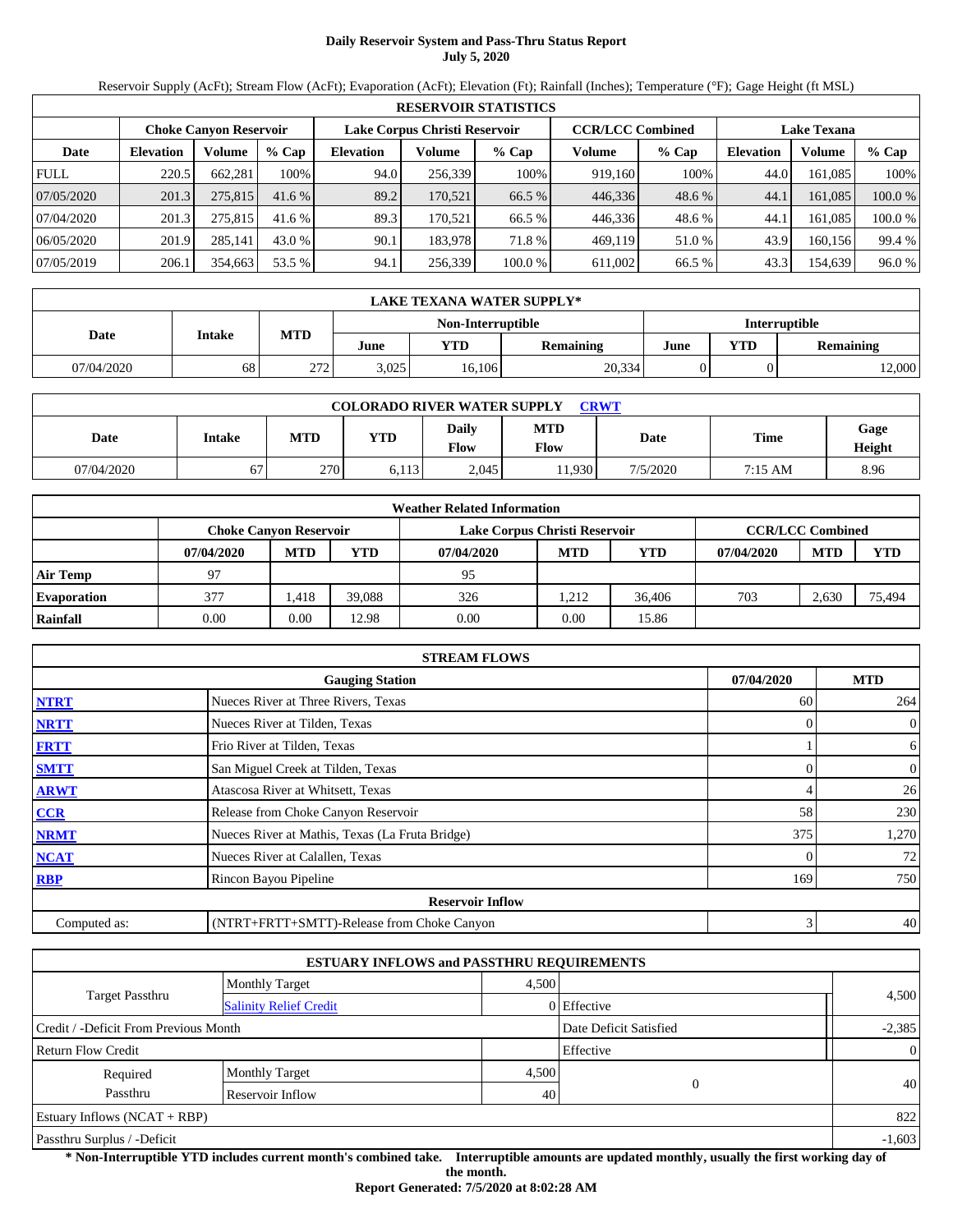# Daily Reservoir System and Pass-Thru Status Report
**July 5, 2020**

Reservoir Supply (AcFt); Stream Flow (AcFt); Evaporation (AcFt); Elevation (Ft); Rainfall (Inches); Temperature (°F); Gage Height (ft MSL)

| RESERVOIR STATISTICS | | | | | | | | | | | |
|---|---|---|---|---|---|---|---|---|---|---|---|
| | Choke Canyon Reservoir | | | Lake Corpus Christi Reservoir | | | CCR/LCC Combined | | Lake Texana | | |
| Date | Elevation | Volume | % Cap | Elevation | Volume | % Cap | Volume | % Cap | Elevation | Volume | % Cap |
| FULL | 220.5 | 662,281 | 100% | 94.0 | 256,339 | 100% | 919,160 | 100% | 44.0 | 161,085 | 100% |
| 07/05/2020 | 201.3 | 275,815 | 41.6 % | 89.2 | 170,521 | 66.5 % | 446,336 | 48.6 % | 44.1 | 161,085 | 100.0 % |
| 07/04/2020 | 201.3 | 275,815 | 41.6 % | 89.3 | 170,521 | 66.5 % | 446,336 | 48.6 % | 44.1 | 161,085 | 100.0 % |
| 06/05/2020 | 201.9 | 285,141 | 43.0 % | 90.1 | 183,978 | 71.8 % | 469,119 | 51.0 % | 43.9 | 160,156 | 99.4 % |
| 07/05/2019 | 206.1 | 354,663 | 53.5 % | 94.1 | 256,339 | 100.0 % | 611,002 | 66.5 % | 43.3 | 154,639 | 96.0 % |

| LAKE TEXANA WATER SUPPLY* | | | | | | | | |
|---|---|---|---|---|---|---|---|---|
| Date | Intake | MTD | Non-Interruptible | | | Interruptible | | |
| | | | June | YTD | Remaining | June | YTD | Remaining |
| 07/04/2020 | 68 | 272 | 3,025 | 16,106 | 20,334 | 0 | 0 | 12,000 |

| COLORADO RIVER WATER SUPPLY CRWT | | | | | | | | |
|---|---|---|---|---|---|---|---|---|
| Date | Intake | MTD | YTD | Daily Flow | MTD Flow | Date | Time | Gage Height |
| 07/04/2020 | 67 | 270 | 6,113 | 2,045 | 11,930 | 7/5/2020 | 7:15 AM | 8.96 |

| Weather Related Information | | | | | | | | | |
|---|---|---|---|---|---|---|---|---|---|
| | Choke Canyon Reservoir | | | Lake Corpus Christi Reservoir | | | CCR/LCC Combined | | |
| | 07/04/2020 | MTD | YTD | 07/04/2020 | MTD | YTD | 07/04/2020 | MTD | YTD |
| Air Temp | 97 | | | 95 | | | | | |
| Evaporation | 377 | 1,418 | 39,088 | 326 | 1,212 | 36,406 | 703 | 2,630 | 75,494 |
| Rainfall | 0.00 | 0.00 | 12.98 | 0.00 | 0.00 | 15.86 | | | |

| STREAM FLOWS | | | |
|---|---|---|---|
| | Gauging Station | 07/04/2020 | MTD |
| NTRT | Nueces River at Three Rivers, Texas | 60 | 264 |
| NRTT | Nueces River at Tilden, Texas | 0 | 0 |
| FRTT | Frio River at Tilden, Texas | 1 | 6 |
| SMTT | San Miguel Creek at Tilden, Texas | 0 | 0 |
| ARWT | Atascosa River at Whitsett, Texas | 4 | 26 |
| CCR | Release from Choke Canyon Reservoir | 58 | 230 |
| NRMT | Nueces River at Mathis, Texas (La Fruta Bridge) | 375 | 1,270 |
| NCAT | Nueces River at Calallen, Texas | 0 | 72 |
| RBP | Rincon Bayou Pipeline | 169 | 750 |
| | **Reservoir Inflow** | | |
| Computed as: | (NTRT+FRTT+SMTT)-Release from Choke Canyon | 3 | 40 |

| ESTUARY INFLOWS and PASSTHRU REQUIREMENTS | | | | |
|---|---|---|---|---|
| Target Passthru | Monthly Target | 4,500 | | 4,500 |
| | Salinity Relief Credit | 0 | Effective | |
| Credit / -Deficit From Previous Month | | | Date Deficit Satisfied | -2,385 |
| Return Flow Credit | | | Effective | 0 |
| Required Passthru | Monthly Target | 4,500 | 0 | 40 |
| | Reservoir Inflow | 40 | | |
| Estuary Inflows (NCAT + RBP) | | | | 822 |
| Passthru Surplus / -Deficit | | | | -1,603 |

**\* Non-Interruptible YTD includes current month's combined take. Interruptible amounts are updated monthly, usually the first working day of the month.**

**Report Generated: 7/5/2020 at 8:02:28 AM**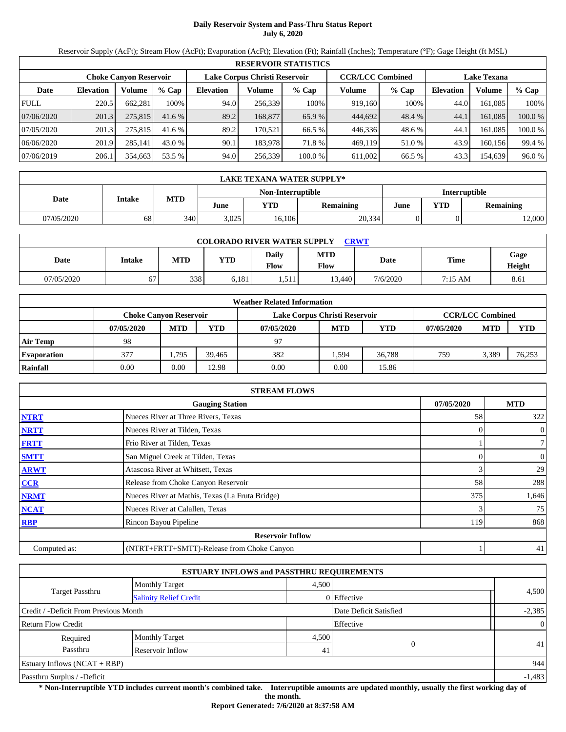# Daily Reservoir System and Pass-Thru Status Report
**July 6, 2020**

Reservoir Supply (AcFt); Stream Flow (AcFt); Evaporation (AcFt); Elevation (Ft); Rainfall (Inches); Temperature (°F); Gage Height (ft MSL)

| RESERVOIR STATISTICS | | | | | | | | | | | |
|---|---|---|---|---|---|---|---|---|---|---|---|
| | Choke Canyon Reservoir | | | Lake Corpus Christi Reservoir | | | CCR/LCC Combined | | Lake Texana | | |
| Date | Elevation | Volume | % Cap | Elevation | Volume | % Cap | Volume | % Cap | Elevation | Volume | % Cap |
| FULL | 220.5 | 662,281 | 100% | 94.0 | 256,339 | 100% | 919,160 | 100% | 44.0 | 161,085 | 100% |
| 07/06/2020 | 201.3 | 275,815 | 41.6 % | 89.2 | 168,877 | 65.9 % | 444,692 | 48.4 % | 44.1 | 161,085 | 100.0 % |
| 07/05/2020 | 201.3 | 275,815 | 41.6 % | 89.2 | 170,521 | 66.5 % | 446,336 | 48.6 % | 44.1 | 161,085 | 100.0 % |
| 06/06/2020 | 201.9 | 285,141 | 43.0 % | 90.1 | 183,978 | 71.8 % | 469,119 | 51.0 % | 43.9 | 160,156 | 99.4 % |
| 07/06/2019 | 206.1 | 354,663 | 53.5 % | 94.0 | 256,339 | 100.0 % | 611,002 | 66.5 % | 43.3 | 154,639 | 96.0 % |

| LAKE TEXANA WATER SUPPLY* | | | | | | | | |
|---|---|---|---|---|---|---|---|---|
| Date | Intake | MTD | Non-Interruptible | | | Interruptible | | |
| | | | June | YTD | Remaining | June | YTD | Remaining |
| 07/05/2020 | 68 | 340 | 3,025 | 16,106 | 20,334 | 0 | 0 | 12,000 |

| COLORADO RIVER WATER SUPPLY CRWT | | | | | | | | |
|---|---|---|---|---|---|---|---|---|
| Date | Intake | MTD | YTD | Daily Flow | MTD Flow | Date | Time | Gage Height |
| 07/05/2020 | 67 | 338 | 6,181 | 1,511 | 13,440 | 7/6/2020 | 7:15 AM | 8.61 |

| Weather Related Information | | | | | | | | | |
|---|---|---|---|---|---|---|---|---|---|
| | Choke Canyon Reservoir | | | Lake Corpus Christi Reservoir | | | CCR/LCC Combined | | |
| | 07/05/2020 | MTD | YTD | 07/05/2020 | MTD | YTD | 07/05/2020 | MTD | YTD |
| Air Temp | 98 | | | 97 | | | | | |
| Evaporation | 377 | 1,795 | 39,465 | 382 | 1,594 | 36,788 | 759 | 3,389 | 76,253 |
| Rainfall | 0.00 | 0.00 | 12.98 | 0.00 | 0.00 | 15.86 | | | |

| STREAM FLOWS | | | |
|---|---|---|---|
| | Gauging Station | 07/05/2020 | MTD |
| NTRT | Nueces River at Three Rivers, Texas | 58 | 322 |
| NRTT | Nueces River at Tilden, Texas | 0 | 0 |
| FRTT | Frio River at Tilden, Texas | 1 | 7 |
| SMTT | San Miguel Creek at Tilden, Texas | 0 | 0 |
| ARWT | Atascosa River at Whitsett, Texas | 3 | 29 |
| CCR | Release from Choke Canyon Reservoir | 58 | 288 |
| NRMT | Nueces River at Mathis, Texas (La Fruta Bridge) | 375 | 1,646 |
| NCAT | Nueces River at Calallen, Texas | 3 | 75 |
| RBP | Rincon Bayou Pipeline | 119 | 868 |
| | Reservoir Inflow | | |
| Computed as: | (NTRT+FRTT+SMTT)-Release from Choke Canyon | 1 | 41 |

| ESTUARY INFLOWS and PASSTHRU REQUIREMENTS | | | | |
|---|---|---|---|---|
| Target Passthru | Monthly Target | 4,500 | | 4,500 |
| | Salinity Relief Credit | 0 | Effective | |
| Credit / -Deficit From Previous Month | | | Date Deficit Satisfied | -2,385 |
| Return Flow Credit | | | Effective | 0 |
| Required Passthru | Monthly Target | 4,500 | 0 | 41 |
| | Reservoir Inflow | 41 | | |
| Estuary Inflows (NCAT + RBP) | | | | 944 |
| Passthru Surplus / -Deficit | | | | -1,483 |

**\* Non-Interruptible YTD includes current month's combined take. Interruptible amounts are updated monthly, usually the first working day of the month.**

**Report Generated: 7/6/2020 at 8:37:58 AM**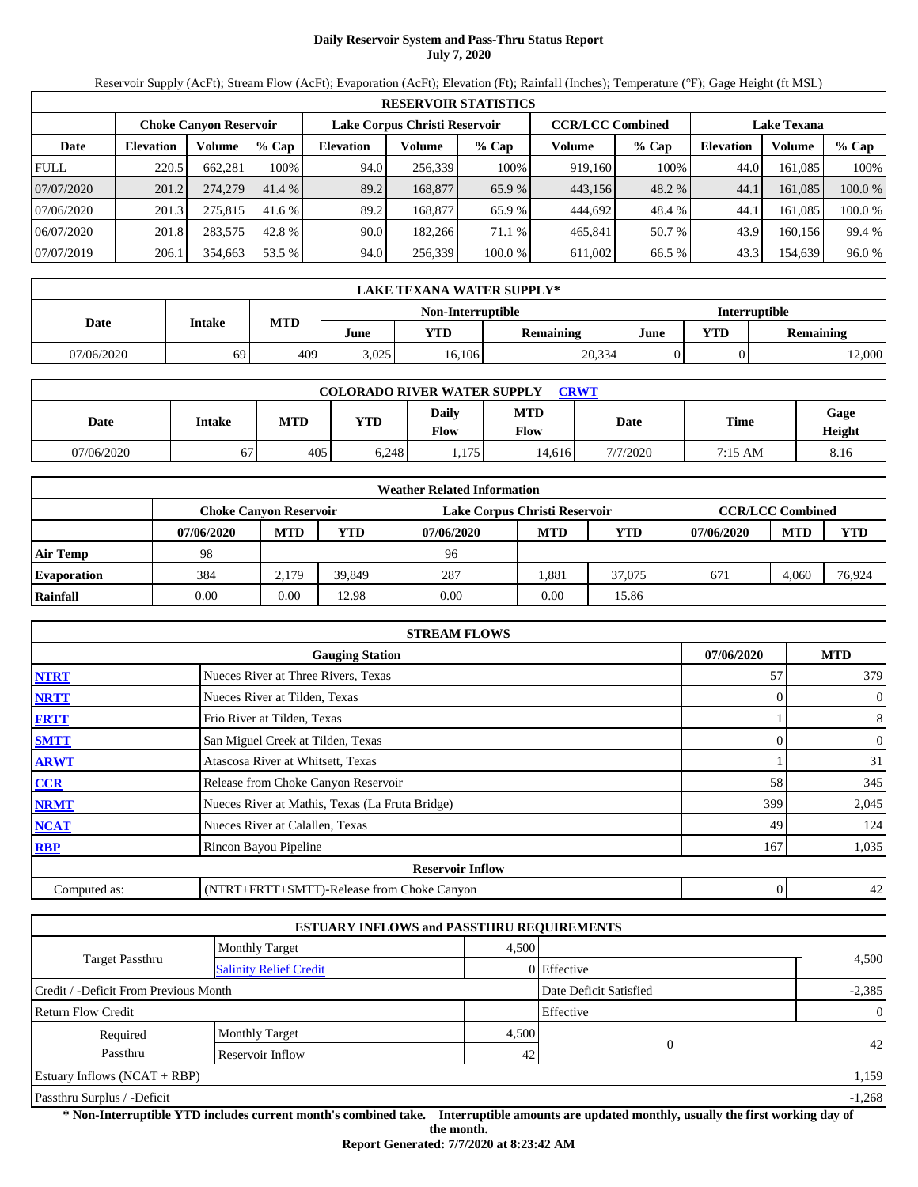# Daily Reservoir System and Pass-Thru Status Report
**July 7, 2020**

Reservoir Supply (AcFt); Stream Flow (AcFt); Evaporation (AcFt); Elevation (Ft); Rainfall (Inches); Temperature (°F); Gage Height (ft MSL)

| RESERVOIR STATISTICS | | | | | | | | | | | |
|---|---|---|---|---|---|---|---|---|---|---|---|
| | Choke Canyon Reservoir | | | Lake Corpus Christi Reservoir | | | CCR/LCC Combined | | Lake Texana | | |
| Date | Elevation | Volume | % Cap | Elevation | Volume | % Cap | Volume | % Cap | Elevation | Volume | % Cap |
| FULL | 220.5 | 662,281 | 100% | 94.0 | 256,339 | 100% | 919,160 | 100% | 44.0 | 161,085 | 100% |
| 07/07/2020 | 201.2 | 274,279 | 41.4 % | 89.2 | 168,877 | 65.9 % | 443,156 | 48.2 % | 44.1 | 161,085 | 100.0 % |
| 07/06/2020 | 201.3 | 275,815 | 41.6 % | 89.2 | 168,877 | 65.9 % | 444,692 | 48.4 % | 44.1 | 161,085 | 100.0 % |
| 06/07/2020 | 201.8 | 283,575 | 42.8 % | 90.0 | 182,266 | 71.1 % | 465,841 | 50.7 % | 43.9 | 160,156 | 99.4 % |
| 07/07/2019 | 206.1 | 354,663 | 53.5 % | 94.0 | 256,339 | 100.0 % | 611,002 | 66.5 % | 43.3 | 154,639 | 96.0 % |

| LAKE TEXANA WATER SUPPLY* | | | | | | | | |
|---|---|---|---|---|---|---|---|---|
| Date | Intake | MTD | Non-Interruptible | | | Interruptible | | |
| | | | June | YTD | Remaining | June | YTD | Remaining |
| 07/06/2020 | 69 | 409 | 3,025 | 16,106 | 20,334 | 0 | 0 | 12,000 |

| COLORADO RIVER WATER SUPPLY CRWT | | | | | | | | |
|---|---|---|---|---|---|---|---|---|
| Date | Intake | MTD | YTD | Daily Flow | MTD Flow | Date | Time | Gage Height |
| 07/06/2020 | 67 | 405 | 6,248 | 1,175 | 14,616 | 7/7/2020 | 7:15 AM | 8.16 |

| Weather Related Information | | | | | | | | | |
|---|---|---|---|---|---|---|---|---|---|
| | Choke Canyon Reservoir | | | Lake Corpus Christi Reservoir | | | CCR/LCC Combined | | |
| | 07/06/2020 | MTD | YTD | 07/06/2020 | MTD | YTD | 07/06/2020 | MTD | YTD |
| Air Temp | 98 | | | 96 | | | | | |
| Evaporation | 384 | 2,179 | 39,849 | 287 | 1,881 | 37,075 | 671 | 4,060 | 76,924 |
| Rainfall | 0.00 | 0.00 | 12.98 | 0.00 | 0.00 | 15.86 | | | |

| STREAM FLOWS | | | |
|---|---|---|---|
| | Gauging Station | 07/06/2020 | MTD |
| NTRT | Nueces River at Three Rivers, Texas | 57 | 379 |
| NRTT | Nueces River at Tilden, Texas | 0 | 0 |
| FRTT | Frio River at Tilden, Texas | 1 | 8 |
| SMTT | San Miguel Creek at Tilden, Texas | 0 | 0 |
| ARWT | Atascosa River at Whitsett, Texas | 1 | 31 |
| CCR | Release from Choke Canyon Reservoir | 58 | 345 |
| NRMT | Nueces River at Mathis, Texas (La Fruta Bridge) | 399 | 2,045 |
| NCAT | Nueces River at Calallen, Texas | 49 | 124 |
| RBP | Rincon Bayou Pipeline | 167 | 1,035 |
| | Reservoir Inflow | | |
| Computed as: | (NTRT+FRTT+SMTT)-Release from Choke Canyon | 0 | 42 |

| ESTUARY INFLOWS and PASSTHRU REQUIREMENTS | | | | |
|---|---|---|---|---|
| Target Passthru | Monthly Target | 4,500 | | 4,500 |
| | Salinity Relief Credit | 0 | Effective | |
| Credit / -Deficit From Previous Month | | | Date Deficit Satisfied | -2,385 |
| Return Flow Credit | | | Effective | 0 |
| Required Passthru | Monthly Target | 4,500 | 0 | 42 |
| | Reservoir Inflow | 42 | | |
| Estuary Inflows (NCAT + RBP) | | | | 1,159 |
| Passthru Surplus / -Deficit | | | | -1,268 |

**\* Non-Interruptible YTD includes current month's combined take. Interruptible amounts are updated monthly, usually the first working day of the month.**

**Report Generated: 7/7/2020 at 8:23:42 AM**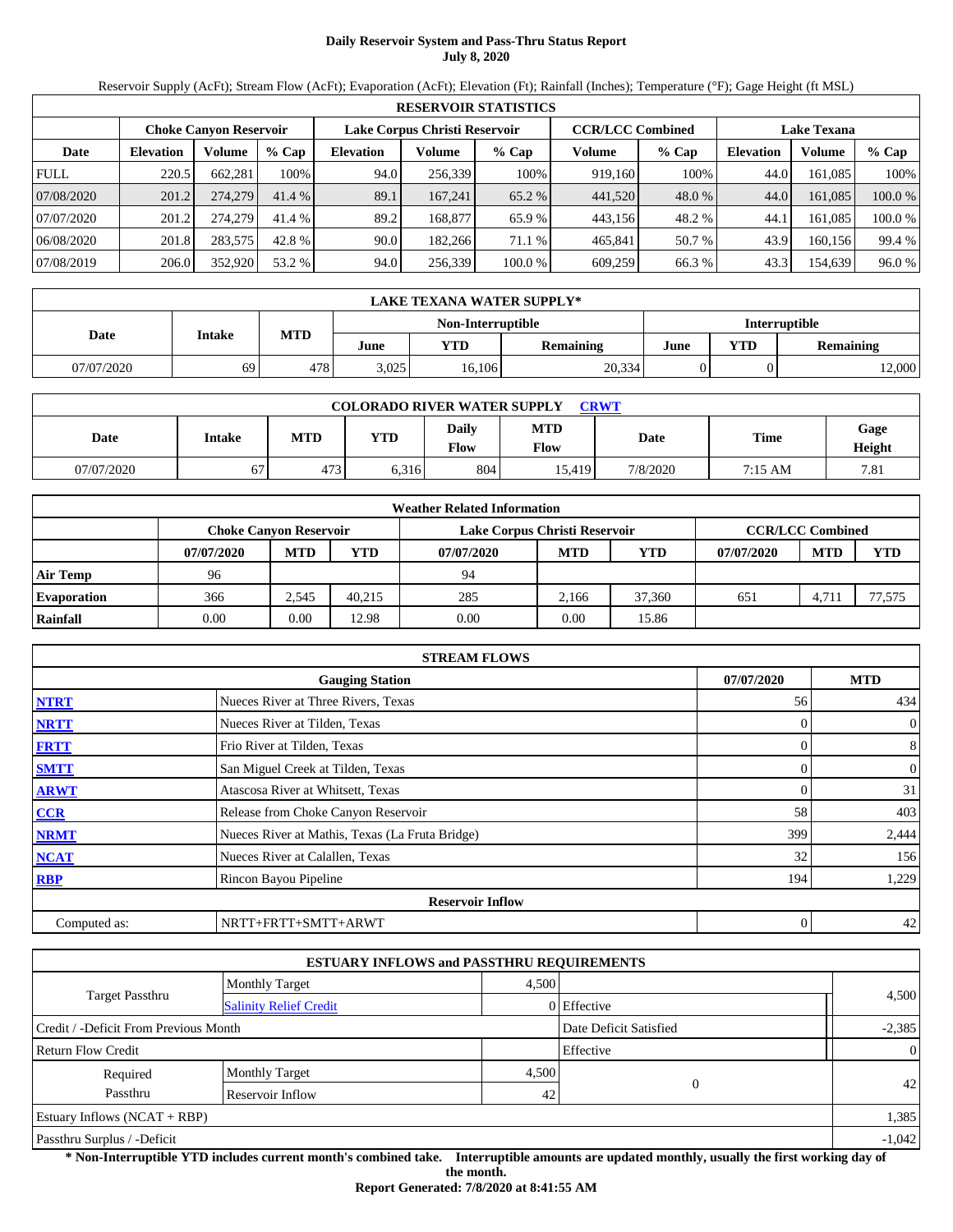# Daily Reservoir System and Pass-Thru Status Report
**July 8, 2020**

Reservoir Supply (AcFt); Stream Flow (AcFt); Evaporation (AcFt); Elevation (Ft); Rainfall (Inches); Temperature (°F); Gage Height (ft MSL)

| RESERVOIR STATISTICS | | | | | | | | | | | |
|---|---|---|---|---|---|---|---|---|---|---|---|
| | Choke Canyon Reservoir | | | Lake Corpus Christi Reservoir | | | CCR/LCC Combined | | Lake Texana | | |
| Date | Elevation | Volume | % Cap | Elevation | Volume | % Cap | Volume | % Cap | Elevation | Volume | % Cap |
| FULL | 220.5 | 662,281 | 100% | 94.0 | 256,339 | 100% | 919,160 | 100% | 44.0 | 161,085 | 100% |
| 07/08/2020 | 201.2 | 274,279 | 41.4 % | 89.1 | 167,241 | 65.2 % | 441,520 | 48.0 % | 44.0 | 161,085 | 100.0 % |
| 07/07/2020 | 201.2 | 274,279 | 41.4 % | 89.2 | 168,877 | 65.9 % | 443,156 | 48.2 % | 44.1 | 161,085 | 100.0 % |
| 06/08/2020 | 201.8 | 283,575 | 42.8 % | 90.0 | 182,266 | 71.1 % | 465,841 | 50.7 % | 43.9 | 160,156 | 99.4 % |
| 07/08/2019 | 206.0 | 352,920 | 53.2 % | 94.0 | 256,339 | 100.0 % | 609,259 | 66.3 % | 43.3 | 154,639 | 96.0 % |

| LAKE TEXANA WATER SUPPLY* | | | | | | | | |
|---|---|---|---|---|---|---|---|---|
| Date | Intake | MTD | Non-Interruptible | | | Interruptible | | |
| | | | June | YTD | Remaining | June | YTD | Remaining |
| 07/07/2020 | 69 | 478 | 3,025 | 16,106 | 20,334 | 0 | 0 | 12,000 |

| COLORADO RIVER WATER SUPPLY CRWT | | | | | | | | |
|---|---|---|---|---|---|---|---|---|
| Date | Intake | MTD | YTD | Daily Flow | MTD Flow | Date | Time | Gage Height |
| 07/07/2020 | 67 | 473 | 6,316 | 804 | 15,419 | 7/8/2020 | 7:15 AM | 7.81 |

| Weather Related Information | | | | | | | | | |
|---|---|---|---|---|---|---|---|---|---|
| | Choke Canyon Reservoir | | | Lake Corpus Christi Reservoir | | | CCR/LCC Combined | | |
| | 07/07/2020 | MTD | YTD | 07/07/2020 | MTD | YTD | 07/07/2020 | MTD | YTD |
| Air Temp | 96 | | | 94 | | | | | |
| Evaporation | 366 | 2,545 | 40,215 | 285 | 2,166 | 37,360 | 651 | 4,711 | 77,575 |
| Rainfall | 0.00 | 0.00 | 12.98 | 0.00 | 0.00 | 15.86 | | | |

| STREAM FLOWS | | | |
|---|---|---|---|
| | Gauging Station | 07/07/2020 | MTD |
| NTRT | Nueces River at Three Rivers, Texas | 56 | 434 |
| NRTT | Nueces River at Tilden, Texas | 0 | 0 |
| FRTT | Frio River at Tilden, Texas | 0 | 8 |
| SMTT | San Miguel Creek at Tilden, Texas | 0 | 0 |
| ARWT | Atascosa River at Whitsett, Texas | 0 | 31 |
| CCR | Release from Choke Canyon Reservoir | 58 | 403 |
| NRMT | Nueces River at Mathis, Texas (La Fruta Bridge) | 399 | 2,444 |
| NCAT | Nueces River at Calallen, Texas | 32 | 156 |
| RBP | Rincon Bayou Pipeline | 194 | 1,229 |
| Reservoir Inflow | | | |
| Computed as: | NRTT+FRTT+SMTT+ARWT | 0 | 42 |

| ESTUARY INFLOWS and PASSTHRU REQUIREMENTS | | | | |
|---|---|---|---|---|
| Target Passthru | Monthly Target | 4,500 | | 4,500 |
| | Salinity Relief Credit | 0 | Effective | |
| Credit / -Deficit From Previous Month | | | Date Deficit Satisfied | -2,385 |
| Return Flow Credit | | | Effective | 0 |
| Required Passthru | Monthly Target | 4,500 | 0 | 42 |
| | Reservoir Inflow | 42 | | |
| Estuary Inflows (NCAT + RBP) | | | | 1,385 |
| Passthru Surplus / -Deficit | | | | -1,042 |

**\* Non-Interruptible YTD includes current month's combined take. Interruptible amounts are updated monthly, usually the first working day of the month.**

**Report Generated: 7/8/2020 at 8:41:55 AM**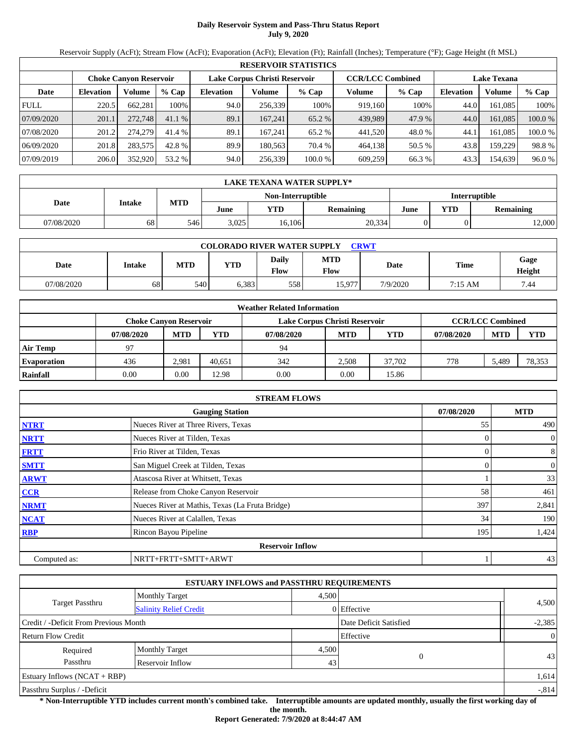# Daily Reservoir System and Pass-Thru Status Report
**July 9, 2020**

Reservoir Supply (AcFt); Stream Flow (AcFt); Evaporation (AcFt); Elevation (Ft); Rainfall (Inches); Temperature (°F); Gage Height (ft MSL)

| RESERVOIR STATISTICS | | | | | | | | | | | |
|---|---|---|---|---|---|---|---|---|---|---|---|
| | Choke Canyon Reservoir | | | Lake Corpus Christi Reservoir | | | CCR/LCC Combined | | Lake Texana | | |
| Date | Elevation | Volume | % Cap | Elevation | Volume | % Cap | Volume | % Cap | Elevation | Volume | % Cap |
| FULL | 220.5 | 662,281 | 100% | 94.0 | 256,339 | 100% | 919,160 | 100% | 44.0 | 161,085 | 100% |
| 07/09/2020 | 201.1 | 272,748 | 41.1 % | 89.1 | 167,241 | 65.2 % | 439,989 | 47.9 % | 44.0 | 161,085 | 100.0 % |
| 07/08/2020 | 201.2 | 274,279 | 41.4 % | 89.1 | 167,241 | 65.2 % | 441,520 | 48.0 % | 44.1 | 161,085 | 100.0 % |
| 06/09/2020 | 201.8 | 283,575 | 42.8 % | 89.9 | 180,563 | 70.4 % | 464,138 | 50.5 % | 43.8 | 159,229 | 98.8 % |
| 07/09/2019 | 206.0 | 352,920 | 53.2 % | 94.0 | 256,339 | 100.0 % | 609,259 | 66.3 % | 43.3 | 154,639 | 96.0 % |

| LAKE TEXANA WATER SUPPLY* | | | | | | | | |
|---|---|---|---|---|---|---|---|---|
| Date | Intake | MTD | Non-Interruptible | | | Interruptible | | |
| | | | June | YTD | Remaining | June | YTD | Remaining |
| 07/08/2020 | 68 | 546 | 3,025 | 16,106 | 20,334 | 0 | 0 | 12,000 |

| COLORADO RIVER WATER SUPPLY CRWT | | | | | | | | |
|---|---|---|---|---|---|---|---|---|
| Date | Intake | MTD | YTD | Daily Flow | MTD Flow | Date | Time | Gage Height |
| 07/08/2020 | 68 | 540 | 6,383 | 558 | 15,977 | 7/9/2020 | 7:15 AM | 7.44 |

| Weather Related Information | | | | | | | | | |
|---|---|---|---|---|---|---|---|---|---|
| | Choke Canyon Reservoir | | | Lake Corpus Christi Reservoir | | | CCR/LCC Combined | | |
| | 07/08/2020 | MTD | YTD | 07/08/2020 | MTD | YTD | 07/08/2020 | MTD | YTD |
| Air Temp | 97 | | | 94 | | | | | |
| Evaporation | 436 | 2,981 | 40,651 | 342 | 2,508 | 37,702 | 778 | 5,489 | 78,353 |
| Rainfall | 0.00 | 0.00 | 12.98 | 0.00 | 0.00 | 15.86 | | | |

| STREAM FLOWS | | | |
|---|---|---|---|
| | Gauging Station | 07/08/2020 | MTD |
| NTRT | Nueces River at Three Rivers, Texas | 55 | 490 |
| NRTT | Nueces River at Tilden, Texas | 0 | 0 |
| FRTT | Frio River at Tilden, Texas | 0 | 8 |
| SMTT | San Miguel Creek at Tilden, Texas | 0 | 0 |
| ARWT | Atascosa River at Whitsett, Texas | 1 | 33 |
| CCR | Release from Choke Canyon Reservoir | 58 | 461 |
| NRMT | Nueces River at Mathis, Texas (La Fruta Bridge) | 397 | 2,841 |
| NCAT | Nueces River at Calallen, Texas | 34 | 190 |
| RBP | Rincon Bayou Pipeline | 195 | 1,424 |
| **Reservoir Inflow** | | | |
| Computed as: | NRTT+FRTT+SMTT+ARWT | 1 | 43 |

| ESTUARY INFLOWS and PASSTHRU REQUIREMENTS | | | | |
|---|---|---|---|---|
| Target Passthru | Monthly Target | 4,500 | | 4,500 |
| | Salinity Relief Credit | 0 | Effective | |
| Credit / -Deficit From Previous Month | | | Date Deficit Satisfied | -2,385 |
| Return Flow Credit | | | Effective | 0 |
| Required Passthru | Monthly Target | 4,500 | 0 | 43 |
| | Reservoir Inflow | 43 | | |
| Estuary Inflows (NCAT + RBP) | | | | 1,614 |
| Passthru Surplus / -Deficit | | | | -,814 |

**\* Non-Interruptible YTD includes current month's combined take. Interruptible amounts are updated monthly, usually the first working day of the month.**

**Report Generated: 7/9/2020 at 8:44:47 AM**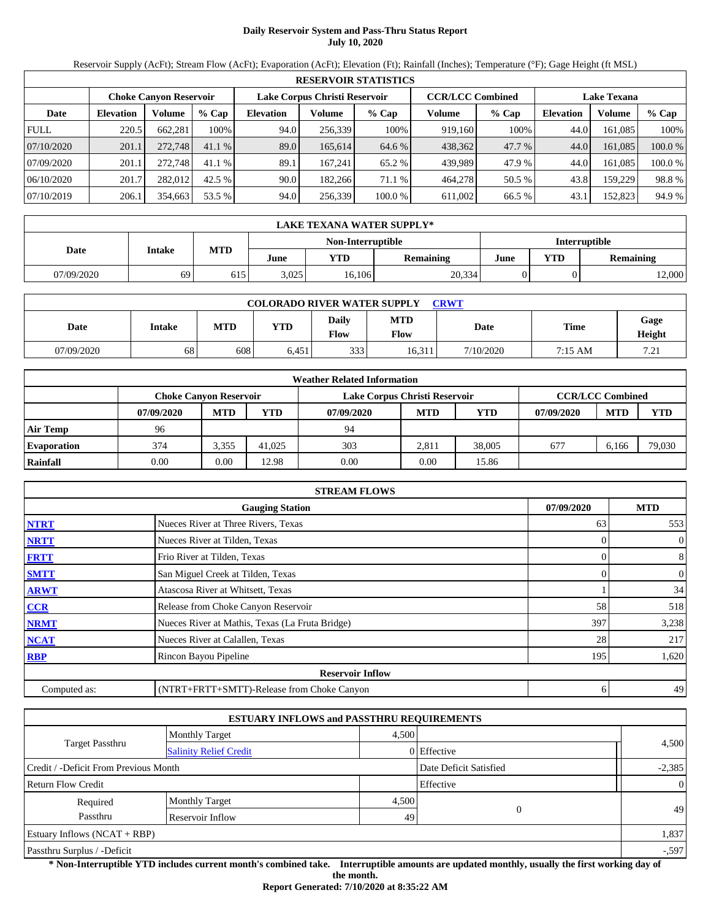# Daily Reservoir System and Pass-Thru Status Report
## July 10, 2020

Reservoir Supply (AcFt); Stream Flow (AcFt); Evaporation (AcFt); Elevation (Ft); Rainfall (Inches); Temperature (°F); Gage Height (ft MSL)

| RESERVOIR STATISTICS | | | | | | | | | | | |
|---|---|---|---|---|---|---|---|---|---|---|---|
| | Choke Canyon Reservoir | | | Lake Corpus Christi Reservoir | | | CCR/LCC Combined | | Lake Texana | | |
| Date | Elevation | Volume | % Cap | Elevation | Volume | % Cap | Volume | % Cap | Elevation | Volume | % Cap |
| FULL | 220.5 | 662,281 | 100% | 94.0 | 256,339 | 100% | 919,160 | 100% | 44.0 | 161,085 | 100% |
| 07/10/2020 | 201.1 | 272,748 | 41.1 % | 89.0 | 165,614 | 64.6 % | 438,362 | 47.7 % | 44.0 | 161,085 | 100.0 % |
| 07/09/2020 | 201.1 | 272,748 | 41.1 % | 89.1 | 167,241 | 65.2 % | 439,989 | 47.9 % | 44.0 | 161,085 | 100.0 % |
| 06/10/2020 | 201.7 | 282,012 | 42.5 % | 90.0 | 182,266 | 71.1 % | 464,278 | 50.5 % | 43.8 | 159,229 | 98.8 % |
| 07/10/2019 | 206.1 | 354,663 | 53.5 % | 94.0 | 256,339 | 100.0 % | 611,002 | 66.5 % | 43.1 | 152,823 | 94.9 % |

| LAKE TEXANA WATER SUPPLY* | | | | | | | | |
|---|---|---|---|---|---|---|---|---|
| Date | Intake | MTD | Non-Interruptible | | | Interruptible | | |
| | | | June | YTD | Remaining | June | YTD | Remaining |
| 07/09/2020 | 69 | 615 | 3,025 | 16,106 | 20,334 | 0 | 0 | 12,000 |

| COLORADO RIVER WATER SUPPLY CRWT | | | | | | | | |
|---|---|---|---|---|---|---|---|---|
| Date | Intake | MTD | YTD | Daily Flow | MTD Flow | Date | Time | Gage Height |
| 07/09/2020 | 68 | 608 | 6,451 | 333 | 16,311 | 7/10/2020 | 7:15 AM | 7.21 |

| Weather Related Information | | | | | | | | | |
|---|---|---|---|---|---|---|---|---|---|
| | Choke Canyon Reservoir | | | Lake Corpus Christi Reservoir | | | CCR/LCC Combined | | |
| | 07/09/2020 | MTD | YTD | 07/09/2020 | MTD | YTD | 07/09/2020 | MTD | YTD |
| Air Temp | 96 | | | 94 | | | | | |
| Evaporation | 374 | 3,355 | 41,025 | 303 | 2,811 | 38,005 | 677 | 6,166 | 79,030 |
| Rainfall | 0.00 | 0.00 | 12.98 | 0.00 | 0.00 | 15.86 | | | |

| STREAM FLOWS | | | |
|---|---|---|---|
| | Gauging Station | 07/09/2020 | MTD |
| NTRT | Nueces River at Three Rivers, Texas | 63 | 553 |
| NRTT | Nueces River at Tilden, Texas | 0 | 0 |
| FRTT | Frio River at Tilden, Texas | 0 | 8 |
| SMTT | San Miguel Creek at Tilden, Texas | 0 | 0 |
| ARWT | Atascosa River at Whitsett, Texas | 1 | 34 |
| CCR | Release from Choke Canyon Reservoir | 58 | 518 |
| NRMT | Nueces River at Mathis, Texas (La Fruta Bridge) | 397 | 3,238 |
| NCAT | Nueces River at Calallen, Texas | 28 | 217 |
| RBP | Rincon Bayou Pipeline | 195 | 1,620 |
| | Reservoir Inflow | | |
| Computed as: | (NTRT+FRTT+SMTT)-Release from Choke Canyon | 6 | 49 |

| ESTUARY INFLOWS and PASSTHRU REQUIREMENTS | | | | |
|---|---|---|---|---|
| Target Passthru | Monthly Target | 4,500 | | 4,500 |
| | Salinity Relief Credit | 0 | Effective | |
| Credit / -Deficit From Previous Month | | | Date Deficit Satisfied | -2,385 |
| Return Flow Credit | | | Effective | 0 |
| Required Passthru | Monthly Target | 4,500 | 0 | 49 |
| | Reservoir Inflow | 49 | | |
| Estuary Inflows (NCAT + RBP) | | | | 1,837 |
| Passthru Surplus / -Deficit | | | | -,597 |

**\* Non-Interruptible YTD includes current month's combined take. Interruptible amounts are updated monthly, usually the first working day of the month.**

**Report Generated: 7/10/2020 at 8:35:22 AM**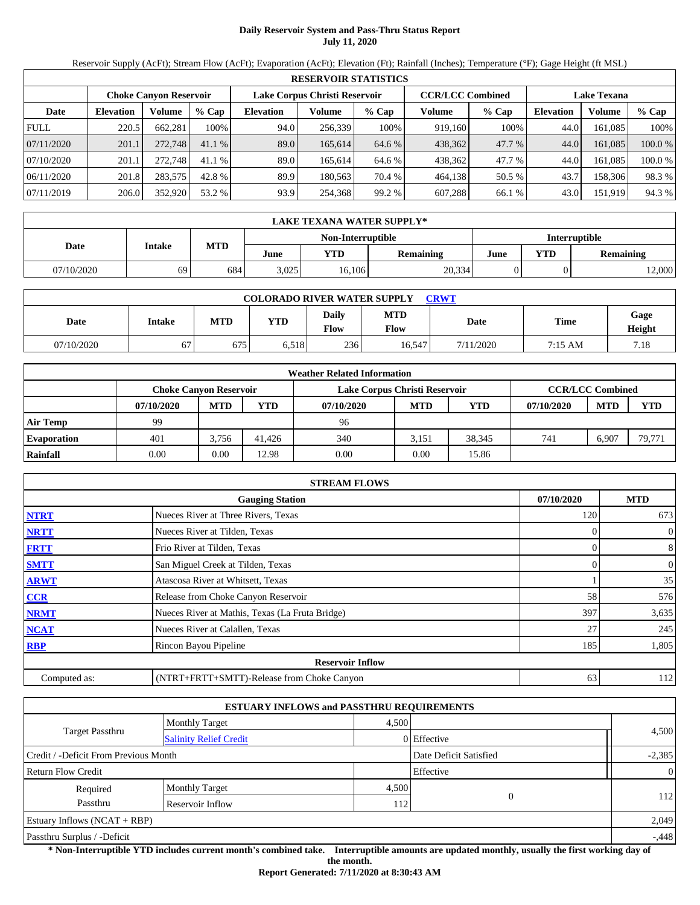# Daily Reservoir System and Pass-Thru Status Report
## July 11, 2020

Reservoir Supply (AcFt); Stream Flow (AcFt); Evaporation (AcFt); Elevation (Ft); Rainfall (Inches); Temperature (°F); Gage Height (ft MSL)

| RESERVOIR STATISTICS | | | | | | | | | | | |
|---|---|---|---|---|---|---|---|---|---|---|---|
| | Choke Canyon Reservoir | | | Lake Corpus Christi Reservoir | | | CCR/LCC Combined | | Lake Texana | | |
| Date | Elevation | Volume | % Cap | Elevation | Volume | % Cap | Volume | % Cap | Elevation | Volume | % Cap |
| FULL | 220.5 | 662,281 | 100% | 94.0 | 256,339 | 100% | 919,160 | 100% | 44.0 | 161,085 | 100% |
| 07/11/2020 | 201.1 | 272,748 | 41.1 % | 89.0 | 165,614 | 64.6 % | 438,362 | 47.7 % | 44.0 | 161,085 | 100.0 % |
| 07/10/2020 | 201.1 | 272,748 | 41.1 % | 89.0 | 165,614 | 64.6 % | 438,362 | 47.7 % | 44.0 | 161,085 | 100.0 % |
| 06/11/2020 | 201.8 | 283,575 | 42.8 % | 89.9 | 180,563 | 70.4 % | 464,138 | 50.5 % | 43.7 | 158,306 | 98.3 % |
| 07/11/2019 | 206.0 | 352,920 | 53.2 % | 93.9 | 254,368 | 99.2 % | 607,288 | 66.1 % | 43.0 | 151,919 | 94.3 % |

| LAKE TEXANA WATER SUPPLY* | | | | | | | | |
|---|---|---|---|---|---|---|---|---|
| Date | Intake | MTD | Non-Interruptible | | | Interruptible | | |
| | | | June | YTD | Remaining | June | YTD | Remaining |
| 07/10/2020 | 69 | 684 | 3,025 | 16,106 | 20,334 | 0 | 0 | 12,000 |

| COLORADO RIVER WATER SUPPLY CRWT | | | | | | | | |
|---|---|---|---|---|---|---|---|---|
| Date | Intake | MTD | YTD | Daily Flow | MTD Flow | Date | Time | Gage Height |
| 07/10/2020 | 67 | 675 | 6,518 | 236 | 16,547 | 7/11/2020 | 7:15 AM | 7.18 |

| Weather Related Information | | | | | | | | | |
|---|---|---|---|---|---|---|---|---|---|
| | Choke Canyon Reservoir | | | Lake Corpus Christi Reservoir | | | CCR/LCC Combined | | |
| | 07/10/2020 | MTD | YTD | 07/10/2020 | MTD | YTD | 07/10/2020 | MTD | YTD |
| Air Temp | 99 | | | 96 | | | | | |
| Evaporation | 401 | 3,756 | 41,426 | 340 | 3,151 | 38,345 | 741 | 6,907 | 79,771 |
| Rainfall | 0.00 | 0.00 | 12.98 | 0.00 | 0.00 | 15.86 | | | |

| STREAM FLOWS | | | |
|---|---|---|---|
| | Gauging Station | 07/10/2020 | MTD |
| NTRT | Nueces River at Three Rivers, Texas | 120 | 673 |
| NRTT | Nueces River at Tilden, Texas | 0 | 0 |
| FRTT | Frio River at Tilden, Texas | 0 | 8 |
| SMTT | San Miguel Creek at Tilden, Texas | 0 | 0 |
| ARWT | Atascosa River at Whitsett, Texas | 1 | 35 |
| CCR | Release from Choke Canyon Reservoir | 58 | 576 |
| NRMT | Nueces River at Mathis, Texas (La Fruta Bridge) | 397 | 3,635 |
| NCAT | Nueces River at Calallen, Texas | 27 | 245 |
| RBP | Rincon Bayou Pipeline | 185 | 1,805 |
| Reservoir Inflow | | | |
| Computed as: | (NTRT+FRTT+SMTT)-Release from Choke Canyon | 63 | 112 |

| ESTUARY INFLOWS and PASSTHRU REQUIREMENTS | | | | |
|---|---|---|---|---|
| Target Passthru | Monthly Target | 4,500 | | 4,500 |
| | Salinity Relief Credit | 0 | Effective | |
| Credit / -Deficit From Previous Month | | | Date Deficit Satisfied | -2,385 |
| Return Flow Credit | | | Effective | 0 |
| Required Passthru | Monthly Target | 4,500 | 0 | 112 |
| | Reservoir Inflow | 112 | | |
| Estuary Inflows (NCAT + RBP) | | | | 2,049 |
| Passthru Surplus / -Deficit | | | | -,448 |

**\* Non-Interruptible YTD includes current month's combined take. Interruptible amounts are updated monthly, usually the first working day of the month.**

**Report Generated: 7/11/2020 at 8:30:43 AM**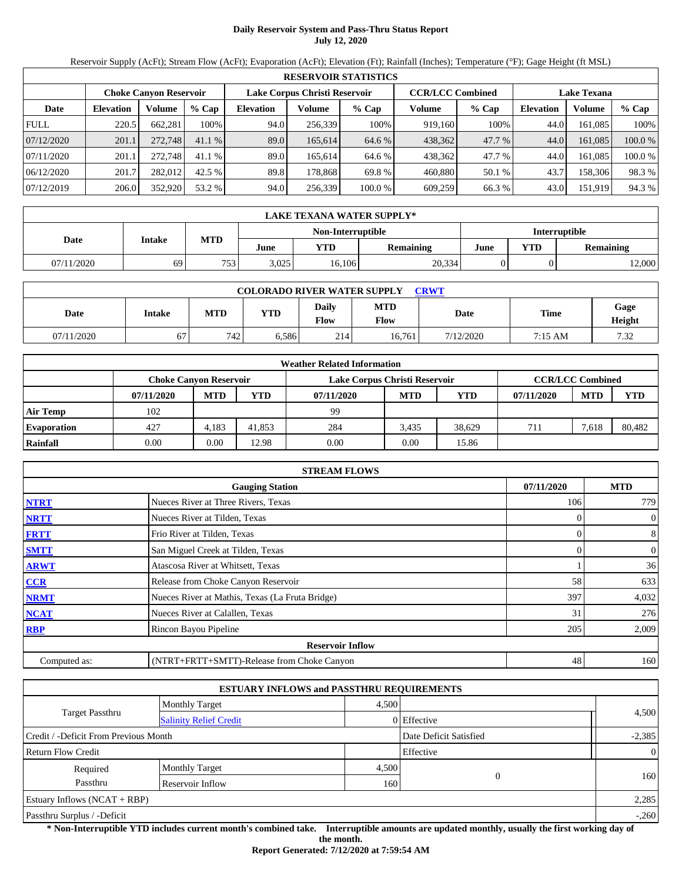# Daily Reservoir System and Pass-Thru Status Report
**July 12, 2020**

Reservoir Supply (AcFt); Stream Flow (AcFt); Evaporation (AcFt); Elevation (Ft); Rainfall (Inches); Temperature (°F); Gage Height (ft MSL)

| RESERVOIR STATISTICS | | | | | | | | | | | |
|---|---|---|---|---|---|---|---|---|---|---|---|
| | Choke Canyon Reservoir | | | Lake Corpus Christi Reservoir | | | CCR/LCC Combined | | Lake Texana | | |
| Date | Elevation | Volume | % Cap | Elevation | Volume | % Cap | Volume | % Cap | Elevation | Volume | % Cap |
| FULL | 220.5 | 662,281 | 100% | 94.0 | 256,339 | 100% | 919,160 | 100% | 44.0 | 161,085 | 100% |
| 07/12/2020 | 201.1 | 272,748 | 41.1 % | 89.0 | 165,614 | 64.6 % | 438,362 | 47.7 % | 44.0 | 161,085 | 100.0 % |
| 07/11/2020 | 201.1 | 272,748 | 41.1 % | 89.0 | 165,614 | 64.6 % | 438,362 | 47.7 % | 44.0 | 161,085 | 100.0 % |
| 06/12/2020 | 201.7 | 282,012 | 42.5 % | 89.8 | 178,868 | 69.8 % | 460,880 | 50.1 % | 43.7 | 158,306 | 98.3 % |
| 07/12/2019 | 206.0 | 352,920 | 53.2 % | 94.0 | 256,339 | 100.0 % | 609,259 | 66.3 % | 43.0 | 151,919 | 94.3 % |

| LAKE TEXANA WATER SUPPLY* | | | | | | | | |
|---|---|---|---|---|---|---|---|---|
| Date | Intake | MTD | Non-Interruptible | | | Interruptible | | |
| | | | June | YTD | Remaining | June | YTD | Remaining |
| 07/11/2020 | 69 | 753 | 3,025 | 16,106 | 20,334 | 0 | 0 | 12,000 |

| COLORADO RIVER WATER SUPPLY CRWT | | | | | | | | |
|---|---|---|---|---|---|---|---|---|
| Date | Intake | MTD | YTD | Daily Flow | MTD Flow | Date | Time | Gage Height |
| 07/11/2020 | 67 | 742 | 6,586 | 214 | 16,761 | 7/12/2020 | 7:15 AM | 7.32 |

| Weather Related Information | | | | | | | | | |
|---|---|---|---|---|---|---|---|---|---|
| | Choke Canyon Reservoir | | | Lake Corpus Christi Reservoir | | | CCR/LCC Combined | | |
| | 07/11/2020 | MTD | YTD | 07/11/2020 | MTD | YTD | 07/11/2020 | MTD | YTD |
| Air Temp | 102 | | | 99 | | | | | |
| Evaporation | 427 | 4,183 | 41,853 | 284 | 3,435 | 38,629 | 711 | 7,618 | 80,482 |
| Rainfall | 0.00 | 0.00 | 12.98 | 0.00 | 0.00 | 15.86 | | | |

| STREAM FLOWS | | | |
|---|---|---|---|
| | Gauging Station | 07/11/2020 | MTD |
| NTRT | Nueces River at Three Rivers, Texas | 106 | 779 |
| NRTT | Nueces River at Tilden, Texas | 0 | 0 |
| FRTT | Frio River at Tilden, Texas | 0 | 8 |
| SMTT | San Miguel Creek at Tilden, Texas | 0 | 0 |
| ARWT | Atascosa River at Whitsett, Texas | 1 | 36 |
| CCR | Release from Choke Canyon Reservoir | 58 | 633 |
| NRMT | Nueces River at Mathis, Texas (La Fruta Bridge) | 397 | 4,032 |
| NCAT | Nueces River at Calallen, Texas | 31 | 276 |
| RBP | Rincon Bayou Pipeline | 205 | 2,009 |
| Reservoir Inflow | | | |
| Computed as: | (NTRT+FRTT+SMTT)-Release from Choke Canyon | 48 | 160 |

| ESTUARY INFLOWS and PASSTHRU REQUIREMENTS | | | | |
|---|---|---|---|---|
| Target Passthru | Monthly Target | 4,500 | | 4,500 |
| | Salinity Relief Credit | 0 | Effective | |
| Credit / -Deficit From Previous Month | | | Date Deficit Satisfied | -2,385 |
| Return Flow Credit | | | Effective | 0 |
| Required Passthru | Monthly Target | 4,500 | 0 | 160 |
| | Reservoir Inflow | 160 | | |
| Estuary Inflows (NCAT + RBP) | | | | 2,285 |
| Passthru Surplus / -Deficit | | | | -,260 |

**\* Non-Interruptible YTD includes current month's combined take. Interruptible amounts are updated monthly, usually the first working day of the month.**

**Report Generated: 7/12/2020 at 7:59:54 AM**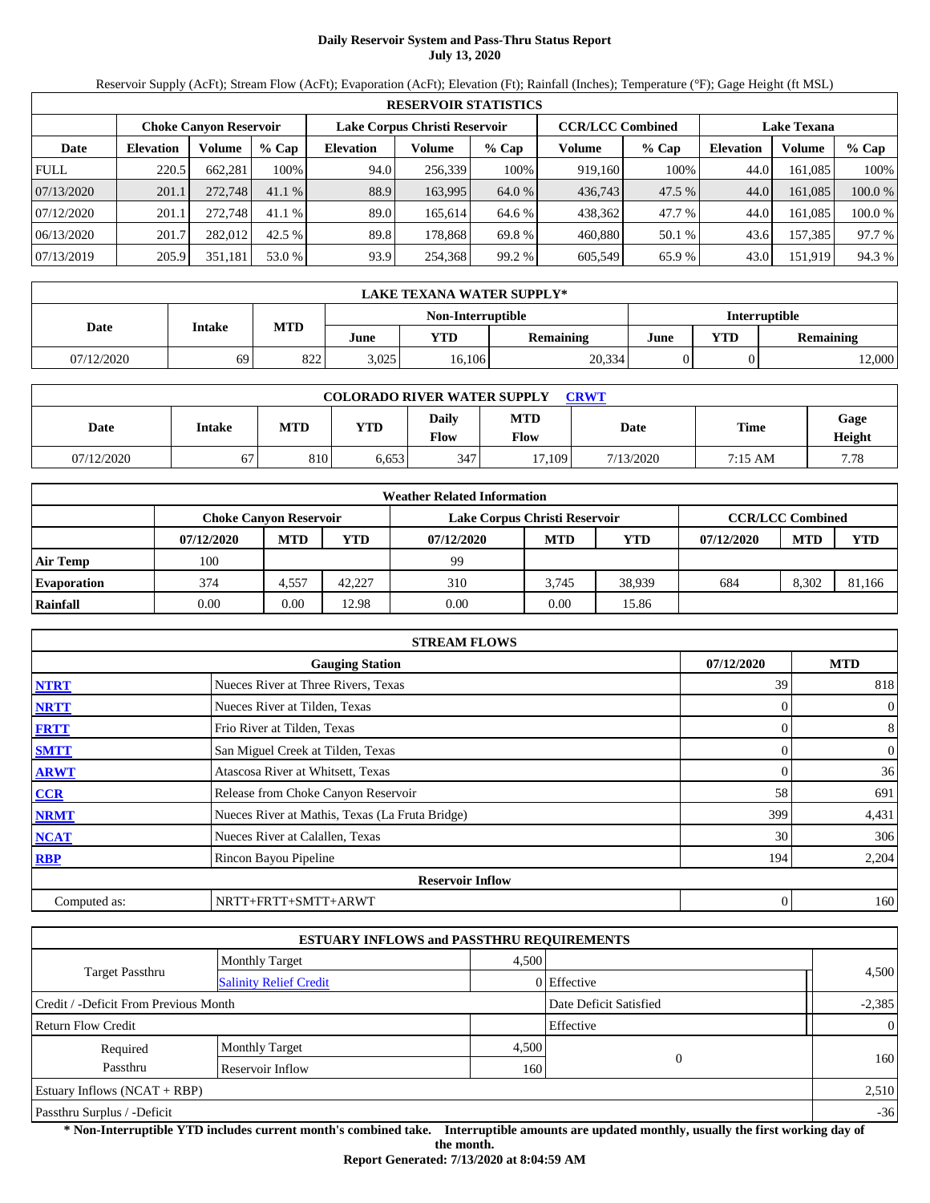# Daily Reservoir System and Pass-Thru Status Report
**July 13, 2020**

Reservoir Supply (AcFt); Stream Flow (AcFt); Evaporation (AcFt); Elevation (Ft); Rainfall (Inches); Temperature (°F); Gage Height (ft MSL)

| RESERVOIR STATISTICS | | | | | | | | | | | |
|---|---|---|---|---|---|---|---|---|---|---|---|
| | Choke Canyon Reservoir | | | Lake Corpus Christi Reservoir | | | CCR/LCC Combined | | Lake Texana | | |
| Date | Elevation | Volume | % Cap | Elevation | Volume | % Cap | Volume | % Cap | Elevation | Volume | % Cap |
| FULL | 220.5 | 662,281 | 100% | 94.0 | 256,339 | 100% | 919,160 | 100% | 44.0 | 161,085 | 100% |
| 07/13/2020 | 201.1 | 272,748 | 41.1 % | 88.9 | 163,995 | 64.0 % | 436,743 | 47.5 % | 44.0 | 161,085 | 100.0 % |
| 07/12/2020 | 201.1 | 272,748 | 41.1 % | 89.0 | 165,614 | 64.6 % | 438,362 | 47.7 % | 44.0 | 161,085 | 100.0 % |
| 06/13/2020 | 201.7 | 282,012 | 42.5 % | 89.8 | 178,868 | 69.8 % | 460,880 | 50.1 % | 43.6 | 157,385 | 97.7 % |
| 07/13/2019 | 205.9 | 351,181 | 53.0 % | 93.9 | 254,368 | 99.2 % | 605,549 | 65.9 % | 43.0 | 151,919 | 94.3 % |

| LAKE TEXANA WATER SUPPLY* | | | | | | | | |
|---|---|---|---|---|---|---|---|---|
| Date | Intake | MTD | Non-Interruptible | | | Interruptible | | |
| | | | June | YTD | Remaining | June | YTD | Remaining |
| 07/12/2020 | 69 | 822 | 3,025 | 16,106 | 20,334 | 0 | 0 | 12,000 |

| COLORADO RIVER WATER SUPPLY CRWT | | | | | | | | |
|---|---|---|---|---|---|---|---|---|
| Date | Intake | MTD | YTD | Daily Flow | MTD Flow | Date | Time | Gage Height |
| 07/12/2020 | 67 | 810 | 6,653 | 347 | 17,109 | 7/13/2020 | 7:15 AM | 7.78 |

| Weather Related Information | | | | | | | | | |
|---|---|---|---|---|---|---|---|---|---|
| | Choke Canyon Reservoir | | | Lake Corpus Christi Reservoir | | | CCR/LCC Combined | | |
| | 07/12/2020 | MTD | YTD | 07/12/2020 | MTD | YTD | 07/12/2020 | MTD | YTD |
| Air Temp | 100 | | | 99 | | | | | |
| Evaporation | 374 | 4,557 | 42,227 | 310 | 3,745 | 38,939 | 684 | 8,302 | 81,166 |
| Rainfall | 0.00 | 0.00 | 12.98 | 0.00 | 0.00 | 15.86 | | | |

| STREAM FLOWS | | | |
|---|---|---|---|
| | Gauging Station | 07/12/2020 | MTD |
| NTRT | Nueces River at Three Rivers, Texas | 39 | 818 |
| NRTT | Nueces River at Tilden, Texas | 0 | 0 |
| FRTT | Frio River at Tilden, Texas | 0 | 8 |
| SMTT | San Miguel Creek at Tilden, Texas | 0 | 0 |
| ARWT | Atascosa River at Whitsett, Texas | 0 | 36 |
| CCR | Release from Choke Canyon Reservoir | 58 | 691 |
| NRMT | Nueces River at Mathis, Texas (La Fruta Bridge) | 399 | 4,431 |
| NCAT | Nueces River at Calallen, Texas | 30 | 306 |
| RBP | Rincon Bayou Pipeline | 194 | 2,204 |
| Reservoir Inflow | | | |
| Computed as: | NRTT+FRTT+SMTT+ARWT | 0 | 160 |

| ESTUARY INFLOWS and PASSTHRU REQUIREMENTS | | | | |
|---|---|---|---|---|
| Target Passthru | Monthly Target | 4,500 | | 4,500 |
| | Salinity Relief Credit | 0 | Effective | |
| Credit / -Deficit From Previous Month | | | Date Deficit Satisfied | -2,385 |
| Return Flow Credit | | | Effective | 0 |
| Required Passthru | Monthly Target | 4,500 | 0 | 160 |
| | Reservoir Inflow | 160 | | |
| Estuary Inflows (NCAT + RBP) | | | | 2,510 |
| Passthru Surplus / -Deficit | | | | -36 |

**\* Non-Interruptible YTD includes current month's combined take. Interruptible amounts are updated monthly, usually the first working day of the month.**

**Report Generated: 7/13/2020 at 8:04:59 AM**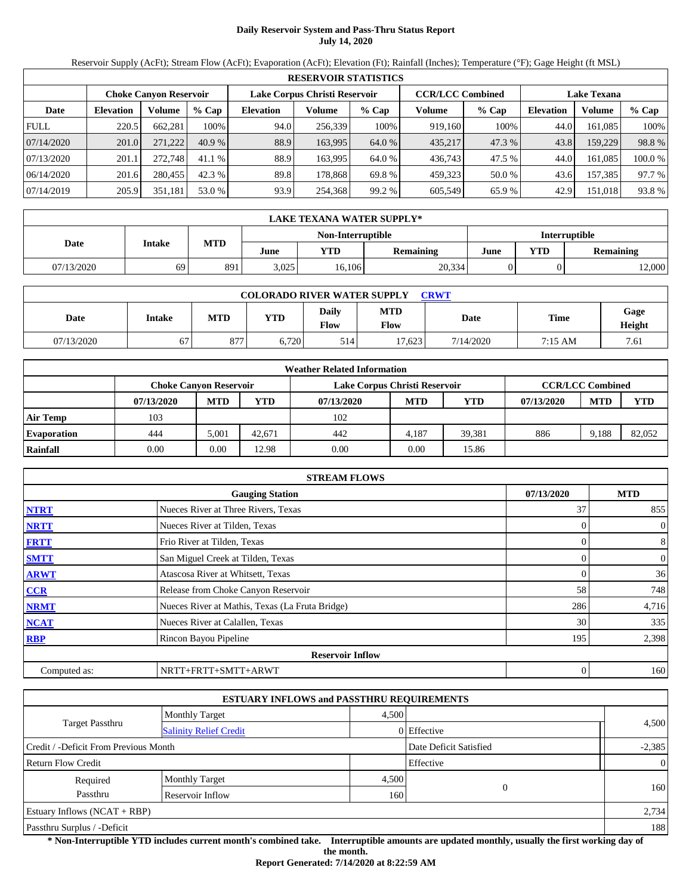# Daily Reservoir System and Pass-Thru Status Report
**July 14, 2020**

Reservoir Supply (AcFt); Stream Flow (AcFt); Evaporation (AcFt); Elevation (Ft); Rainfall (Inches); Temperature (°F); Gage Height (ft MSL)

| RESERVOIR STATISTICS | | | | | | | | | | | |
|---|---|---|---|---|---|---|---|---|---|---|---|
| | Choke Canyon Reservoir | | | Lake Corpus Christi Reservoir | | | CCR/LCC Combined | | Lake Texana | | |
| Date | Elevation | Volume | % Cap | Elevation | Volume | % Cap | Volume | % Cap | Elevation | Volume | % Cap |
| FULL | 220.5 | 662,281 | 100% | 94.0 | 256,339 | 100% | 919,160 | 100% | 44.0 | 161,085 | 100% |
| 07/14/2020 | 201.0 | 271,222 | 40.9 % | 88.9 | 163,995 | 64.0 % | 435,217 | 47.3 % | 43.8 | 159,229 | 98.8 % |
| 07/13/2020 | 201.1 | 272,748 | 41.1 % | 88.9 | 163,995 | 64.0 % | 436,743 | 47.5 % | 44.0 | 161,085 | 100.0 % |
| 06/14/2020 | 201.6 | 280,455 | 42.3 % | 89.8 | 178,868 | 69.8 % | 459,323 | 50.0 % | 43.6 | 157,385 | 97.7 % |
| 07/14/2019 | 205.9 | 351,181 | 53.0 % | 93.9 | 254,368 | 99.2 % | 605,549 | 65.9 % | 42.9 | 151,018 | 93.8 % |

| LAKE TEXANA WATER SUPPLY* | | | | | | | | |
|---|---|---|---|---|---|---|---|---|
| Date | Intake | MTD | Non-Interruptible | | | Interruptible | | |
| | | | June | YTD | Remaining | June | YTD | Remaining |
| 07/13/2020 | 69 | 891 | 3,025 | 16,106 | 20,334 | 0 | 0 | 12,000 |

| COLORADO RIVER WATER SUPPLY CRWT | | | | | | | | |
|---|---|---|---|---|---|---|---|---|
| Date | Intake | MTD | YTD | Daily Flow | MTD Flow | Date | Time | Gage Height |
| 07/13/2020 | 67 | 877 | 6,720 | 514 | 17,623 | 7/14/2020 | 7:15 AM | 7.61 |

| Weather Related Information | | | | | | | | | |
|---|---|---|---|---|---|---|---|---|---|
| | Choke Canyon Reservoir | | | Lake Corpus Christi Reservoir | | | CCR/LCC Combined | | |
| | 07/13/2020 | MTD | YTD | 07/13/2020 | MTD | YTD | 07/13/2020 | MTD | YTD |
| Air Temp | 103 | | | 102 | | | | | |
| Evaporation | 444 | 5,001 | 42,671 | 442 | 4,187 | 39,381 | 886 | 9,188 | 82,052 |
| Rainfall | 0.00 | 0.00 | 12.98 | 0.00 | 0.00 | 15.86 | | | |

| STREAM FLOWS | | | |
|---|---|---|---|
| | Gauging Station | 07/13/2020 | MTD |
| NTRT | Nueces River at Three Rivers, Texas | 37 | 855 |
| NRTT | Nueces River at Tilden, Texas | 0 | 0 |
| FRTT | Frio River at Tilden, Texas | 0 | 8 |
| SMTT | San Miguel Creek at Tilden, Texas | 0 | 0 |
| ARWT | Atascosa River at Whitsett, Texas | 0 | 36 |
| CCR | Release from Choke Canyon Reservoir | 58 | 748 |
| NRMT | Nueces River at Mathis, Texas (La Fruta Bridge) | 286 | 4,716 |
| NCAT | Nueces River at Calallen, Texas | 30 | 335 |
| RBP | Rincon Bayou Pipeline | 195 | 2,398 |
| Reservoir Inflow | | | |
| Computed as: | NRTT+FRTT+SMTT+ARWT | 0 | 160 |

| ESTUARY INFLOWS and PASSTHRU REQUIREMENTS | | | | |
|---|---|---|---|---|
| Target Passthru | Monthly Target | 4,500 | | 4,500 |
| | Salinity Relief Credit | 0 | Effective | |
| Credit / -Deficit From Previous Month | | | Date Deficit Satisfied | -2,385 |
| Return Flow Credit | | | Effective | 0 |
| Required Passthru | Monthly Target | 4,500 | 0 | 160 |
| | Reservoir Inflow | 160 | | |
| Estuary Inflows (NCAT + RBP) | | | | 2,734 |
| Passthru Surplus / -Deficit | | | | 188 |

**\* Non-Interruptible YTD includes current month's combined take. Interruptible amounts are updated monthly, usually the first working day of the month.**

**Report Generated: 7/14/2020 at 8:22:59 AM**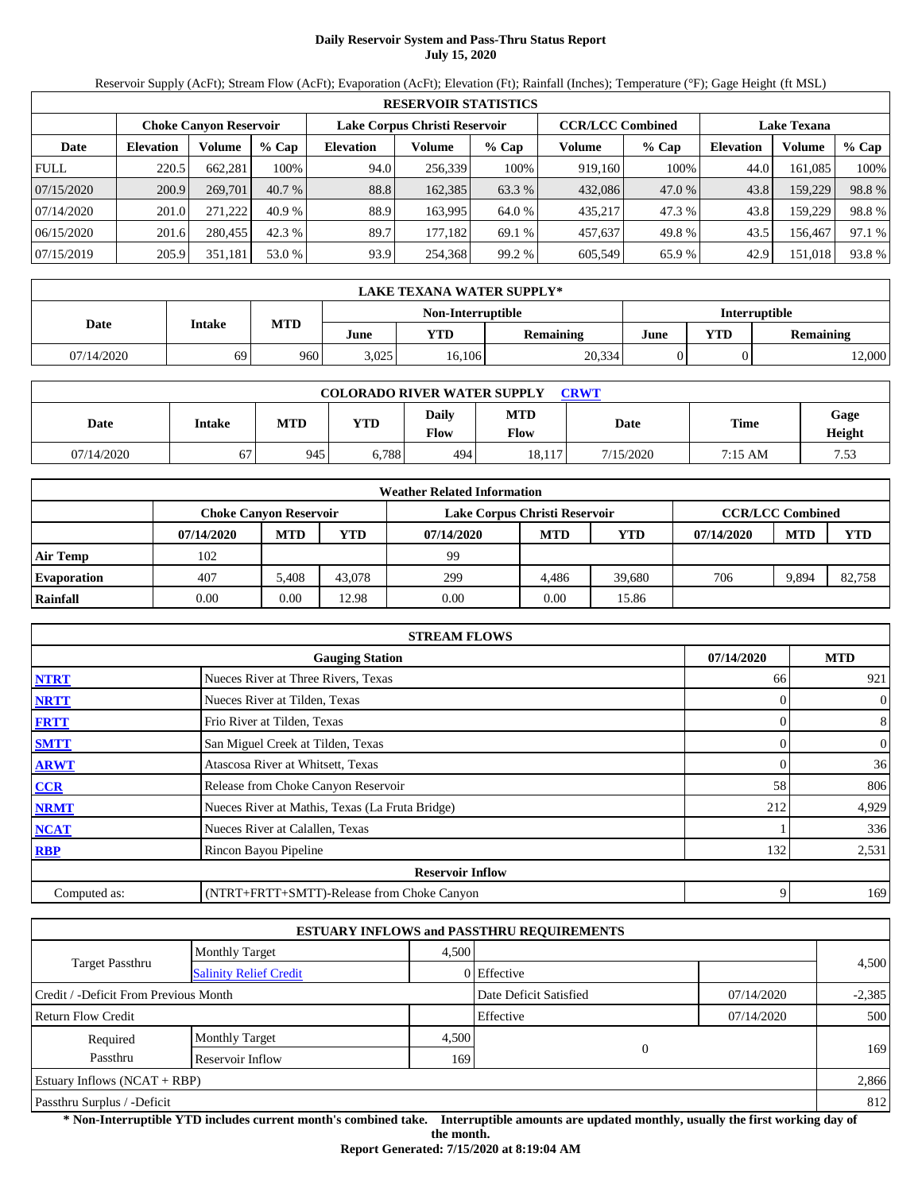# Daily Reservoir System and Pass-Thru Status Report
## July 15, 2020

Reservoir Supply (AcFt); Stream Flow (AcFt); Evaporation (AcFt); Elevation (Ft); Rainfall (Inches); Temperature (°F); Gage Height (ft MSL)

| RESERVOIR STATISTICS | | | | | | | | | | | |
|---|---|---|---|---|---|---|---|---|---|---|---|
| | Choke Canyon Reservoir | | | Lake Corpus Christi Reservoir | | | CCR/LCC Combined | | Lake Texana | | |
| Date | Elevation | Volume | % Cap | Elevation | Volume | % Cap | Volume | % Cap | Elevation | Volume | % Cap |
| FULL | 220.5 | 662,281 | 100% | 94.0 | 256,339 | 100% | 919,160 | 100% | 44.0 | 161,085 | 100% |
| 07/15/2020 | 200.9 | 269,701 | 40.7 % | 88.8 | 162,385 | 63.3 % | 432,086 | 47.0 % | 43.8 | 159,229 | 98.8 % |
| 07/14/2020 | 201.0 | 271,222 | 40.9 % | 88.9 | 163,995 | 64.0 % | 435,217 | 47.3 % | 43.8 | 159,229 | 98.8 % |
| 06/15/2020 | 201.6 | 280,455 | 42.3 % | 89.7 | 177,182 | 69.1 % | 457,637 | 49.8 % | 43.5 | 156,467 | 97.1 % |
| 07/15/2019 | 205.9 | 351,181 | 53.0 % | 93.9 | 254,368 | 99.2 % | 605,549 | 65.9 % | 42.9 | 151,018 | 93.8 % |

| LAKE TEXANA WATER SUPPLY* | | | | | | | | |
|---|---|---|---|---|---|---|---|---|
| Date | Intake | MTD | Non-Interruptible | | | Interruptible | | |
| | | | June | YTD | Remaining | June | YTD | Remaining |
| 07/14/2020 | 69 | 960 | 3,025 | 16,106 | 20,334 | 0 | 0 | 12,000 |

| COLORADO RIVER WATER SUPPLY CRWT | | | | | | | | |
|---|---|---|---|---|---|---|---|---|
| Date | Intake | MTD | YTD | Daily Flow | MTD Flow | Date | Time | Gage Height |
| 07/14/2020 | 67 | 945 | 6,788 | 494 | 18,117 | 7/15/2020 | 7:15 AM | 7.53 |

| Weather Related Information | | | | | | | | | |
|---|---|---|---|---|---|---|---|---|---|
| | Choke Canyon Reservoir | | | Lake Corpus Christi Reservoir | | | CCR/LCC Combined | | |
| | 07/14/2020 | MTD | YTD | 07/14/2020 | MTD | YTD | 07/14/2020 | MTD | YTD |
| Air Temp | 102 | | | 99 | | | | | |
| Evaporation | 407 | 5,408 | 43,078 | 299 | 4,486 | 39,680 | 706 | 9,894 | 82,758 |
| Rainfall | 0.00 | 0.00 | 12.98 | 0.00 | 0.00 | 15.86 | | | |

| STREAM FLOWS | | | |
|---|---|---|---|
| | Gauging Station | 07/14/2020 | MTD |
| NTRT | Nueces River at Three Rivers, Texas | 66 | 921 |
| NRTT | Nueces River at Tilden, Texas | 0 | 0 |
| FRTT | Frio River at Tilden, Texas | 0 | 8 |
| SMTT | San Miguel Creek at Tilden, Texas | 0 | 0 |
| ARWT | Atascosa River at Whitsett, Texas | 0 | 36 |
| CCR | Release from Choke Canyon Reservoir | 58 | 806 |
| NRMT | Nueces River at Mathis, Texas (La Fruta Bridge) | 212 | 4,929 |
| NCAT | Nueces River at Calallen, Texas | 1 | 336 |
| RBP | Rincon Bayou Pipeline | 132 | 2,531 |
| | Reservoir Inflow | | |
| Computed as: | (NTRT+FRTT+SMTT)-Release from Choke Canyon | 9 | 169 |

| ESTUARY INFLOWS and PASSTHRU REQUIREMENTS | | | | | |
|---|---|---|---|---|---|
| Target Passthru | Monthly Target | 4,500 | | | 4,500 |
| | Salinity Relief Credit | 0 | Effective | | |
| Credit / -Deficit From Previous Month | | | Date Deficit Satisfied | 07/14/2020 | -2,385 |
| Return Flow Credit | | | Effective | 07/14/2020 | 500 |
| Required Passthru | Monthly Target | 4,500 | 0 | | 169 |
| | Reservoir Inflow | 169 | | | |
| Estuary Inflows (NCAT + RBP) | | | | | 2,866 |
| Passthru Surplus / -Deficit | | | | | 812 |

**\* Non-Interruptible YTD includes current month's combined take. Interruptible amounts are updated monthly, usually the first working day of the month.**

**Report Generated: 7/15/2020 at 8:19:04 AM**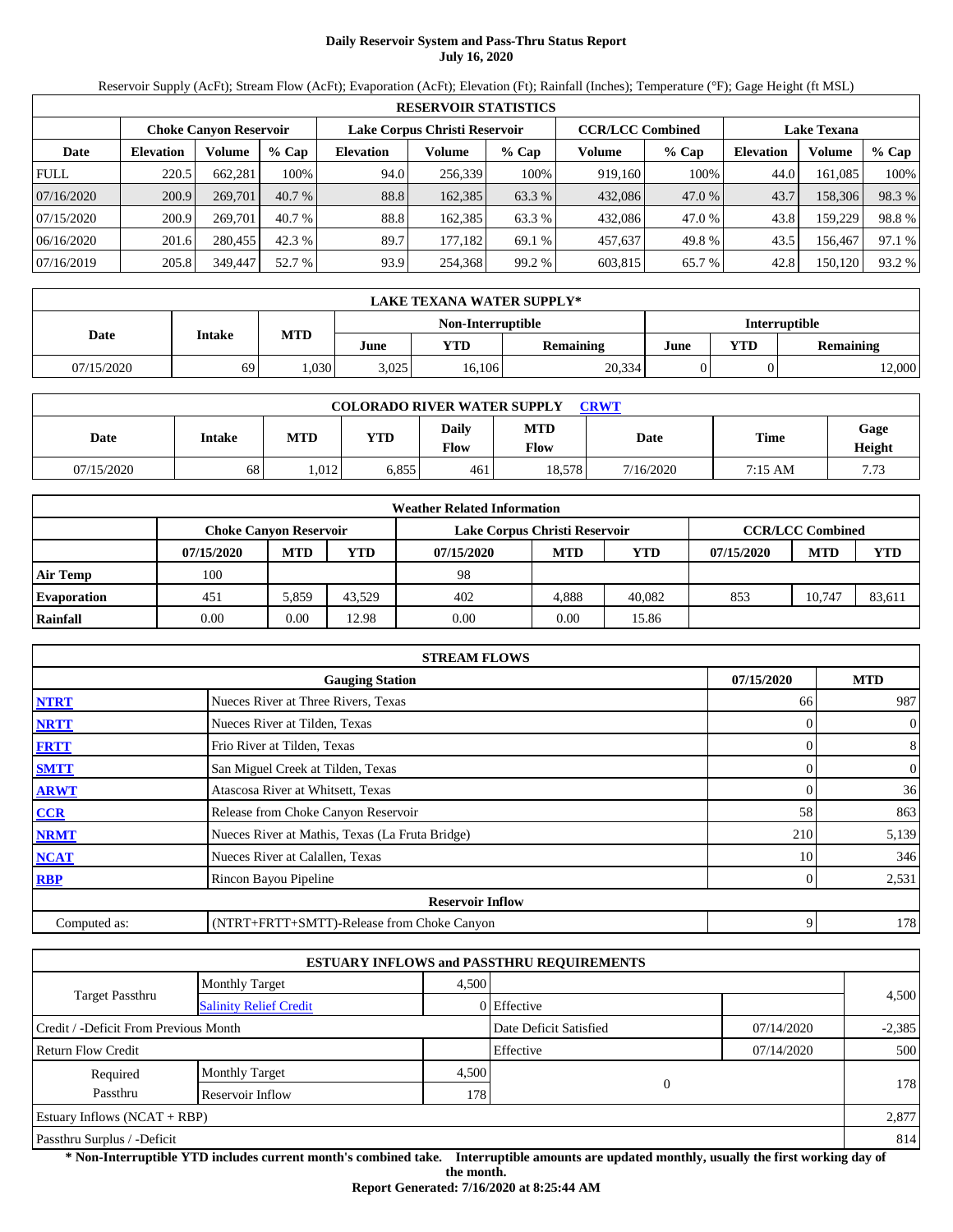# Daily Reservoir System and Pass-Thru Status Report
## July 16, 2020

Reservoir Supply (AcFt); Stream Flow (AcFt); Evaporation (AcFt); Elevation (Ft); Rainfall (Inches); Temperature (°F); Gage Height (ft MSL)

| RESERVOIR STATISTICS | | | | | | | | | | | |
|---|---|---|---|---|---|---|---|---|---|---|---|
| | Choke Canyon Reservoir | | | Lake Corpus Christi Reservoir | | | CCR/LCC Combined | | Lake Texana | | |
| Date | Elevation | Volume | % Cap | Elevation | Volume | % Cap | Volume | % Cap | Elevation | Volume | % Cap |
| FULL | 220.5 | 662,281 | 100% | 94.0 | 256,339 | 100% | 919,160 | 100% | 44.0 | 161,085 | 100% |
| 07/16/2020 | 200.9 | 269,701 | 40.7 % | 88.8 | 162,385 | 63.3 % | 432,086 | 47.0 % | 43.7 | 158,306 | 98.3 % |
| 07/15/2020 | 200.9 | 269,701 | 40.7 % | 88.8 | 162,385 | 63.3 % | 432,086 | 47.0 % | 43.8 | 159,229 | 98.8 % |
| 06/16/2020 | 201.6 | 280,455 | 42.3 % | 89.7 | 177,182 | 69.1 % | 457,637 | 49.8 % | 43.5 | 156,467 | 97.1 % |
| 07/16/2019 | 205.8 | 349,447 | 52.7 % | 93.9 | 254,368 | 99.2 % | 603,815 | 65.7 % | 42.8 | 150,120 | 93.2 % |

| LAKE TEXANA WATER SUPPLY* | | | | | | | | |
|---|---|---|---|---|---|---|---|---|
| Date | Intake | MTD | Non-Interruptible | | | Interruptible | | |
| | | | June | YTD | Remaining | June | YTD | Remaining |
| 07/15/2020 | 69 | 1,030 | 3,025 | 16,106 | 20,334 | 0 | 0 | 12,000 |

| COLORADO RIVER WATER SUPPLY CRWT | | | | | | | | |
|---|---|---|---|---|---|---|---|---|
| Date | Intake | MTD | YTD | Daily Flow | MTD Flow | Date | Time | Gage Height |
| 07/15/2020 | 68 | 1,012 | 6,855 | 461 | 18,578 | 7/16/2020 | 7:15 AM | 7.73 |

| Weather Related Information | | | | | | | | | |
|---|---|---|---|---|---|---|---|---|---|
| | Choke Canyon Reservoir | | | Lake Corpus Christi Reservoir | | | CCR/LCC Combined | | |
| | 07/15/2020 | MTD | YTD | 07/15/2020 | MTD | YTD | 07/15/2020 | MTD | YTD |
| Air Temp | 100 | | | 98 | | | | | |
| Evaporation | 451 | 5,859 | 43,529 | 402 | 4,888 | 40,082 | 853 | 10,747 | 83,611 |
| Rainfall | 0.00 | 0.00 | 12.98 | 0.00 | 0.00 | 15.86 | | | |

| STREAM FLOWS | | | |
|---|---|---|---|
| | Gauging Station | 07/15/2020 | MTD |
| NTRT | Nueces River at Three Rivers, Texas | 66 | 987 |
| NRTT | Nueces River at Tilden, Texas | 0 | 0 |
| FRTT | Frio River at Tilden, Texas | 0 | 8 |
| SMTT | San Miguel Creek at Tilden, Texas | 0 | 0 |
| ARWT | Atascosa River at Whitsett, Texas | 0 | 36 |
| CCR | Release from Choke Canyon Reservoir | 58 | 863 |
| NRMT | Nueces River at Mathis, Texas (La Fruta Bridge) | 210 | 5,139 |
| NCAT | Nueces River at Calallen, Texas | 10 | 346 |
| RBP | Rincon Bayou Pipeline | 0 | 2,531 |
| | Reservoir Inflow | | |
| Computed as: | (NTRT+FRTT+SMTT)-Release from Choke Canyon | 9 | 178 |

| ESTUARY INFLOWS and PASSTHRU REQUIREMENTS | | | | | |
|---|---|---|---|---|---|
| Target Passthru | Monthly Target | 4,500 | | | 4,500 |
| | Salinity Relief Credit | 0 | Effective | | |
| Credit / -Deficit From Previous Month | | | Date Deficit Satisfied | 07/14/2020 | -2,385 |
| Return Flow Credit | | | Effective | 07/14/2020 | 500 |
| Required Passthru | Monthly Target | 4,500 | 0 | | 178 |
| | Reservoir Inflow | 178 | | | |
| Estuary Inflows (NCAT + RBP) | | | | | 2,877 |
| Passthru Surplus / -Deficit | | | | | 814 |

**\* Non-Interruptible YTD includes current month's combined take. Interruptible amounts are updated monthly, usually the first working day of the month.**

**Report Generated: 7/16/2020 at 8:25:44 AM**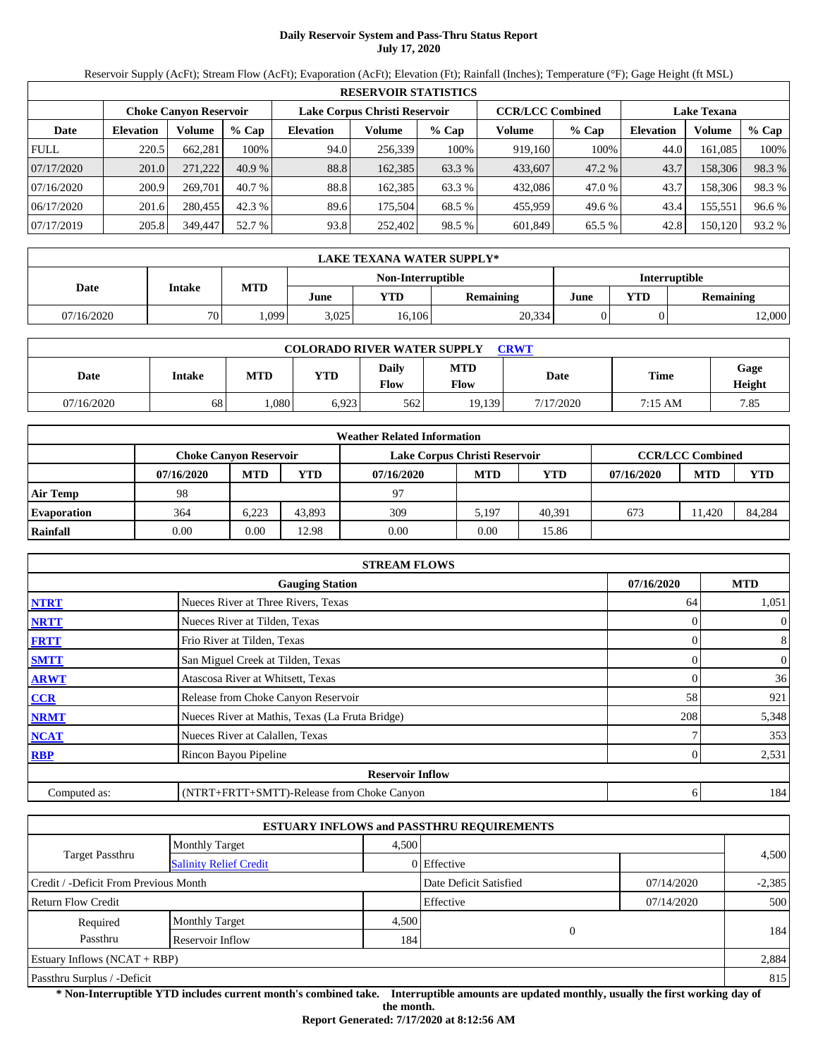# Daily Reservoir System and Pass-Thru Status Report
## July 17, 2020

Reservoir Supply (AcFt); Stream Flow (AcFt); Evaporation (AcFt); Elevation (Ft); Rainfall (Inches); Temperature (°F); Gage Height (ft MSL)

| RESERVOIR STATISTICS | | | | | | | | | | | |
|---|---|---|---|---|---|---|---|---|---|---|---|
| | Choke Canyon Reservoir | | | Lake Corpus Christi Reservoir | | | CCR/LCC Combined | | Lake Texana | | |
| Date | Elevation | Volume | % Cap | Elevation | Volume | % Cap | Volume | % Cap | Elevation | Volume | % Cap |
| FULL | 220.5 | 662,281 | 100% | 94.0 | 256,339 | 100% | 919,160 | 100% | 44.0 | 161,085 | 100% |
| 07/17/2020 | 201.0 | 271,222 | 40.9 % | 88.8 | 162,385 | 63.3 % | 433,607 | 47.2 % | 43.7 | 158,306 | 98.3 % |
| 07/16/2020 | 200.9 | 269,701 | 40.7 % | 88.8 | 162,385 | 63.3 % | 432,086 | 47.0 % | 43.7 | 158,306 | 98.3 % |
| 06/17/2020 | 201.6 | 280,455 | 42.3 % | 89.6 | 175,504 | 68.5 % | 455,959 | 49.6 % | 43.4 | 155,551 | 96.6 % |
| 07/17/2019 | 205.8 | 349,447 | 52.7 % | 93.8 | 252,402 | 98.5 % | 601,849 | 65.5 % | 42.8 | 150,120 | 93.2 % |

| LAKE TEXANA WATER SUPPLY* | | | | | | | | |
|---|---|---|---|---|---|---|---|---|
| Date | Intake | MTD | Non-Interruptible | | | Interruptible | | |
| | | | June | YTD | Remaining | June | YTD | Remaining |
| 07/16/2020 | 70 | 1,099 | 3,025 | 16,106 | 20,334 | 0 | 0 | 12,000 |

| COLORADO RIVER WATER SUPPLY CRWT | | | | | | | | |
|---|---|---|---|---|---|---|---|---|
| Date | Intake | MTD | YTD | Daily Flow | MTD Flow | Date | Time | Gage Height |
| 07/16/2020 | 68 | 1,080 | 6,923 | 562 | 19,139 | 7/17/2020 | 7:15 AM | 7.85 |

| Weather Related Information | | | | | | | | | |
|---|---|---|---|---|---|---|---|---|---|
| | Choke Canyon Reservoir | | | Lake Corpus Christi Reservoir | | | CCR/LCC Combined | | |
| | 07/16/2020 | MTD | YTD | 07/16/2020 | MTD | YTD | 07/16/2020 | MTD | YTD |
| Air Temp | 98 | | | 97 | | | | | |
| Evaporation | 364 | 6,223 | 43,893 | 309 | 5,197 | 40,391 | 673 | 11,420 | 84,284 |
| Rainfall | 0.00 | 0.00 | 12.98 | 0.00 | 0.00 | 15.86 | | | |

| STREAM FLOWS | | | |
|---|---|---|---|
| | Gauging Station | 07/16/2020 | MTD |
| NTRT | Nueces River at Three Rivers, Texas | 64 | 1,051 |
| NRTT | Nueces River at Tilden, Texas | 0 | 0 |
| FRTT | Frio River at Tilden, Texas | 0 | 8 |
| SMTT | San Miguel Creek at Tilden, Texas | 0 | 0 |
| ARWT | Atascosa River at Whitsett, Texas | 0 | 36 |
| CCR | Release from Choke Canyon Reservoir | 58 | 921 |
| NRMT | Nueces River at Mathis, Texas (La Fruta Bridge) | 208 | 5,348 |
| NCAT | Nueces River at Calallen, Texas | 7 | 353 |
| RBP | Rincon Bayou Pipeline | 0 | 2,531 |
| Reservoir Inflow | | | |
| Computed as: | (NTRT+FRTT+SMTT)-Release from Choke Canyon | 6 | 184 |

| ESTUARY INFLOWS and PASSTHRU REQUIREMENTS | | | | | |
|---|---|---|---|---|---|
| Target Passthru | Monthly Target | 4,500 | | | 4,500 |
| | Salinity Relief Credit | 0 | Effective | | |
| Credit / -Deficit From Previous Month | | | Date Deficit Satisfied | 07/14/2020 | -2,385 |
| Return Flow Credit | | | Effective | 07/14/2020 | 500 |
| Required Passthru | Monthly Target | 4,500 | 0 | | 184 |
| | Reservoir Inflow | 184 | | | |
| Estuary Inflows (NCAT + RBP) | | | | | 2,884 |
| Passthru Surplus / -Deficit | | | | | 815 |

**\* Non-Interruptible YTD includes current month's combined take. Interruptible amounts are updated monthly, usually the first working day of the month.**

**Report Generated: 7/17/2020 at 8:12:56 AM**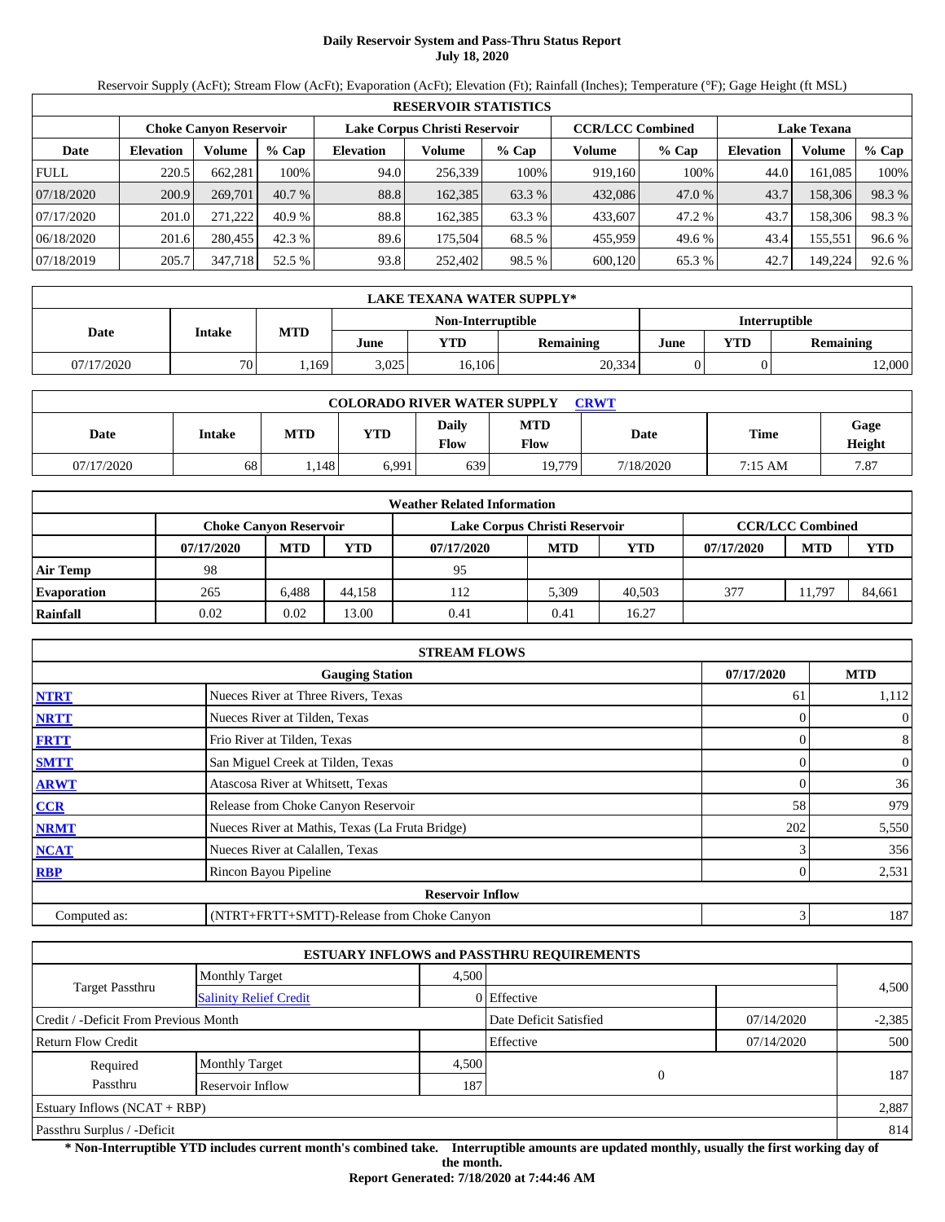# Daily Reservoir System and Pass-Thru Status Report
## July 18, 2020

Reservoir Supply (AcFt); Stream Flow (AcFt); Evaporation (AcFt); Elevation (Ft); Rainfall (Inches); Temperature (°F); Gage Height (ft MSL)

| RESERVOIR STATISTICS | | | | | | | | | | | |
|---|---|---|---|---|---|---|---|---|---|---|---|
| | Choke Canyon Reservoir | | | Lake Corpus Christi Reservoir | | | CCR/LCC Combined | | Lake Texana | | |
| Date | Elevation | Volume | % Cap | Elevation | Volume | % Cap | Volume | % Cap | Elevation | Volume | % Cap |
| FULL | 220.5 | 662,281 | 100% | 94.0 | 256,339 | 100% | 919,160 | 100% | 44.0 | 161,085 | 100% |
| 07/18/2020 | 200.9 | 269,701 | 40.7 % | 88.8 | 162,385 | 63.3 % | 432,086 | 47.0 % | 43.7 | 158,306 | 98.3 % |
| 07/17/2020 | 201.0 | 271,222 | 40.9 % | 88.8 | 162,385 | 63.3 % | 433,607 | 47.2 % | 43.7 | 158,306 | 98.3 % |
| 06/18/2020 | 201.6 | 280,455 | 42.3 % | 89.6 | 175,504 | 68.5 % | 455,959 | 49.6 % | 43.4 | 155,551 | 96.6 % |
| 07/18/2019 | 205.7 | 347,718 | 52.5 % | 93.8 | 252,402 | 98.5 % | 600,120 | 65.3 % | 42.7 | 149,224 | 92.6 % |

| LAKE TEXANA WATER SUPPLY* | | | | | | | | |
|---|---|---|---|---|---|---|---|---|
| Date | Intake | MTD | Non-Interruptible | | | Interruptible | | |
| | | | June | YTD | Remaining | June | YTD | Remaining |
| 07/17/2020 | 70 | 1,169 | 3,025 | 16,106 | 20,334 | 0 | 0 | 12,000 |

| COLORADO RIVER WATER SUPPLY CRWT | | | | | | | | |
|---|---|---|---|---|---|---|---|---|
| Date | Intake | MTD | YTD | Daily Flow | MTD Flow | Date | Time | Gage Height |
| 07/17/2020 | 68 | 1,148 | 6,991 | 639 | 19,779 | 7/18/2020 | 7:15 AM | 7.87 |

| Weather Related Information | | | | | | | | | |
|---|---|---|---|---|---|---|---|---|---|
| | Choke Canyon Reservoir | | | Lake Corpus Christi Reservoir | | | CCR/LCC Combined | | |
| | 07/17/2020 | MTD | YTD | 07/17/2020 | MTD | YTD | 07/17/2020 | MTD | YTD |
| Air Temp | 98 | | | 95 | | | | | |
| Evaporation | 265 | 6,488 | 44,158 | 112 | 5,309 | 40,503 | 377 | 11,797 | 84,661 |
| Rainfall | 0.02 | 0.02 | 13.00 | 0.41 | 0.41 | 16.27 | | | |

| STREAM FLOWS | | | |
|---|---|---|---|
| | Gauging Station | 07/17/2020 | MTD |
| NTRT | Nueces River at Three Rivers, Texas | 61 | 1,112 |
| NRTT | Nueces River at Tilden, Texas | 0 | 0 |
| FRTT | Frio River at Tilden, Texas | 0 | 8 |
| SMTT | San Miguel Creek at Tilden, Texas | 0 | 0 |
| ARWT | Atascosa River at Whitsett, Texas | 0 | 36 |
| CCR | Release from Choke Canyon Reservoir | 58 | 979 |
| NRMT | Nueces River at Mathis, Texas (La Fruta Bridge) | 202 | 5,550 |
| NCAT | Nueces River at Calallen, Texas | 3 | 356 |
| RBP | Rincon Bayou Pipeline | 0 | 2,531 |
| | Reservoir Inflow | | |
| Computed as: | (NTRT+FRTT+SMTT)-Release from Choke Canyon | 3 | 187 |

| ESTUARY INFLOWS and PASSTHRU REQUIREMENTS | | | | | |
|---|---|---|---|---|---|
| Target Passthru | Monthly Target | 4,500 | | | 4,500 |
| | Salinity Relief Credit | 0 | Effective | | |
| Credit / -Deficit From Previous Month | | | Date Deficit Satisfied | 07/14/2020 | -2,385 |
| Return Flow Credit | | | Effective | 07/14/2020 | 500 |
| Required Passthru | Monthly Target | 4,500 | 0 | | 187 |
| | Reservoir Inflow | 187 | | | |
| Estuary Inflows (NCAT + RBP) | | | | | 2,887 |
| Passthru Surplus / -Deficit | | | | | 814 |

**\* Non-Interruptible YTD includes current month's combined take. Interruptible amounts are updated monthly, usually the first working day of the month.**

**Report Generated: 7/18/2020 at 7:44:46 AM**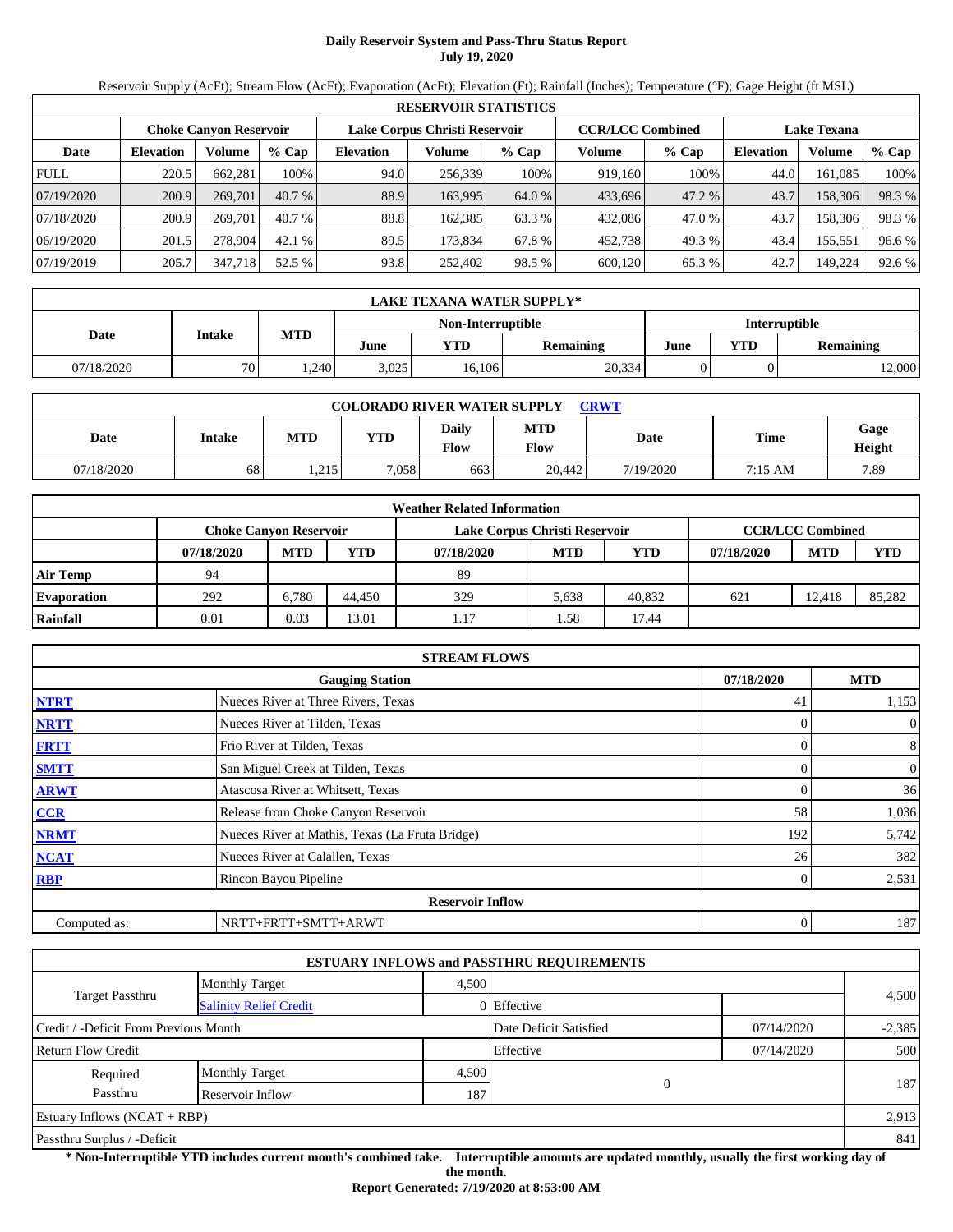# Daily Reservoir System and Pass-Thru Status Report
## July 19, 2020

Reservoir Supply (AcFt); Stream Flow (AcFt); Evaporation (AcFt); Elevation (Ft); Rainfall (Inches); Temperature (°F); Gage Height (ft MSL)

| RESERVOIR STATISTICS | | | | | | | | | | | |
|---|---|---|---|---|---|---|---|---|---|---|---|
| | Choke Canyon Reservoir | | | Lake Corpus Christi Reservoir | | | CCR/LCC Combined | | Lake Texana | | |
| Date | Elevation | Volume | % Cap | Elevation | Volume | % Cap | Volume | % Cap | Elevation | Volume | % Cap |
| FULL | 220.5 | 662,281 | 100% | 94.0 | 256,339 | 100% | 919,160 | 100% | 44.0 | 161,085 | 100% |
| 07/19/2020 | 200.9 | 269,701 | 40.7 % | 88.9 | 163,995 | 64.0 % | 433,696 | 47.2 % | 43.7 | 158,306 | 98.3 % |
| 07/18/2020 | 200.9 | 269,701 | 40.7 % | 88.8 | 162,385 | 63.3 % | 432,086 | 47.0 % | 43.7 | 158,306 | 98.3 % |
| 06/19/2020 | 201.5 | 278,904 | 42.1 % | 89.5 | 173,834 | 67.8 % | 452,738 | 49.3 % | 43.4 | 155,551 | 96.6 % |
| 07/19/2019 | 205.7 | 347,718 | 52.5 % | 93.8 | 252,402 | 98.5 % | 600,120 | 65.3 % | 42.7 | 149,224 | 92.6 % |

| LAKE TEXANA WATER SUPPLY* | | | | | | | | |
|---|---|---|---|---|---|---|---|---|
| Date | Intake | MTD | Non-Interruptible | | | Interruptible | | |
| | | | June | YTD | Remaining | June | YTD | Remaining |
| 07/18/2020 | 70 | 1,240 | 3,025 | 16,106 | 20,334 | 0 | 0 | 12,000 |

| COLORADO RIVER WATER SUPPLY CRWT | | | | | | | | |
|---|---|---|---|---|---|---|---|---|
| Date | Intake | MTD | YTD | Daily Flow | MTD Flow | Date | Time | Gage Height |
| 07/18/2020 | 68 | 1,215 | 7,058 | 663 | 20,442 | 7/19/2020 | 7:15 AM | 7.89 |

| Weather Related Information | | | | | | | | | |
|---|---|---|---|---|---|---|---|---|---|
| | Choke Canyon Reservoir | | | Lake Corpus Christi Reservoir | | | CCR/LCC Combined | | |
| | 07/18/2020 | MTD | YTD | 07/18/2020 | MTD | YTD | 07/18/2020 | MTD | YTD |
| Air Temp | 94 | | | 89 | | | | | |
| Evaporation | 292 | 6,780 | 44,450 | 329 | 5,638 | 40,832 | 621 | 12,418 | 85,282 |
| Rainfall | 0.01 | 0.03 | 13.01 | 1.17 | 1.58 | 17.44 | | | |

| STREAM FLOWS | | | |
|---|---|---|---|
| | Gauging Station | 07/18/2020 | MTD |
| NTRT | Nueces River at Three Rivers, Texas | 41 | 1,153 |
| NRTT | Nueces River at Tilden, Texas | 0 | 0 |
| FRTT | Frio River at Tilden, Texas | 0 | 8 |
| SMTT | San Miguel Creek at Tilden, Texas | 0 | 0 |
| ARWT | Atascosa River at Whitsett, Texas | 0 | 36 |
| CCR | Release from Choke Canyon Reservoir | 58 | 1,036 |
| NRMT | Nueces River at Mathis, Texas (La Fruta Bridge) | 192 | 5,742 |
| NCAT | Nueces River at Calallen, Texas | 26 | 382 |
| RBP | Rincon Bayou Pipeline | 0 | 2,531 |
| Reservoir Inflow | | | |
| Computed as: | NRTT+FRTT+SMTT+ARWT | 0 | 187 |

| ESTUARY INFLOWS and PASSTHRU REQUIREMENTS | | | | | |
|---|---|---|---|---|---|
| Target Passthru | Monthly Target | 4,500 | | | 4,500 |
| | Salinity Relief Credit | 0 | Effective | | |
| Credit / -Deficit From Previous Month | | | Date Deficit Satisfied | 07/14/2020 | -2,385 |
| Return Flow Credit | | | Effective | 07/14/2020 | 500 |
| Required Passthru | Monthly Target | 4,500 | 0 | | 187 |
| | Reservoir Inflow | 187 | | | |
| Estuary Inflows (NCAT + RBP) | | | | | 2,913 |
| Passthru Surplus / -Deficit | | | | | 841 |

**\* Non-Interruptible YTD includes current month's combined take. Interruptible amounts are updated monthly, usually the first working day of the month.**

**Report Generated: 7/19/2020 at 8:53:00 AM**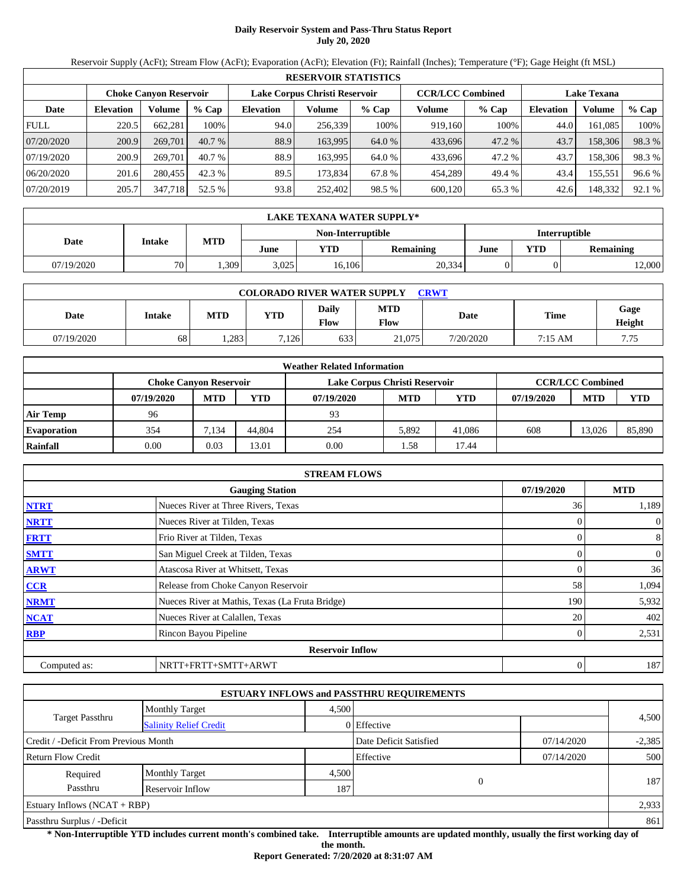# Daily Reservoir System and Pass-Thru Status Report
**July 20, 2020**

Reservoir Supply (AcFt); Stream Flow (AcFt); Evaporation (AcFt); Elevation (Ft); Rainfall (Inches); Temperature (°F); Gage Height (ft MSL)

| RESERVOIR STATISTICS | | | | | | | | | | | |
|---|---|---|---|---|---|---|---|---|---|---|---|
| | Choke Canyon Reservoir | | | Lake Corpus Christi Reservoir | | | CCR/LCC Combined | | Lake Texana | | |
| Date | Elevation | Volume | % Cap | Elevation | Volume | % Cap | Volume | % Cap | Elevation | Volume | % Cap |
| FULL | 220.5 | 662,281 | 100% | 94.0 | 256,339 | 100% | 919,160 | 100% | 44.0 | 161,085 | 100% |
| 07/20/2020 | 200.9 | 269,701 | 40.7 % | 88.9 | 163,995 | 64.0 % | 433,696 | 47.2 % | 43.7 | 158,306 | 98.3 % |
| 07/19/2020 | 200.9 | 269,701 | 40.7 % | 88.9 | 163,995 | 64.0 % | 433,696 | 47.2 % | 43.7 | 158,306 | 98.3 % |
| 06/20/2020 | 201.6 | 280,455 | 42.3 % | 89.5 | 173,834 | 67.8 % | 454,289 | 49.4 % | 43.4 | 155,551 | 96.6 % |
| 07/20/2019 | 205.7 | 347,718 | 52.5 % | 93.8 | 252,402 | 98.5 % | 600,120 | 65.3 % | 42.6 | 148,332 | 92.1 % |

| LAKE TEXANA WATER SUPPLY* | | | | | | | | |
|---|---|---|---|---|---|---|---|---|
| Date | Intake | MTD | Non-Interruptible | | | Interruptible | | |
| | | | June | YTD | Remaining | June | YTD | Remaining |
| 07/19/2020 | 70 | 1,309 | 3,025 | 16,106 | 20,334 | 0 | 0 | 12,000 |

| COLORADO RIVER WATER SUPPLY CRWT | | | | | | | | |
|---|---|---|---|---|---|---|---|---|
| Date | Intake | MTD | YTD | Daily Flow | MTD Flow | Date | Time | Gage Height |
| 07/19/2020 | 68 | 1,283 | 7,126 | 633 | 21,075 | 7/20/2020 | 7:15 AM | 7.75 |

| Weather Related Information | | | | | | | | | |
|---|---|---|---|---|---|---|---|---|---|
| | Choke Canyon Reservoir | | | Lake Corpus Christi Reservoir | | | CCR/LCC Combined | | |
| | 07/19/2020 | MTD | YTD | 07/19/2020 | MTD | YTD | 07/19/2020 | MTD | YTD |
| Air Temp | 96 | | | 93 | | | | | |
| Evaporation | 354 | 7,134 | 44,804 | 254 | 5,892 | 41,086 | 608 | 13,026 | 85,890 |
| Rainfall | 0.00 | 0.03 | 13.01 | 0.00 | 1.58 | 17.44 | | | |

| STREAM FLOWS | | | |
|---|---|---|---|
| | Gauging Station | 07/19/2020 | MTD |
| NTRT | Nueces River at Three Rivers, Texas | 36 | 1,189 |
| NRTT | Nueces River at Tilden, Texas | 0 | 0 |
| FRTT | Frio River at Tilden, Texas | 0 | 8 |
| SMTT | San Miguel Creek at Tilden, Texas | 0 | 0 |
| ARWT | Atascosa River at Whitsett, Texas | 0 | 36 |
| CCR | Release from Choke Canyon Reservoir | 58 | 1,094 |
| NRMT | Nueces River at Mathis, Texas (La Fruta Bridge) | 190 | 5,932 |
| NCAT | Nueces River at Calallen, Texas | 20 | 402 |
| RBP | Rincon Bayou Pipeline | 0 | 2,531 |
| Reservoir Inflow | | | |
| Computed as: | NRTT+FRTT+SMTT+ARWT | 0 | 187 |

| ESTUARY INFLOWS and PASSTHRU REQUIREMENTS | | | | | |
|---|---|---|---|---|---|
| Target Passthru | Monthly Target | 4,500 | | | 4,500 |
| | Salinity Relief Credit | 0 | Effective | | |
| Credit / -Deficit From Previous Month | | | Date Deficit Satisfied | 07/14/2020 | -2,385 |
| Return Flow Credit | | | Effective | 07/14/2020 | 500 |
| Required Passthru | Monthly Target | 4,500 | 0 | | 187 |
| | Reservoir Inflow | 187 | | | |
| Estuary Inflows (NCAT + RBP) | | | | | 2,933 |
| Passthru Surplus / -Deficit | | | | | 861 |

**\* Non-Interruptible YTD includes current month's combined take. Interruptible amounts are updated monthly, usually the first working day of the month.**

**Report Generated: 7/20/2020 at 8:31:07 AM**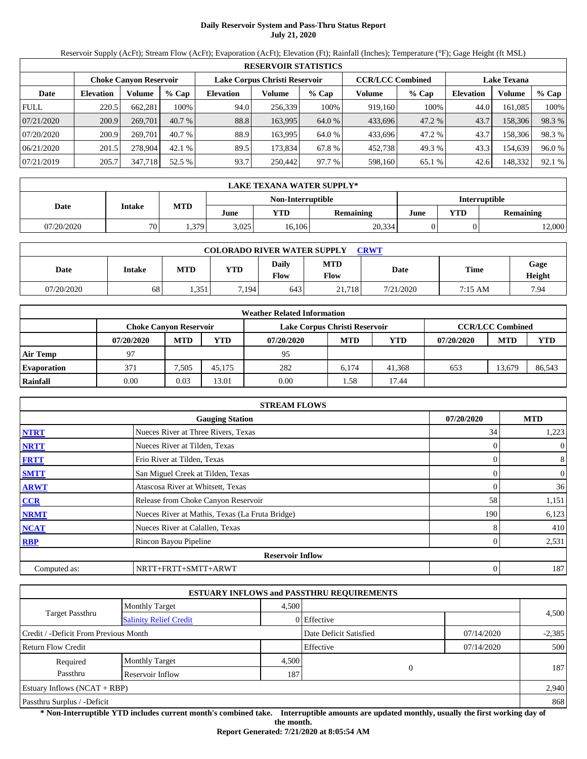# Daily Reservoir System and Pass-Thru Status Report
**July 21, 2020**

Reservoir Supply (AcFt); Stream Flow (AcFt); Evaporation (AcFt); Elevation (Ft); Rainfall (Inches); Temperature (°F); Gage Height (ft MSL)

| RESERVOIR STATISTICS | | | | | | | | | | | |
|---|---|---|---|---|---|---|---|---|---|---|---|
| | Choke Canyon Reservoir | | | Lake Corpus Christi Reservoir | | | CCR/LCC Combined | | Lake Texana | | |
| Date | Elevation | Volume | % Cap | Elevation | Volume | % Cap | Volume | % Cap | Elevation | Volume | % Cap |
| FULL | 220.5 | 662,281 | 100% | 94.0 | 256,339 | 100% | 919,160 | 100% | 44.0 | 161,085 | 100% |
| 07/21/2020 | 200.9 | 269,701 | 40.7 % | 88.8 | 163,995 | 64.0 % | 433,696 | 47.2 % | 43.7 | 158,306 | 98.3 % |
| 07/20/2020 | 200.9 | 269,701 | 40.7 % | 88.9 | 163,995 | 64.0 % | 433,696 | 47.2 % | 43.7 | 158,306 | 98.3 % |
| 06/21/2020 | 201.5 | 278,904 | 42.1 % | 89.5 | 173,834 | 67.8 % | 452,738 | 49.3 % | 43.3 | 154,639 | 96.0 % |
| 07/21/2019 | 205.7 | 347,718 | 52.5 % | 93.7 | 250,442 | 97.7 % | 598,160 | 65.1 % | 42.6 | 148,332 | 92.1 % |

| LAKE TEXANA WATER SUPPLY* | | | | | | | | |
|---|---|---|---|---|---|---|---|---|
| Date | Intake | MTD | Non-Interruptible | | | Interruptible | | |
| | | | June | YTD | Remaining | June | YTD | Remaining |
| 07/20/2020 | 70 | 1,379 | 3,025 | 16,106 | 20,334 | 0 | 0 | 12,000 |

| COLORADO RIVER WATER SUPPLY CRWT | | | | | | | | |
|---|---|---|---|---|---|---|---|---|
| Date | Intake | MTD | YTD | Daily Flow | MTD Flow | Date | Time | Gage Height |
| 07/20/2020 | 68 | 1,351 | 7,194 | 643 | 21,718 | 7/21/2020 | 7:15 AM | 7.94 |

| Weather Related Information | | | | | | | | | |
|---|---|---|---|---|---|---|---|---|---|
| | Choke Canyon Reservoir | | | Lake Corpus Christi Reservoir | | | CCR/LCC Combined | | |
| | 07/20/2020 | MTD | YTD | 07/20/2020 | MTD | YTD | 07/20/2020 | MTD | YTD |
| Air Temp | 97 | | | 95 | | | | | |
| Evaporation | 371 | 7,505 | 45,175 | 282 | 6,174 | 41,368 | 653 | 13,679 | 86,543 |
| Rainfall | 0.00 | 0.03 | 13.01 | 0.00 | 1.58 | 17.44 | | | |

| STREAM FLOWS | | | |
|---|---|---|---|
| | Gauging Station | 07/20/2020 | MTD |
| NTRT | Nueces River at Three Rivers, Texas | 34 | 1,223 |
| NRTT | Nueces River at Tilden, Texas | 0 | 0 |
| FRTT | Frio River at Tilden, Texas | 0 | 8 |
| SMTT | San Miguel Creek at Tilden, Texas | 0 | 0 |
| ARWT | Atascosa River at Whitsett, Texas | 0 | 36 |
| CCR | Release from Choke Canyon Reservoir | 58 | 1,151 |
| NRMT | Nueces River at Mathis, Texas (La Fruta Bridge) | 190 | 6,123 |
| NCAT | Nueces River at Calallen, Texas | 8 | 410 |
| RBP | Rincon Bayou Pipeline | 0 | 2,531 |
| | Reservoir Inflow | | |
| Computed as: | NRTT+FRTT+SMTT+ARWT | 0 | 187 |

| ESTUARY INFLOWS and PASSTHRU REQUIREMENTS | | | | | |
|---|---|---|---|---|---|
| Target Passthru | Monthly Target | 4,500 | | | 4,500 |
| | Salinity Relief Credit | 0 | Effective | | |
| Credit / -Deficit From Previous Month | | | Date Deficit Satisfied | 07/14/2020 | -2,385 |
| Return Flow Credit | | | Effective | 07/14/2020 | 500 |
| Required Passthru | Monthly Target | 4,500 | 0 | | 187 |
| | Reservoir Inflow | 187 | | | |
| Estuary Inflows (NCAT + RBP) | | | | | 2,940 |
| Passthru Surplus / -Deficit | | | | | 868 |

**\* Non-Interruptible YTD includes current month's combined take. Interruptible amounts are updated monthly, usually the first working day of the month.**

**Report Generated: 7/21/2020 at 8:05:54 AM**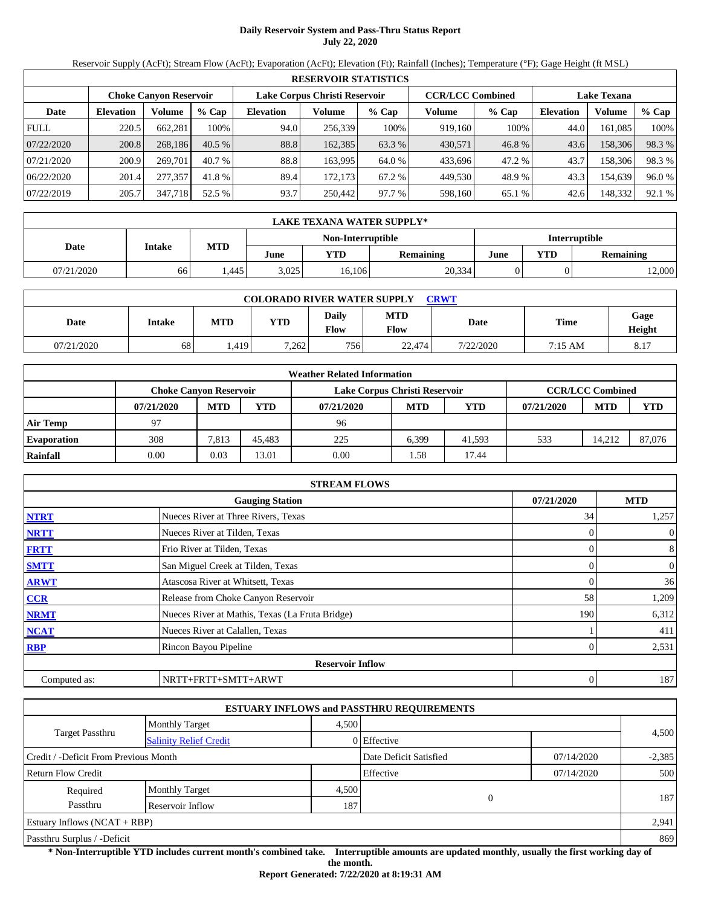# Daily Reservoir System and Pass-Thru Status Report
## July 22, 2020

Reservoir Supply (AcFt); Stream Flow (AcFt); Evaporation (AcFt); Elevation (Ft); Rainfall (Inches); Temperature (°F); Gage Height (ft MSL)

| RESERVOIR STATISTICS | | | | | | | | | | | |
|---|---|---|---|---|---|---|---|---|---|---|---|
| | Choke Canyon Reservoir | | | Lake Corpus Christi Reservoir | | | CCR/LCC Combined | | Lake Texana | | |
| Date | Elevation | Volume | % Cap | Elevation | Volume | % Cap | Volume | % Cap | Elevation | Volume | % Cap |
| FULL | 220.5 | 662,281 | 100% | 94.0 | 256,339 | 100% | 919,160 | 100% | 44.0 | 161,085 | 100% |
| 07/22/2020 | 200.8 | 268,186 | 40.5 % | 88.8 | 162,385 | 63.3 % | 430,571 | 46.8 % | 43.6 | 158,306 | 98.3 % |
| 07/21/2020 | 200.9 | 269,701 | 40.7 % | 88.8 | 163,995 | 64.0 % | 433,696 | 47.2 % | 43.7 | 158,306 | 98.3 % |
| 06/22/2020 | 201.4 | 277,357 | 41.8 % | 89.4 | 172,173 | 67.2 % | 449,530 | 48.9 % | 43.3 | 154,639 | 96.0 % |
| 07/22/2019 | 205.7 | 347,718 | 52.5 % | 93.7 | 250,442 | 97.7 % | 598,160 | 65.1 % | 42.6 | 148,332 | 92.1 % |

| LAKE TEXANA WATER SUPPLY* | | | | | | | | |
|---|---|---|---|---|---|---|---|---|
| Date | Intake | MTD | Non-Interruptible | | | Interruptible | | |
| | | | June | YTD | Remaining | June | YTD | Remaining |
| 07/21/2020 | 66 | 1,445 | 3,025 | 16,106 | 20,334 | 0 | 0 | 12,000 |

| COLORADO RIVER WATER SUPPLY CRWT | | | | | | | | |
|---|---|---|---|---|---|---|---|---|
| Date | Intake | MTD | YTD | Daily Flow | MTD Flow | Date | Time | Gage Height |
| 07/21/2020 | 68 | 1,419 | 7,262 | 756 | 22,474 | 7/22/2020 | 7:15 AM | 8.17 |

| Weather Related Information | | | | | | | | | |
|---|---|---|---|---|---|---|---|---|---|
| | Choke Canyon Reservoir | | | Lake Corpus Christi Reservoir | | | CCR/LCC Combined | | |
| | 07/21/2020 | MTD | YTD | 07/21/2020 | MTD | YTD | 07/21/2020 | MTD | YTD |
| Air Temp | 97 | | | 96 | | | | | |
| Evaporation | 308 | 7,813 | 45,483 | 225 | 6,399 | 41,593 | 533 | 14,212 | 87,076 |
| Rainfall | 0.00 | 0.03 | 13.01 | 0.00 | 1.58 | 17.44 | | | |

| STREAM FLOWS | | | |
|---|---|---|---|
| | Gauging Station | 07/21/2020 | MTD |
| NTRT | Nueces River at Three Rivers, Texas | 34 | 1,257 |
| NRTT | Nueces River at Tilden, Texas | 0 | 0 |
| FRTT | Frio River at Tilden, Texas | 0 | 8 |
| SMTT | San Miguel Creek at Tilden, Texas | 0 | 0 |
| ARWT | Atascosa River at Whitsett, Texas | 0 | 36 |
| CCR | Release from Choke Canyon Reservoir | 58 | 1,209 |
| NRMT | Nueces River at Mathis, Texas (La Fruta Bridge) | 190 | 6,312 |
| NCAT | Nueces River at Calallen, Texas | 1 | 411 |
| RBP | Rincon Bayou Pipeline | 0 | 2,531 |
| Reservoir Inflow | | | |
| Computed as: | NRTT+FRTT+SMTT+ARWT | 0 | 187 |

| ESTUARY INFLOWS and PASSTHRU REQUIREMENTS | | | | | |
|---|---|---|---|---|---|
| Target Passthru | Monthly Target | 4,500 | | | 4,500 |
| | Salinity Relief Credit | 0 | Effective | | |
| Credit / -Deficit From Previous Month | | | Date Deficit Satisfied | 07/14/2020 | -2,385 |
| Return Flow Credit | | | Effective | 07/14/2020 | 500 |
| Required Passthru | Monthly Target | 4,500 | 0 | | 187 |
| | Reservoir Inflow | 187 | | | |
| Estuary Inflows (NCAT + RBP) | | | | | 2,941 |
| Passthru Surplus / -Deficit | | | | | 869 |

**\* Non-Interruptible YTD includes current month's combined take. Interruptible amounts are updated monthly, usually the first working day of the month.**

**Report Generated: 7/22/2020 at 8:19:31 AM**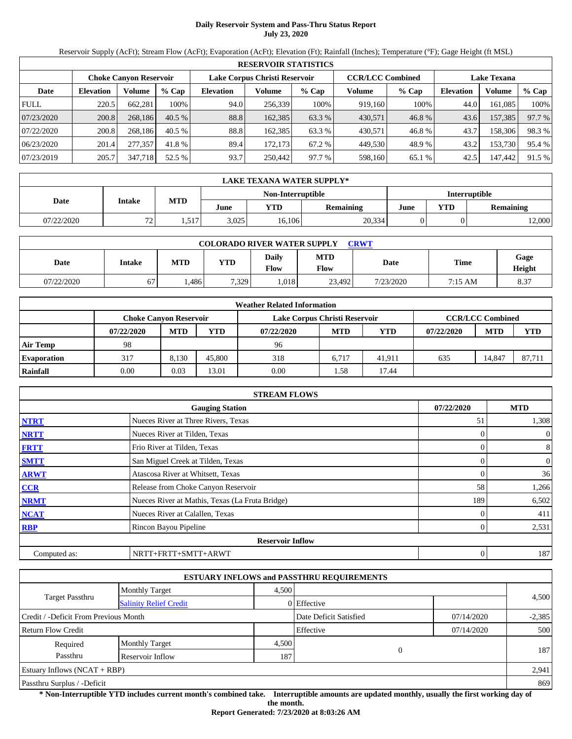# Daily Reservoir System and Pass-Thru Status Report
## July 23, 2020

Reservoir Supply (AcFt); Stream Flow (AcFt); Evaporation (AcFt); Elevation (Ft); Rainfall (Inches); Temperature (°F); Gage Height (ft MSL)

| RESERVOIR STATISTICS | | | | | | | | | | | |
|---|---|---|---|---|---|---|---|---|---|---|---|
| | Choke Canyon Reservoir | | | Lake Corpus Christi Reservoir | | | CCR/LCC Combined | | Lake Texana | | |
| Date | Elevation | Volume | % Cap | Elevation | Volume | % Cap | Volume | % Cap | Elevation | Volume | % Cap |
| FULL | 220.5 | 662,281 | 100% | 94.0 | 256,339 | 100% | 919,160 | 100% | 44.0 | 161,085 | 100% |
| 07/23/2020 | 200.8 | 268,186 | 40.5 % | 88.8 | 162,385 | 63.3 % | 430,571 | 46.8 % | 43.6 | 157,385 | 97.7 % |
| 07/22/2020 | 200.8 | 268,186 | 40.5 % | 88.8 | 162,385 | 63.3 % | 430,571 | 46.8 % | 43.7 | 158,306 | 98.3 % |
| 06/23/2020 | 201.4 | 277,357 | 41.8 % | 89.4 | 172,173 | 67.2 % | 449,530 | 48.9 % | 43.2 | 153,730 | 95.4 % |
| 07/23/2019 | 205.7 | 347,718 | 52.5 % | 93.7 | 250,442 | 97.7 % | 598,160 | 65.1 % | 42.5 | 147,442 | 91.5 % |

| LAKE TEXANA WATER SUPPLY* | | | | | | | | |
|---|---|---|---|---|---|---|---|---|
| Date | Intake | MTD | Non-Interruptible | | | Interruptible | | |
| | | | June | YTD | Remaining | June | YTD | Remaining |
| 07/22/2020 | 72 | 1,517 | 3,025 | 16,106 | 20,334 | 0 | 0 | 12,000 |

| COLORADO RIVER WATER SUPPLY CRWT | | | | | | | | |
|---|---|---|---|---|---|---|---|---|
| Date | Intake | MTD | YTD | Daily Flow | MTD Flow | Date | Time | Gage Height |
| 07/22/2020 | 67 | 1,486 | 7,329 | 1,018 | 23,492 | 7/23/2020 | 7:15 AM | 8.37 |

| Weather Related Information | | | | | | | | | |
|---|---|---|---|---|---|---|---|---|---|
| | Choke Canyon Reservoir | | | Lake Corpus Christi Reservoir | | | CCR/LCC Combined | | |
| | 07/22/2020 | MTD | YTD | 07/22/2020 | MTD | YTD | 07/22/2020 | MTD | YTD |
| Air Temp | 98 | | | 96 | | | | | |
| Evaporation | 317 | 8,130 | 45,800 | 318 | 6,717 | 41,911 | 635 | 14,847 | 87,711 |
| Rainfall | 0.00 | 0.03 | 13.01 | 0.00 | 1.58 | 17.44 | | | |

| STREAM FLOWS | | | |
|---|---|---|---|
| Gauging Station | | 07/22/2020 | MTD |
| NTRT | Nueces River at Three Rivers, Texas | 51 | 1,308 |
| NRTT | Nueces River at Tilden, Texas | 0 | 0 |
| FRTT | Frio River at Tilden, Texas | 0 | 8 |
| SMTT | San Miguel Creek at Tilden, Texas | 0 | 0 |
| ARWT | Atascosa River at Whitsett, Texas | 0 | 36 |
| CCR | Release from Choke Canyon Reservoir | 58 | 1,266 |
| NRMT | Nueces River at Mathis, Texas (La Fruta Bridge) | 189 | 6,502 |
| NCAT | Nueces River at Calallen, Texas | 0 | 411 |
| RBP | Rincon Bayou Pipeline | 0 | 2,531 |
| Reservoir Inflow | | | |
| Computed as: | NRTT+FRTT+SMTT+ARWT | 0 | 187 |

| ESTUARY INFLOWS and PASSTHRU REQUIREMENTS | | | | | |
|---|---|---|---|---|---|
| Target Passthru | Monthly Target | 4,500 | | | 4,500 |
| | Salinity Relief Credit | 0 | Effective | | |
| Credit / -Deficit From Previous Month | | | Date Deficit Satisfied | 07/14/2020 | -2,385 |
| Return Flow Credit | | | Effective | 07/14/2020 | 500 |
| Required Passthru | Monthly Target | 4,500 | 0 | | 187 |
| | Reservoir Inflow | 187 | | | |
| Estuary Inflows (NCAT + RBP) | | | | | 2,941 |
| Passthru Surplus / -Deficit | | | | | 869 |

**\* Non-Interruptible YTD includes current month's combined take. Interruptible amounts are updated monthly, usually the first working day of the month.**

**Report Generated: 7/23/2020 at 8:03:26 AM**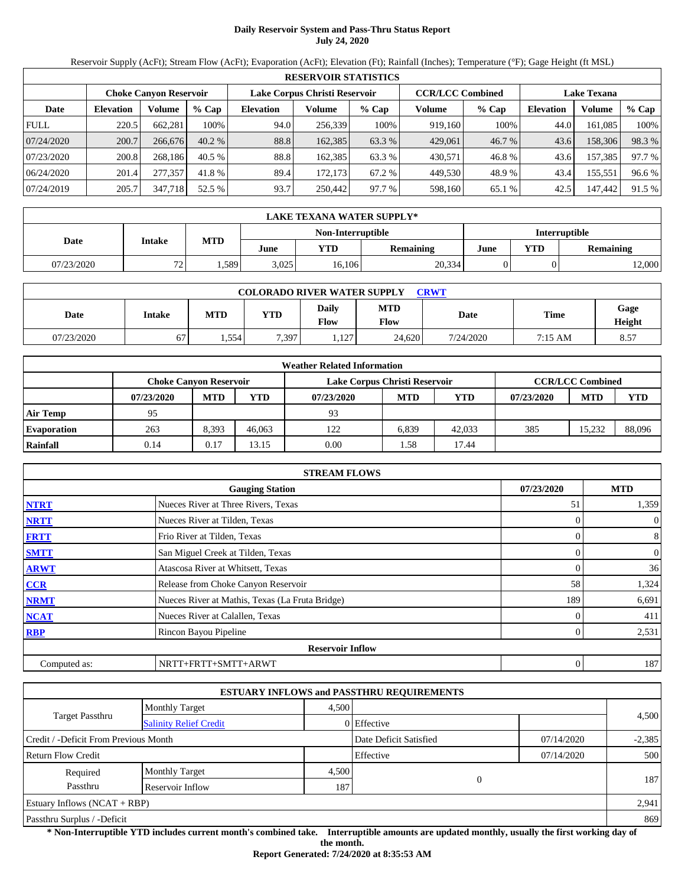# Daily Reservoir System and Pass-Thru Status Report
## July 24, 2020

Reservoir Supply (AcFt); Stream Flow (AcFt); Evaporation (AcFt); Elevation (Ft); Rainfall (Inches); Temperature (°F); Gage Height (ft MSL)

| RESERVOIR STATISTICS | | | | | | | | | | | |
|---|---|---|---|---|---|---|---|---|---|---|---|
| | Choke Canyon Reservoir | | | Lake Corpus Christi Reservoir | | | CCR/LCC Combined | | Lake Texana | | |
| Date | Elevation | Volume | % Cap | Elevation | Volume | % Cap | Volume | % Cap | Elevation | Volume | % Cap |
| FULL | 220.5 | 662,281 | 100% | 94.0 | 256,339 | 100% | 919,160 | 100% | 44.0 | 161,085 | 100% |
| 07/24/2020 | 200.7 | 266,676 | 40.2 % | 88.8 | 162,385 | 63.3 % | 429,061 | 46.7 % | 43.6 | 158,306 | 98.3 % |
| 07/23/2020 | 200.8 | 268,186 | 40.5 % | 88.8 | 162,385 | 63.3 % | 430,571 | 46.8 % | 43.6 | 157,385 | 97.7 % |
| 06/24/2020 | 201.4 | 277,357 | 41.8 % | 89.4 | 172,173 | 67.2 % | 449,530 | 48.9 % | 43.4 | 155,551 | 96.6 % |
| 07/24/2019 | 205.7 | 347,718 | 52.5 % | 93.7 | 250,442 | 97.7 % | 598,160 | 65.1 % | 42.5 | 147,442 | 91.5 % |

| LAKE TEXANA WATER SUPPLY* | | | | | | | | |
|---|---|---|---|---|---|---|---|---|
| Date | Intake | MTD | Non-Interruptible | | | Interruptible | | |
| | | | June | YTD | Remaining | June | YTD | Remaining |
| 07/23/2020 | 72 | 1,589 | 3,025 | 16,106 | 20,334 | 0 | 0 | 12,000 |

| COLORADO RIVER WATER SUPPLY CRWT | | | | | | | | |
|---|---|---|---|---|---|---|---|---|
| Date | Intake | MTD | YTD | Daily Flow | MTD Flow | Date | Time | Gage Height |
| 07/23/2020 | 67 | 1,554 | 7,397 | 1,127 | 24,620 | 7/24/2020 | 7:15 AM | 8.57 |

| Weather Related Information | | | | | | | | | |
|---|---|---|---|---|---|---|---|---|---|
| | Choke Canyon Reservoir | | | Lake Corpus Christi Reservoir | | | CCR/LCC Combined | | |
| | 07/23/2020 | MTD | YTD | 07/23/2020 | MTD | YTD | 07/23/2020 | MTD | YTD |
| Air Temp | 95 | | | 93 | | | | | |
| Evaporation | 263 | 8,393 | 46,063 | 122 | 6,839 | 42,033 | 385 | 15,232 | 88,096 |
| Rainfall | 0.14 | 0.17 | 13.15 | 0.00 | 1.58 | 17.44 | | | |

| STREAM FLOWS | | | |
|---|---|---|---|
| Gauging Station | | 07/23/2020 | MTD |
| NTRT | Nueces River at Three Rivers, Texas | 51 | 1,359 |
| NRTT | Nueces River at Tilden, Texas | 0 | 0 |
| FRTT | Frio River at Tilden, Texas | 0 | 8 |
| SMTT | San Miguel Creek at Tilden, Texas | 0 | 0 |
| ARWT | Atascosa River at Whitsett, Texas | 0 | 36 |
| CCR | Release from Choke Canyon Reservoir | 58 | 1,324 |
| NRMT | Nueces River at Mathis, Texas (La Fruta Bridge) | 189 | 6,691 |
| NCAT | Nueces River at Calallen, Texas | 0 | 411 |
| RBP | Rincon Bayou Pipeline | 0 | 2,531 |
| Reservoir Inflow | | | |
| Computed as: | NRTT+FRTT+SMTT+ARWT | 0 | 187 |

| ESTUARY INFLOWS and PASSTHRU REQUIREMENTS | | | | | |
|---|---|---|---|---|---|
| Target Passthru | Monthly Target | 4,500 | | | 4,500 |
| | Salinity Relief Credit | 0 | Effective | | |
| Credit / -Deficit From Previous Month | | | Date Deficit Satisfied | 07/14/2020 | -2,385 |
| Return Flow Credit | | | Effective | 07/14/2020 | 500 |
| Required Passthru | Monthly Target | 4,500 | 0 | | 187 |
| | Reservoir Inflow | 187 | | | |
| Estuary Inflows (NCAT + RBP) | | | | | 2,941 |
| Passthru Surplus / -Deficit | | | | | 869 |

**\* Non-Interruptible YTD includes current month's combined take. Interruptible amounts are updated monthly, usually the first working day of the month.**

**Report Generated: 7/24/2020 at 8:35:53 AM**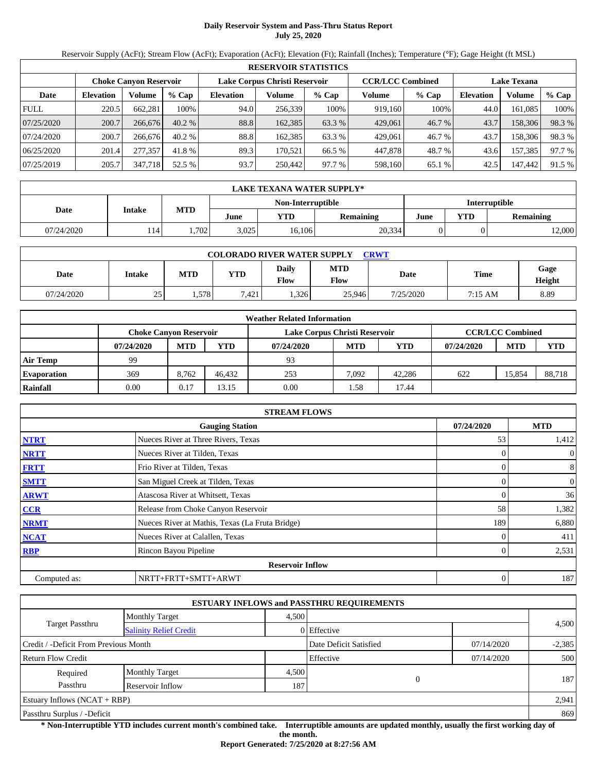# Daily Reservoir System and Pass-Thru Status Report
**July 25, 2020**

Reservoir Supply (AcFt); Stream Flow (AcFt); Evaporation (AcFt); Elevation (Ft); Rainfall (Inches); Temperature (°F); Gage Height (ft MSL)

| RESERVOIR STATISTICS | | | | | | | | | | | |
|---|---|---|---|---|---|---|---|---|---|---|---|
| | Choke Canyon Reservoir | | | Lake Corpus Christi Reservoir | | | CCR/LCC Combined | | Lake Texana | | |
| Date | Elevation | Volume | % Cap | Elevation | Volume | % Cap | Volume | % Cap | Elevation | Volume | % Cap |
| FULL | 220.5 | 662,281 | 100% | 94.0 | 256,339 | 100% | 919,160 | 100% | 44.0 | 161,085 | 100% |
| 07/25/2020 | 200.7 | 266,676 | 40.2 % | 88.8 | 162,385 | 63.3 % | 429,061 | 46.7 % | 43.7 | 158,306 | 98.3 % |
| 07/24/2020 | 200.7 | 266,676 | 40.2 % | 88.8 | 162,385 | 63.3 % | 429,061 | 46.7 % | 43.7 | 158,306 | 98.3 % |
| 06/25/2020 | 201.4 | 277,357 | 41.8 % | 89.3 | 170,521 | 66.5 % | 447,878 | 48.7 % | 43.6 | 157,385 | 97.7 % |
| 07/25/2019 | 205.7 | 347,718 | 52.5 % | 93.7 | 250,442 | 97.7 % | 598,160 | 65.1 % | 42.5 | 147,442 | 91.5 % |

| LAKE TEXANA WATER SUPPLY* | | | | | | | | |
|---|---|---|---|---|---|---|---|---|
| Date | Intake | MTD | Non-Interruptible | | | Interruptible | | |
| | | | June | YTD | Remaining | June | YTD | Remaining |
| 07/24/2020 | 114 | 1,702 | 3,025 | 16,106 | 20,334 | 0 | 0 | 12,000 |

| COLORADO RIVER WATER SUPPLY CRWT | | | | | | | | |
|---|---|---|---|---|---|---|---|---|
| Date | Intake | MTD | YTD | Daily Flow | MTD Flow | Date | Time | Gage Height |
| 07/24/2020 | 25 | 1,578 | 7,421 | 1,326 | 25,946 | 7/25/2020 | 7:15 AM | 8.89 |

| Weather Related Information | | | | | | | | | |
|---|---|---|---|---|---|---|---|---|---|
| | Choke Canyon Reservoir | | | Lake Corpus Christi Reservoir | | | CCR/LCC Combined | | |
| | 07/24/2020 | MTD | YTD | 07/24/2020 | MTD | YTD | 07/24/2020 | MTD | YTD |
| Air Temp | 99 | | | 93 | | | | | |
| Evaporation | 369 | 8,762 | 46,432 | 253 | 7,092 | 42,286 | 622 | 15,854 | 88,718 |
| Rainfall | 0.00 | 0.17 | 13.15 | 0.00 | 1.58 | 17.44 | | | |

| STREAM FLOWS | | | |
|---|---|---|---|
| | Gauging Station | 07/24/2020 | MTD |
| NTRT | Nueces River at Three Rivers, Texas | 53 | 1,412 |
| NRTT | Nueces River at Tilden, Texas | 0 | 0 |
| FRTT | Frio River at Tilden, Texas | 0 | 8 |
| SMTT | San Miguel Creek at Tilden, Texas | 0 | 0 |
| ARWT | Atascosa River at Whitsett, Texas | 0 | 36 |
| CCR | Release from Choke Canyon Reservoir | 58 | 1,382 |
| NRMT | Nueces River at Mathis, Texas (La Fruta Bridge) | 189 | 6,880 |
| NCAT | Nueces River at Calallen, Texas | 0 | 411 |
| RBP | Rincon Bayou Pipeline | 0 | 2,531 |
| Reservoir Inflow | | | |
| Computed as: | NRTT+FRTT+SMTT+ARWT | 0 | 187 |

| ESTUARY INFLOWS and PASSTHRU REQUIREMENTS | | | | | |
|---|---|---|---|---|---|
| Target Passthru | Monthly Target | 4,500 | | | 4,500 |
| | Salinity Relief Credit | 0 | Effective | | |
| Credit / -Deficit From Previous Month | | | Date Deficit Satisfied | 07/14/2020 | -2,385 |
| Return Flow Credit | | | Effective | 07/14/2020 | 500 |
| Required Passthru | Monthly Target | 4,500 | 0 | | 187 |
| | Reservoir Inflow | 187 | | | |
| Estuary Inflows (NCAT + RBP) | | | | | 2,941 |
| Passthru Surplus / -Deficit | | | | | 869 |

**\* Non-Interruptible YTD includes current month's combined take. Interruptible amounts are updated monthly, usually the first working day of the month.**

**Report Generated: 7/25/2020 at 8:27:56 AM**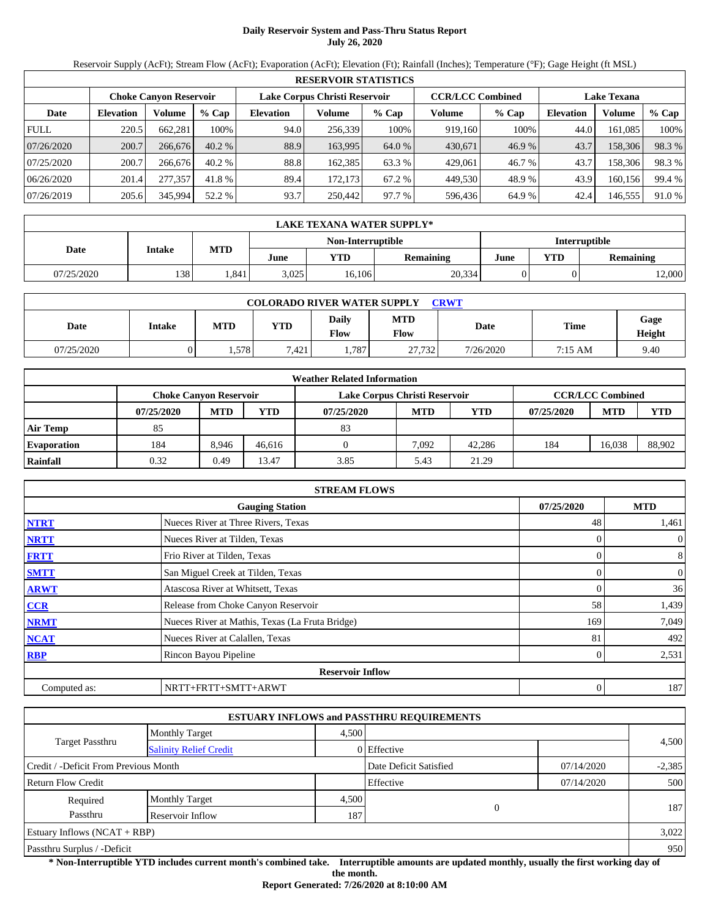# Daily Reservoir System and Pass-Thru Status Report
**July 26, 2020**

Reservoir Supply (AcFt); Stream Flow (AcFt); Evaporation (AcFt); Elevation (Ft); Rainfall (Inches); Temperature (°F); Gage Height (ft MSL)

| RESERVOIR STATISTICS | | | | | | | | | | | |
|---|---|---|---|---|---|---|---|---|---|---|---|
| | Choke Canyon Reservoir | | | Lake Corpus Christi Reservoir | | | CCR/LCC Combined | | Lake Texana | | |
| Date | Elevation | Volume | % Cap | Elevation | Volume | % Cap | Volume | % Cap | Elevation | Volume | % Cap |
| FULL | 220.5 | 662,281 | 100% | 94.0 | 256,339 | 100% | 919,160 | 100% | 44.0 | 161,085 | 100% |
| 07/26/2020 | 200.7 | 266,676 | 40.2 % | 88.9 | 163,995 | 64.0 % | 430,671 | 46.9 % | 43.7 | 158,306 | 98.3 % |
| 07/25/2020 | 200.7 | 266,676 | 40.2 % | 88.8 | 162,385 | 63.3 % | 429,061 | 46.7 % | 43.7 | 158,306 | 98.3 % |
| 06/26/2020 | 201.4 | 277,357 | 41.8 % | 89.4 | 172,173 | 67.2 % | 449,530 | 48.9 % | 43.9 | 160,156 | 99.4 % |
| 07/26/2019 | 205.6 | 345,994 | 52.2 % | 93.7 | 250,442 | 97.7 % | 596,436 | 64.9 % | 42.4 | 146,555 | 91.0 % |

| LAKE TEXANA WATER SUPPLY* | | | | | | | | |
|---|---|---|---|---|---|---|---|---|
| Date | Intake | MTD | Non-Interruptible | | | Interruptible | | |
| | | | June | YTD | Remaining | June | YTD | Remaining |
| 07/25/2020 | 138 | 1,841 | 3,025 | 16,106 | 20,334 | 0 | 0 | 12,000 |

| COLORADO RIVER WATER SUPPLY CRWT | | | | | | | | |
|---|---|---|---|---|---|---|---|---|
| Date | Intake | MTD | YTD | Daily Flow | MTD Flow | Date | Time | Gage Height |
| 07/25/2020 | 0 | 1,578 | 7,421 | 1,787 | 27,732 | 7/26/2020 | 7:15 AM | 9.40 |

| Weather Related Information | | | | | | | | | |
|---|---|---|---|---|---|---|---|---|---|
| | Choke Canyon Reservoir | | | Lake Corpus Christi Reservoir | | | CCR/LCC Combined | | |
| | 07/25/2020 | MTD | YTD | 07/25/2020 | MTD | YTD | 07/25/2020 | MTD | YTD |
| Air Temp | 85 | | | 83 | | | | | |
| Evaporation | 184 | 8,946 | 46,616 | 0 | 7,092 | 42,286 | 184 | 16,038 | 88,902 |
| Rainfall | 0.32 | 0.49 | 13.47 | 3.85 | 5.43 | 21.29 | | | |

| STREAM FLOWS | | | |
|---|---|---|---|
| | Gauging Station | 07/25/2020 | MTD |
| NTRT | Nueces River at Three Rivers, Texas | 48 | 1,461 |
| NRTT | Nueces River at Tilden, Texas | 0 | 0 |
| FRTT | Frio River at Tilden, Texas | 0 | 8 |
| SMTT | San Miguel Creek at Tilden, Texas | 0 | 0 |
| ARWT | Atascosa River at Whitsett, Texas | 0 | 36 |
| CCR | Release from Choke Canyon Reservoir | 58 | 1,439 |
| NRMT | Nueces River at Mathis, Texas (La Fruta Bridge) | 169 | 7,049 |
| NCAT | Nueces River at Calallen, Texas | 81 | 492 |
| RBP | Rincon Bayou Pipeline | 0 | 2,531 |
| **Reservoir Inflow** | | | |
| Computed as: | NRTT+FRTT+SMTT+ARWT | 0 | 187 |

| ESTUARY INFLOWS and PASSTHRU REQUIREMENTS | | | | | |
|---|---|---|---|---|---|
| Target Passthru | Monthly Target | 4,500 | | | 4,500 |
| | Salinity Relief Credit | 0 | Effective | | |
| Credit / -Deficit From Previous Month | | | Date Deficit Satisfied | 07/14/2020 | -2,385 |
| Return Flow Credit | | | Effective | 07/14/2020 | 500 |
| Required Passthru | Monthly Target | 4,500 | 0 | | 187 |
| | Reservoir Inflow | 187 | | | |
| Estuary Inflows (NCAT + RBP) | | | | | 3,022 |
| Passthru Surplus / -Deficit | | | | | 950 |

**\* Non-Interruptible YTD includes current month's combined take. Interruptible amounts are updated monthly, usually the first working day of the month.**

**Report Generated: 7/26/2020 at 8:10:00 AM**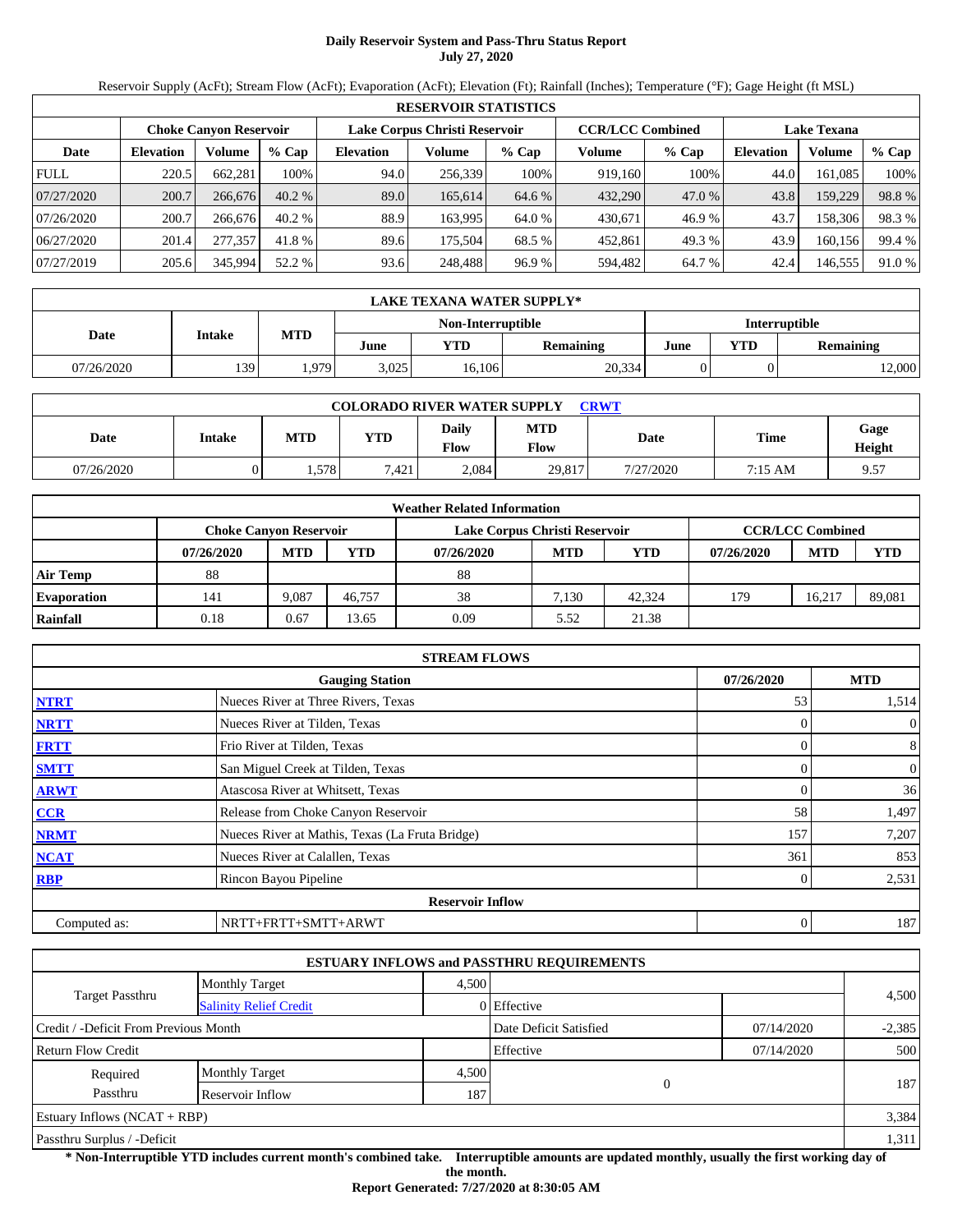# Daily Reservoir System and Pass-Thru Status Report
## July 27, 2020

Reservoir Supply (AcFt); Stream Flow (AcFt); Evaporation (AcFt); Elevation (Ft); Rainfall (Inches); Temperature (°F); Gage Height (ft MSL)

| RESERVOIR STATISTICS | | | | | | | | | | | |
|---|---|---|---|---|---|---|---|---|---|---|---|
| | Choke Canyon Reservoir | | | Lake Corpus Christi Reservoir | | | CCR/LCC Combined | | Lake Texana | | |
| Date | Elevation | Volume | % Cap | Elevation | Volume | % Cap | Volume | % Cap | Elevation | Volume | % Cap |
| FULL | 220.5 | 662,281 | 100% | 94.0 | 256,339 | 100% | 919,160 | 100% | 44.0 | 161,085 | 100% |
| 07/27/2020 | 200.7 | 266,676 | 40.2 % | 89.0 | 165,614 | 64.6 % | 432,290 | 47.0 % | 43.8 | 159,229 | 98.8 % |
| 07/26/2020 | 200.7 | 266,676 | 40.2 % | 88.9 | 163,995 | 64.0 % | 430,671 | 46.9 % | 43.7 | 158,306 | 98.3 % |
| 06/27/2020 | 201.4 | 277,357 | 41.8 % | 89.6 | 175,504 | 68.5 % | 452,861 | 49.3 % | 43.9 | 160,156 | 99.4 % |
| 07/27/2019 | 205.6 | 345,994 | 52.2 % | 93.6 | 248,488 | 96.9 % | 594,482 | 64.7 % | 42.4 | 146,555 | 91.0 % |

| LAKE TEXANA WATER SUPPLY* | | | | | | | | |
|---|---|---|---|---|---|---|---|---|
| Date | Intake | MTD | Non-Interruptible | | | Interruptible | | |
| | | | June | YTD | Remaining | June | YTD | Remaining |
| 07/26/2020 | 139 | 1,979 | 3,025 | 16,106 | 20,334 | 0 | 0 | 12,000 |

| COLORADO RIVER WATER SUPPLY CRWT | | | | | | | | |
|---|---|---|---|---|---|---|---|---|
| Date | Intake | MTD | YTD | Daily Flow | MTD Flow | Date | Time | Gage Height |
| 07/26/2020 | 0 | 1,578 | 7,421 | 2,084 | 29,817 | 7/27/2020 | 7:15 AM | 9.57 |

| Weather Related Information | | | | | | | | | |
|---|---|---|---|---|---|---|---|---|---|
| | Choke Canyon Reservoir | | | Lake Corpus Christi Reservoir | | | CCR/LCC Combined | | |
| | 07/26/2020 | MTD | YTD | 07/26/2020 | MTD | YTD | 07/26/2020 | MTD | YTD |
| Air Temp | 88 | | | 88 | | | | | |
| Evaporation | 141 | 9,087 | 46,757 | 38 | 7,130 | 42,324 | 179 | 16,217 | 89,081 |
| Rainfall | 0.18 | 0.67 | 13.65 | 0.09 | 5.52 | 21.38 | | | |

| STREAM FLOWS | | | |
|---|---|---|---|
| | Gauging Station | 07/26/2020 | MTD |
| NTRT | Nueces River at Three Rivers, Texas | 53 | 1,514 |
| NRTT | Nueces River at Tilden, Texas | 0 | 0 |
| FRTT | Frio River at Tilden, Texas | 0 | 8 |
| SMTT | San Miguel Creek at Tilden, Texas | 0 | 0 |
| ARWT | Atascosa River at Whitsett, Texas | 0 | 36 |
| CCR | Release from Choke Canyon Reservoir | 58 | 1,497 |
| NRMT | Nueces River at Mathis, Texas (La Fruta Bridge) | 157 | 7,207 |
| NCAT | Nueces River at Calallen, Texas | 361 | 853 |
| RBP | Rincon Bayou Pipeline | 0 | 2,531 |
| | Reservoir Inflow | | |
| Computed as: | NRTT+FRTT+SMTT+ARWT | 0 | 187 |

| ESTUARY INFLOWS and PASSTHRU REQUIREMENTS | | | | | |
|---|---|---|---|---|---|
| Target Passthru | Monthly Target | 4,500 | | | 4,500 |
| | Salinity Relief Credit | 0 | Effective | | |
| Credit / -Deficit From Previous Month | | | Date Deficit Satisfied | 07/14/2020 | -2,385 |
| Return Flow Credit | | | Effective | 07/14/2020 | 500 |
| Required Passthru | Monthly Target | 4,500 | 0 | | 187 |
| | Reservoir Inflow | 187 | | | |
| Estuary Inflows (NCAT + RBP) | | | | | 3,384 |
| Passthru Surplus / -Deficit | | | | | 1,311 |

**\* Non-Interruptible YTD includes current month's combined take. Interruptible amounts are updated monthly, usually the first working day of the month.**

**Report Generated: 7/27/2020 at 8:30:05 AM**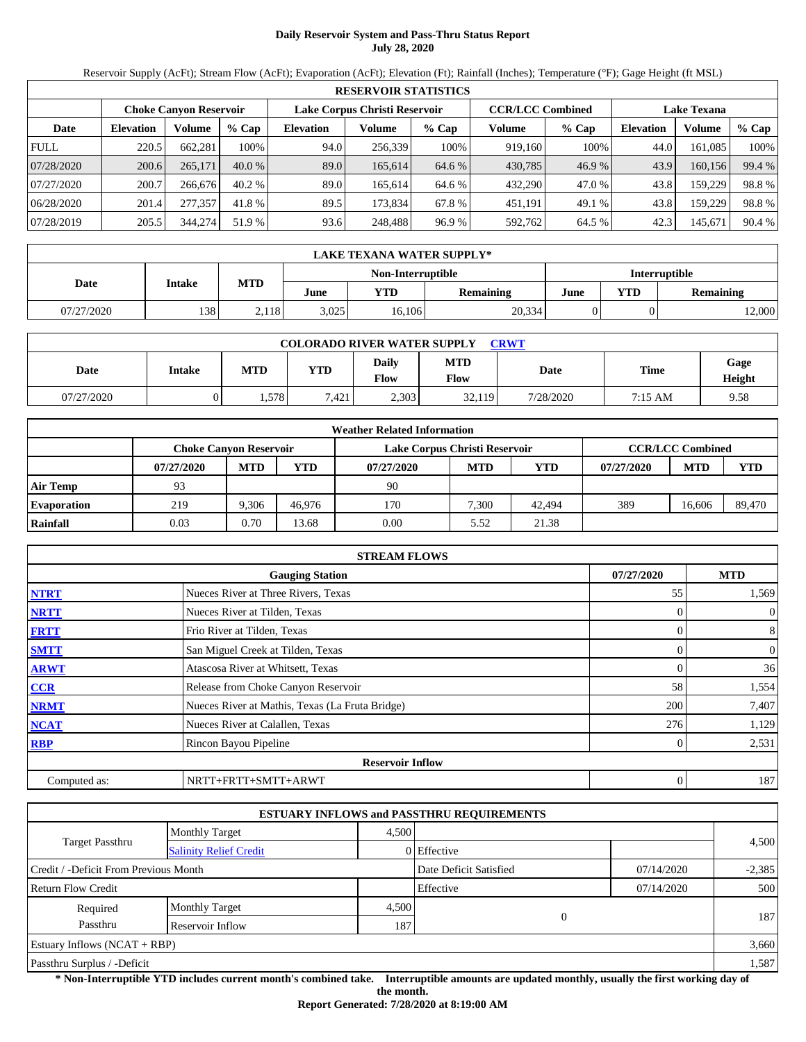# Daily Reservoir System and Pass-Thru Status Report
**July 28, 2020**

Reservoir Supply (AcFt); Stream Flow (AcFt); Evaporation (AcFt); Elevation (Ft); Rainfall (Inches); Temperature (°F); Gage Height (ft MSL)

| RESERVOIR STATISTICS | | | | | | | | | | | |
|---|---|---|---|---|---|---|---|---|---|---|---|
| | Choke Canyon Reservoir | | | Lake Corpus Christi Reservoir | | | CCR/LCC Combined | | Lake Texana | | |
| Date | Elevation | Volume | % Cap | Elevation | Volume | % Cap | Volume | % Cap | Elevation | Volume | % Cap |
| FULL | 220.5 | 662,281 | 100% | 94.0 | 256,339 | 100% | 919,160 | 100% | 44.0 | 161,085 | 100% |
| 07/28/2020 | 200.6 | 265,171 | 40.0 % | 89.0 | 165,614 | 64.6 % | 430,785 | 46.9 % | 43.9 | 160,156 | 99.4 % |
| 07/27/2020 | 200.7 | 266,676 | 40.2 % | 89.0 | 165,614 | 64.6 % | 432,290 | 47.0 % | 43.8 | 159,229 | 98.8 % |
| 06/28/2020 | 201.4 | 277,357 | 41.8 % | 89.5 | 173,834 | 67.8 % | 451,191 | 49.1 % | 43.8 | 159,229 | 98.8 % |
| 07/28/2019 | 205.5 | 344,274 | 51.9 % | 93.6 | 248,488 | 96.9 % | 592,762 | 64.5 % | 42.3 | 145,671 | 90.4 % |

| LAKE TEXANA WATER SUPPLY* | | | | | | | | |
|---|---|---|---|---|---|---|---|---|
| Date | Intake | MTD | Non-Interruptible | | | Interruptible | | |
| | | | June | YTD | Remaining | June | YTD | Remaining |
| 07/27/2020 | 138 | 2,118 | 3,025 | 16,106 | 20,334 | 0 | 0 | 12,000 |

| COLORADO RIVER WATER SUPPLY CRWT | | | | | | | | |
|---|---|---|---|---|---|---|---|---|
| Date | Intake | MTD | YTD | Daily Flow | MTD Flow | Date | Time | Gage Height |
| 07/27/2020 | 0 | 1,578 | 7,421 | 2,303 | 32,119 | 7/28/2020 | 7:15 AM | 9.58 |

| Weather Related Information | | | | | | | | | |
|---|---|---|---|---|---|---|---|---|---|
| | Choke Canyon Reservoir | | | Lake Corpus Christi Reservoir | | | CCR/LCC Combined | | |
| | 07/27/2020 | MTD | YTD | 07/27/2020 | MTD | YTD | 07/27/2020 | MTD | YTD |
| Air Temp | 93 | | | 90 | | | | | |
| Evaporation | 219 | 9,306 | 46,976 | 170 | 7,300 | 42,494 | 389 | 16,606 | 89,470 |
| Rainfall | 0.03 | 0.70 | 13.68 | 0.00 | 5.52 | 21.38 | | | |

| STREAM FLOWS | | | |
|---|---|---|---|
| | Gauging Station | 07/27/2020 | MTD |
| NTRT | Nueces River at Three Rivers, Texas | 55 | 1,569 |
| NRTT | Nueces River at Tilden, Texas | 0 | 0 |
| FRTT | Frio River at Tilden, Texas | 0 | 8 |
| SMTT | San Miguel Creek at Tilden, Texas | 0 | 0 |
| ARWT | Atascosa River at Whitsett, Texas | 0 | 36 |
| CCR | Release from Choke Canyon Reservoir | 58 | 1,554 |
| NRMT | Nueces River at Mathis, Texas (La Fruta Bridge) | 200 | 7,407 |
| NCAT | Nueces River at Calallen, Texas | 276 | 1,129 |
| RBP | Rincon Bayou Pipeline | 0 | 2,531 |
| | **Reservoir Inflow** | | |
| Computed as: | NRTT+FRTT+SMTT+ARWT | 0 | 187 |

| ESTUARY INFLOWS and PASSTHRU REQUIREMENTS | | | | | |
|---|---|---|---|---|---|
| Target Passthru | Monthly Target | 4,500 | | | 4,500 |
| | Salinity Relief Credit | 0 | Effective | | |
| Credit / -Deficit From Previous Month | | | Date Deficit Satisfied | 07/14/2020 | -2,385 |
| Return Flow Credit | | | Effective | 07/14/2020 | 500 |
| Required Passthru | Monthly Target | 4,500 | 0 | | 187 |
| | Reservoir Inflow | 187 | | | |
| Estuary Inflows (NCAT + RBP) | | | | | 3,660 |
| Passthru Surplus / -Deficit | | | | | 1,587 |

**\* Non-Interruptible YTD includes current month's combined take. Interruptible amounts are updated monthly, usually the first working day of the month.**

**Report Generated: 7/28/2020 at 8:19:00 AM**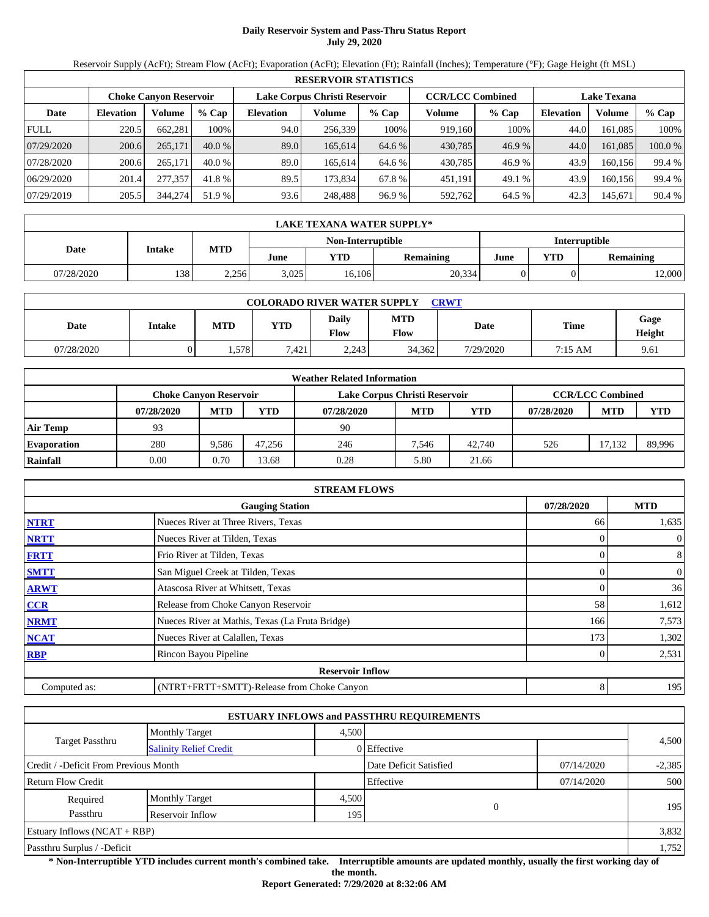# Daily Reservoir System and Pass-Thru Status Report
**July 29, 2020**

Reservoir Supply (AcFt); Stream Flow (AcFt); Evaporation (AcFt); Elevation (Ft); Rainfall (Inches); Temperature (°F); Gage Height (ft MSL)

| RESERVOIR STATISTICS | | | | | | | | | | | |
|---|---|---|---|---|---|---|---|---|---|---|---|
| | Choke Canyon Reservoir | | | Lake Corpus Christi Reservoir | | | CCR/LCC Combined | | Lake Texana | | |
| Date | Elevation | Volume | % Cap | Elevation | Volume | % Cap | Volume | % Cap | Elevation | Volume | % Cap |
| FULL | 220.5 | 662,281 | 100% | 94.0 | 256,339 | 100% | 919,160 | 100% | 44.0 | 161,085 | 100% |
| 07/29/2020 | 200.6 | 265,171 | 40.0 % | 89.0 | 165,614 | 64.6 % | 430,785 | 46.9 % | 44.0 | 161,085 | 100.0 % |
| 07/28/2020 | 200.6 | 265,171 | 40.0 % | 89.0 | 165,614 | 64.6 % | 430,785 | 46.9 % | 43.9 | 160,156 | 99.4 % |
| 06/29/2020 | 201.4 | 277,357 | 41.8 % | 89.5 | 173,834 | 67.8 % | 451,191 | 49.1 % | 43.9 | 160,156 | 99.4 % |
| 07/29/2019 | 205.5 | 344,274 | 51.9 % | 93.6 | 248,488 | 96.9 % | 592,762 | 64.5 % | 42.3 | 145,671 | 90.4 % |

| LAKE TEXANA WATER SUPPLY* | | | | | | | | |
|---|---|---|---|---|---|---|---|---|
| Date | Intake | MTD | Non-Interruptible | | | Interruptible | | |
| | | | June | YTD | Remaining | June | YTD | Remaining |
| 07/28/2020 | 138 | 2,256 | 3,025 | 16,106 | 20,334 | 0 | 0 | 12,000 |

| COLORADO RIVER WATER SUPPLY CRWT | | | | | | | | |
|---|---|---|---|---|---|---|---|---|
| Date | Intake | MTD | YTD | Daily Flow | MTD Flow | Date | Time | Gage Height |
| 07/28/2020 | 0 | 1,578 | 7,421 | 2,243 | 34,362 | 7/29/2020 | 7:15 AM | 9.61 |

| Weather Related Information | | | | | | | | | |
|---|---|---|---|---|---|---|---|---|---|
| | Choke Canyon Reservoir | | | Lake Corpus Christi Reservoir | | | CCR/LCC Combined | | |
| | 07/28/2020 | MTD | YTD | 07/28/2020 | MTD | YTD | 07/28/2020 | MTD | YTD |
| Air Temp | 93 | | | 90 | | | | | |
| Evaporation | 280 | 9,586 | 47,256 | 246 | 7,546 | 42,740 | 526 | 17,132 | 89,996 |
| Rainfall | 0.00 | 0.70 | 13.68 | 0.28 | 5.80 | 21.66 | | | |

| STREAM FLOWS | | | |
|---|---|---|---|
| | Gauging Station | 07/28/2020 | MTD |
| NTRT | Nueces River at Three Rivers, Texas | 66 | 1,635 |
| NRTT | Nueces River at Tilden, Texas | 0 | 0 |
| FRTT | Frio River at Tilden, Texas | 0 | 8 |
| SMTT | San Miguel Creek at Tilden, Texas | 0 | 0 |
| ARWT | Atascosa River at Whitsett, Texas | 0 | 36 |
| CCR | Release from Choke Canyon Reservoir | 58 | 1,612 |
| NRMT | Nueces River at Mathis, Texas (La Fruta Bridge) | 166 | 7,573 |
| NCAT | Nueces River at Calallen, Texas | 173 | 1,302 |
| RBP | Rincon Bayou Pipeline | 0 | 2,531 |
| **Reservoir Inflow** | | | |
| Computed as: | (NTRT+FRTT+SMTT)-Release from Choke Canyon | 8 | 195 |

| ESTUARY INFLOWS and PASSTHRU REQUIREMENTS | | | | | |
|---|---|---|---|---|---|
| Target Passthru | Monthly Target | 4,500 | | | 4,500 |
| | Salinity Relief Credit | 0 | Effective | | |
| Credit / -Deficit From Previous Month | | | Date Deficit Satisfied | 07/14/2020 | -2,385 |
| Return Flow Credit | | | Effective | 07/14/2020 | 500 |
| Required Passthru | Monthly Target | 4,500 | 0 | | 195 |
| | Reservoir Inflow | 195 | | | |
| Estuary Inflows (NCAT + RBP) | | | | | 3,832 |
| Passthru Surplus / -Deficit | | | | | 1,752 |

**\* Non-Interruptible YTD includes current month's combined take. Interruptible amounts are updated monthly, usually the first working day of the month.**

**Report Generated: 7/29/2020 at 8:32:06 AM**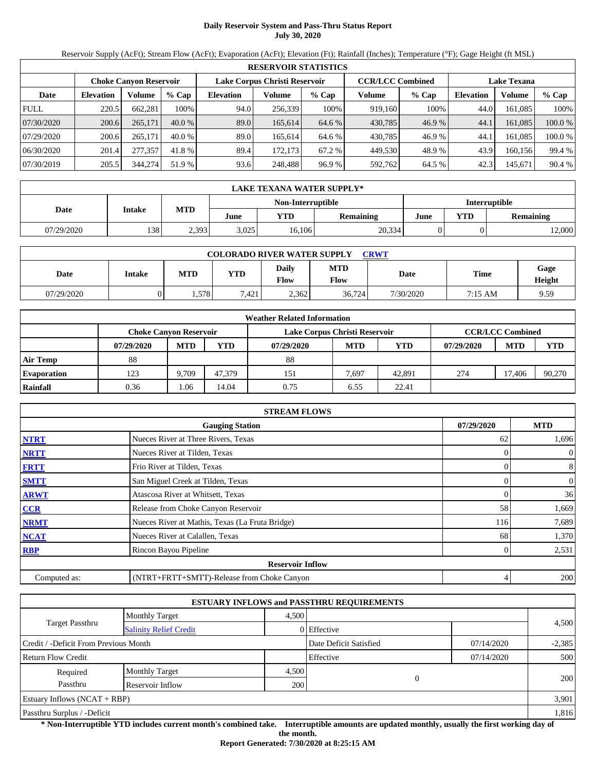# Daily Reservoir System and Pass-Thru Status Report
## July 30, 2020

Reservoir Supply (AcFt); Stream Flow (AcFt); Evaporation (AcFt); Elevation (Ft); Rainfall (Inches); Temperature (°F); Gage Height (ft MSL)

| RESERVOIR STATISTICS | | | | | | | | | | | |
|---|---|---|---|---|---|---|---|---|---|---|---|
| | Choke Canyon Reservoir | | | Lake Corpus Christi Reservoir | | | CCR/LCC Combined | | Lake Texana | | |
| Date | Elevation | Volume | % Cap | Elevation | Volume | % Cap | Volume | % Cap | Elevation | Volume | % Cap |
| FULL | 220.5 | 662,281 | 100% | 94.0 | 256,339 | 100% | 919,160 | 100% | 44.0 | 161,085 | 100% |
| 07/30/2020 | 200.6 | 265,171 | 40.0 % | 89.0 | 165,614 | 64.6 % | 430,785 | 46.9 % | 44.1 | 161,085 | 100.0 % |
| 07/29/2020 | 200.6 | 265,171 | 40.0 % | 89.0 | 165,614 | 64.6 % | 430,785 | 46.9 % | 44.1 | 161,085 | 100.0 % |
| 06/30/2020 | 201.4 | 277,357 | 41.8 % | 89.4 | 172,173 | 67.2 % | 449,530 | 48.9 % | 43.9 | 160,156 | 99.4 % |
| 07/30/2019 | 205.5 | 344,274 | 51.9 % | 93.6 | 248,488 | 96.9 % | 592,762 | 64.5 % | 42.3 | 145,671 | 90.4 % |

| LAKE TEXANA WATER SUPPLY* | | | | | | | | |
|---|---|---|---|---|---|---|---|---|
| Date | Intake | MTD | Non-Interruptible | | | Interruptible | | |
| | | | June | YTD | Remaining | June | YTD | Remaining |
| 07/29/2020 | 138 | 2,393 | 3,025 | 16,106 | 20,334 | 0 | 0 | 12,000 |

| COLORADO RIVER WATER SUPPLY CRWT | | | | | | | | |
|---|---|---|---|---|---|---|---|---|
| Date | Intake | MTD | YTD | Daily Flow | MTD Flow | Date | Time | Gage Height |
| 07/29/2020 | 0 | 1,578 | 7,421 | 2,362 | 36,724 | 7/30/2020 | 7:15 AM | 9.59 |

| Weather Related Information | | | | | | | | | |
|---|---|---|---|---|---|---|---|---|---|
| | Choke Canyon Reservoir | | | Lake Corpus Christi Reservoir | | | CCR/LCC Combined | | |
| | 07/29/2020 | MTD | YTD | 07/29/2020 | MTD | YTD | 07/29/2020 | MTD | YTD |
| Air Temp | 88 | | | 88 | | | | | |
| Evaporation | 123 | 9,709 | 47,379 | 151 | 7,697 | 42,891 | 274 | 17,406 | 90,270 |
| Rainfall | 0.36 | 1.06 | 14.04 | 0.75 | 6.55 | 22.41 | | | |

| STREAM FLOWS | | | |
|---|---|---|---|
| | Gauging Station | 07/29/2020 | MTD |
| NTRT | Nueces River at Three Rivers, Texas | 62 | 1,696 |
| NRTT | Nueces River at Tilden, Texas | 0 | 0 |
| FRTT | Frio River at Tilden, Texas | 0 | 8 |
| SMTT | San Miguel Creek at Tilden, Texas | 0 | 0 |
| ARWT | Atascosa River at Whitsett, Texas | 0 | 36 |
| CCR | Release from Choke Canyon Reservoir | 58 | 1,669 |
| NRMT | Nueces River at Mathis, Texas (La Fruta Bridge) | 116 | 7,689 |
| NCAT | Nueces River at Calallen, Texas | 68 | 1,370 |
| RBP | Rincon Bayou Pipeline | 0 | 2,531 |
| **Reservoir Inflow** | | | |
| Computed as: | (NTRT+FRTT+SMTT)-Release from Choke Canyon | 4 | 200 |

| ESTUARY INFLOWS and PASSTHRU REQUIREMENTS | | | | | |
|---|---|---|---|---|---|
| Target Passthru | Monthly Target | 4,500 | | | 4,500 |
| | Salinity Relief Credit | 0 | Effective | | |
| Credit / -Deficit From Previous Month | | | Date Deficit Satisfied | 07/14/2020 | -2,385 |
| Return Flow Credit | | | Effective | 07/14/2020 | 500 |
| Required Passthru | Monthly Target | 4,500 | 0 | | 200 |
| | Reservoir Inflow | 200 | | | |
| Estuary Inflows (NCAT + RBP) | | | | | 3,901 |
| Passthru Surplus / -Deficit | | | | | 1,816 |

**\* Non-Interruptible YTD includes current month's combined take. Interruptible amounts are updated monthly, usually the first working day of the month.**

**Report Generated: 7/30/2020 at 8:25:15 AM**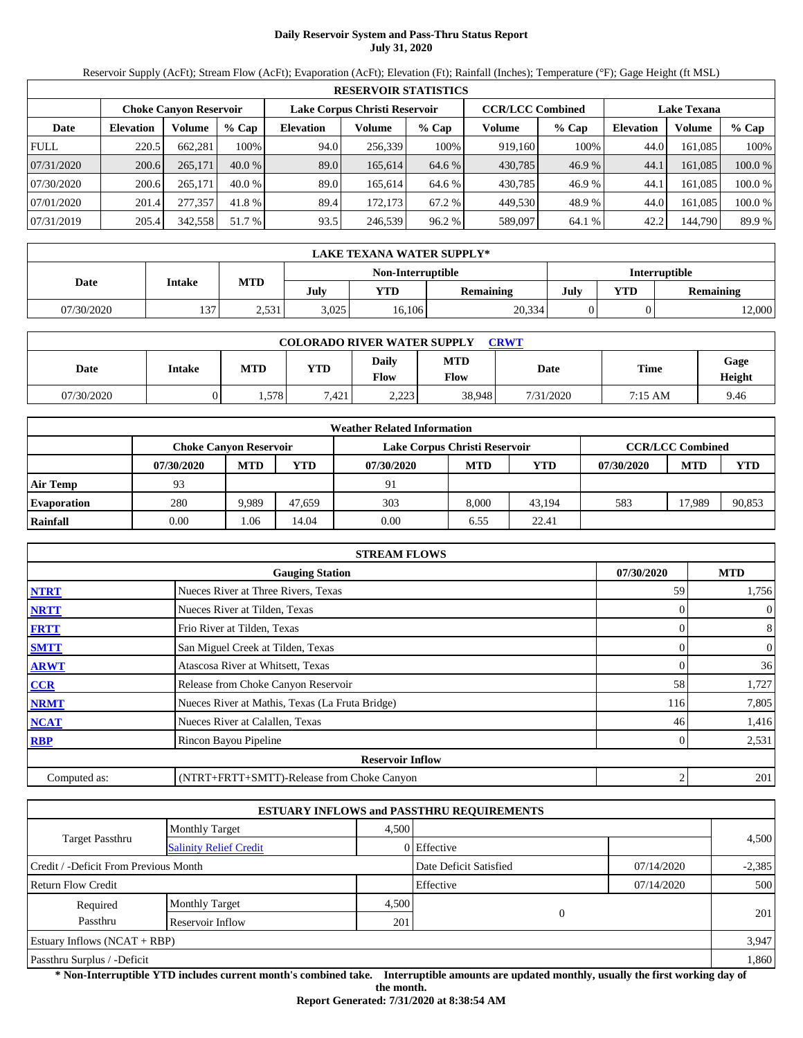# Daily Reservoir System and Pass-Thru Status Report
**July 31, 2020**

Reservoir Supply (AcFt); Stream Flow (AcFt); Evaporation (AcFt); Elevation (Ft); Rainfall (Inches); Temperature (°F); Gage Height (ft MSL)

| RESERVOIR STATISTICS | | | | | | | | | | | |
|---|---|---|---|---|---|---|---|---|---|---|---|
| | Choke Canyon Reservoir | | | Lake Corpus Christi Reservoir | | | CCR/LCC Combined | | Lake Texana | | |
| Date | Elevation | Volume | % Cap | Elevation | Volume | % Cap | Volume | % Cap | Elevation | Volume | % Cap |
| FULL | 220.5 | 662,281 | 100% | 94.0 | 256,339 | 100% | 919,160 | 100% | 44.0 | 161,085 | 100% |
| 07/31/2020 | 200.6 | 265,171 | 40.0 % | 89.0 | 165,614 | 64.6 % | 430,785 | 46.9 % | 44.1 | 161,085 | 100.0 % |
| 07/30/2020 | 200.6 | 265,171 | 40.0 % | 89.0 | 165,614 | 64.6 % | 430,785 | 46.9 % | 44.1 | 161,085 | 100.0 % |
| 07/01/2020 | 201.4 | 277,357 | 41.8 % | 89.4 | 172,173 | 67.2 % | 449,530 | 48.9 % | 44.0 | 161,085 | 100.0 % |
| 07/31/2019 | 205.4 | 342,558 | 51.7 % | 93.5 | 246,539 | 96.2 % | 589,097 | 64.1 % | 42.2 | 144,790 | 89.9 % |

| LAKE TEXANA WATER SUPPLY* | | | | | | | | |
|---|---|---|---|---|---|---|---|---|
| Date | Intake | MTD | Non-Interruptible | | | Interruptible | | |
| | | | July | YTD | Remaining | July | YTD | Remaining |
| 07/30/2020 | 137 | 2,531 | 3,025 | 16,106 | 20,334 | 0 | 0 | 12,000 |

| COLORADO RIVER WATER SUPPLY CRWT | | | | | | | | |
|---|---|---|---|---|---|---|---|---|
| Date | Intake | MTD | YTD | Daily Flow | MTD Flow | Date | Time | Gage Height |
| 07/30/2020 | 0 | 1,578 | 7,421 | 2,223 | 38,948 | 7/31/2020 | 7:15 AM | 9.46 |

| Weather Related Information | | | | | | | | | |
|---|---|---|---|---|---|---|---|---|---|
| | Choke Canyon Reservoir | | | Lake Corpus Christi Reservoir | | | CCR/LCC Combined | | |
| | 07/30/2020 | MTD | YTD | 07/30/2020 | MTD | YTD | 07/30/2020 | MTD | YTD |
| Air Temp | 93 | | | 91 | | | | | |
| Evaporation | 280 | 9,989 | 47,659 | 303 | 8,000 | 43,194 | 583 | 17,989 | 90,853 |
| Rainfall | 0.00 | 1.06 | 14.04 | 0.00 | 6.55 | 22.41 | | | |

| STREAM FLOWS | | | |
|---|---|---|---|
| | Gauging Station | 07/30/2020 | MTD |
| NTRT | Nueces River at Three Rivers, Texas | 59 | 1,756 |
| NRTT | Nueces River at Tilden, Texas | 0 | 0 |
| FRTT | Frio River at Tilden, Texas | 0 | 8 |
| SMTT | San Miguel Creek at Tilden, Texas | 0 | 0 |
| ARWT | Atascosa River at Whitsett, Texas | 0 | 36 |
| CCR | Release from Choke Canyon Reservoir | 58 | 1,727 |
| NRMT | Nueces River at Mathis, Texas (La Fruta Bridge) | 116 | 7,805 |
| NCAT | Nueces River at Calallen, Texas | 46 | 1,416 |
| RBP | Rincon Bayou Pipeline | 0 | 2,531 |
| | Reservoir Inflow | | |
| Computed as: | (NTRT+FRTT+SMTT)-Release from Choke Canyon | 2 | 201 |

| ESTUARY INFLOWS and PASSTHRU REQUIREMENTS | | | | | |
|---|---|---|---|---|---|
| Target Passthru | Monthly Target | 4,500 | | | 4,500 |
| | Salinity Relief Credit | 0 | Effective | | |
| Credit / -Deficit From Previous Month | | | Date Deficit Satisfied | 07/14/2020 | -2,385 |
| Return Flow Credit | | | Effective | 07/14/2020 | 500 |
| Required Passthru | Monthly Target | 4,500 | 0 | | 201 |
| | Reservoir Inflow | 201 | | | |
| Estuary Inflows (NCAT + RBP) | | | | | 3,947 |
| Passthru Surplus / -Deficit | | | | | 1,860 |

**\* Non-Interruptible YTD includes current month's combined take. Interruptible amounts are updated monthly, usually the first working day of the month.**

**Report Generated: 7/31/2020 at 8:38:54 AM**